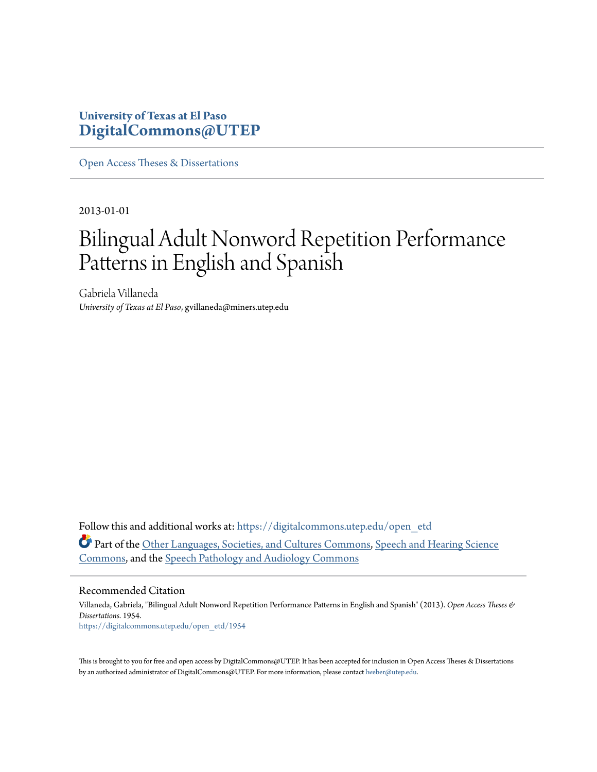**University of Texas at El Paso**
**DigitalCommons@UTEP**

Open Access Theses & Dissertations

2013-01-01

# Bilingual Adult Nonword Repetition Performance Patterns in English and Spanish

Gabriela Villaneda
*University of Texas at El Paso*, gvillaneda@miners.utep.edu

Follow this and additional works at: https://digitalcommons.utep.edu/open_etd

Part of the Other Languages, Societies, and Cultures Commons, Speech and Hearing Science Commons, and the Speech Pathology and Audiology Commons

## Recommended Citation

Villaneda, Gabriela, "Bilingual Adult Nonword Repetition Performance Patterns in English and Spanish" (2013). *Open Access Theses & Dissertations*. 1954.
https://digitalcommons.utep.edu/open_etd/1954

This is brought to you for free and open access by DigitalCommons@UTEP. It has been accepted for inclusion in Open Access Theses & Dissertations by an authorized administrator of DigitalCommons@UTEP. For more information, please contact lweber@utep.edu.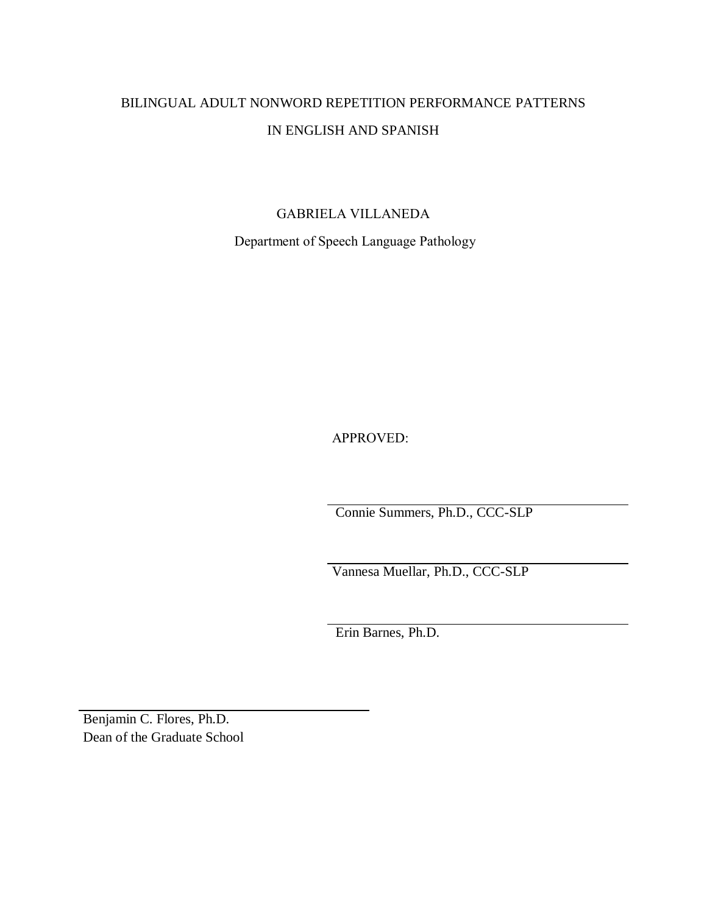BILINGUAL ADULT NONWORD REPETITION PERFORMANCE PATTERNS

IN ENGLISH AND SPANISH

GABRIELA VILLANEDA

Department of Speech Language Pathology

APPROVED:

Connie Summers, Ph.D., CCC-SLP

Vannesa Muellar, Ph.D., CCC-SLP

Erin Barnes, Ph.D.

Benjamin C. Flores, Ph.D.
Dean of the Graduate School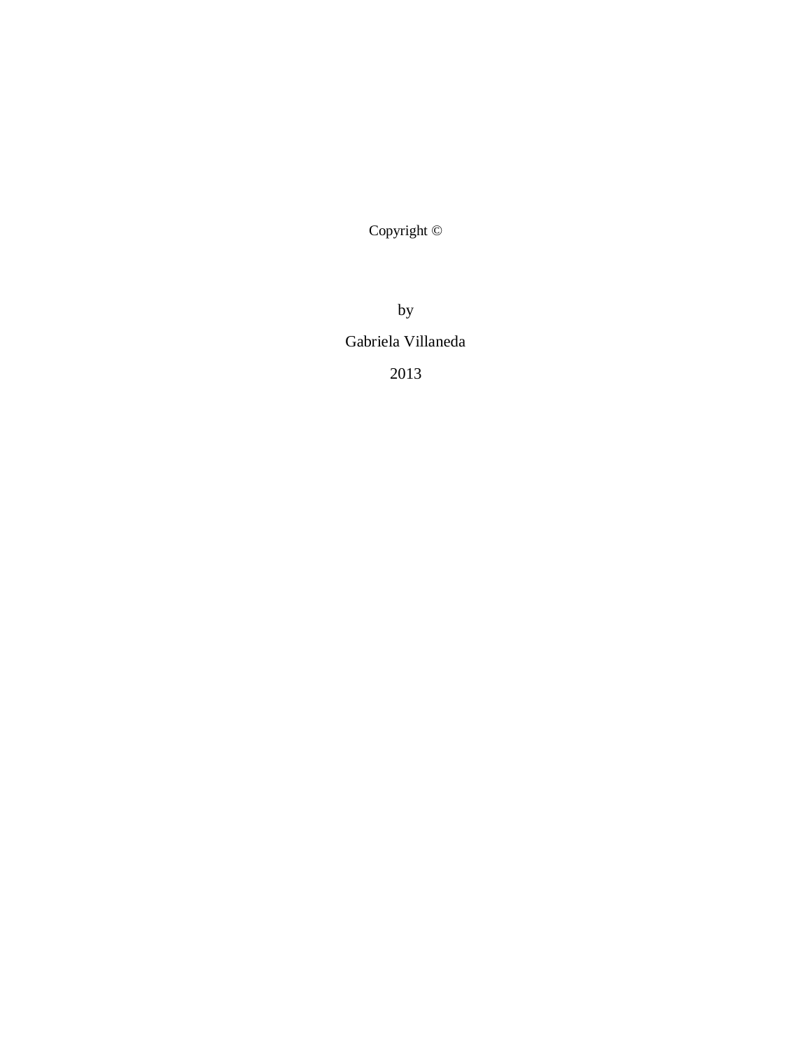Copyright ©

by

Gabriela Villaneda

2013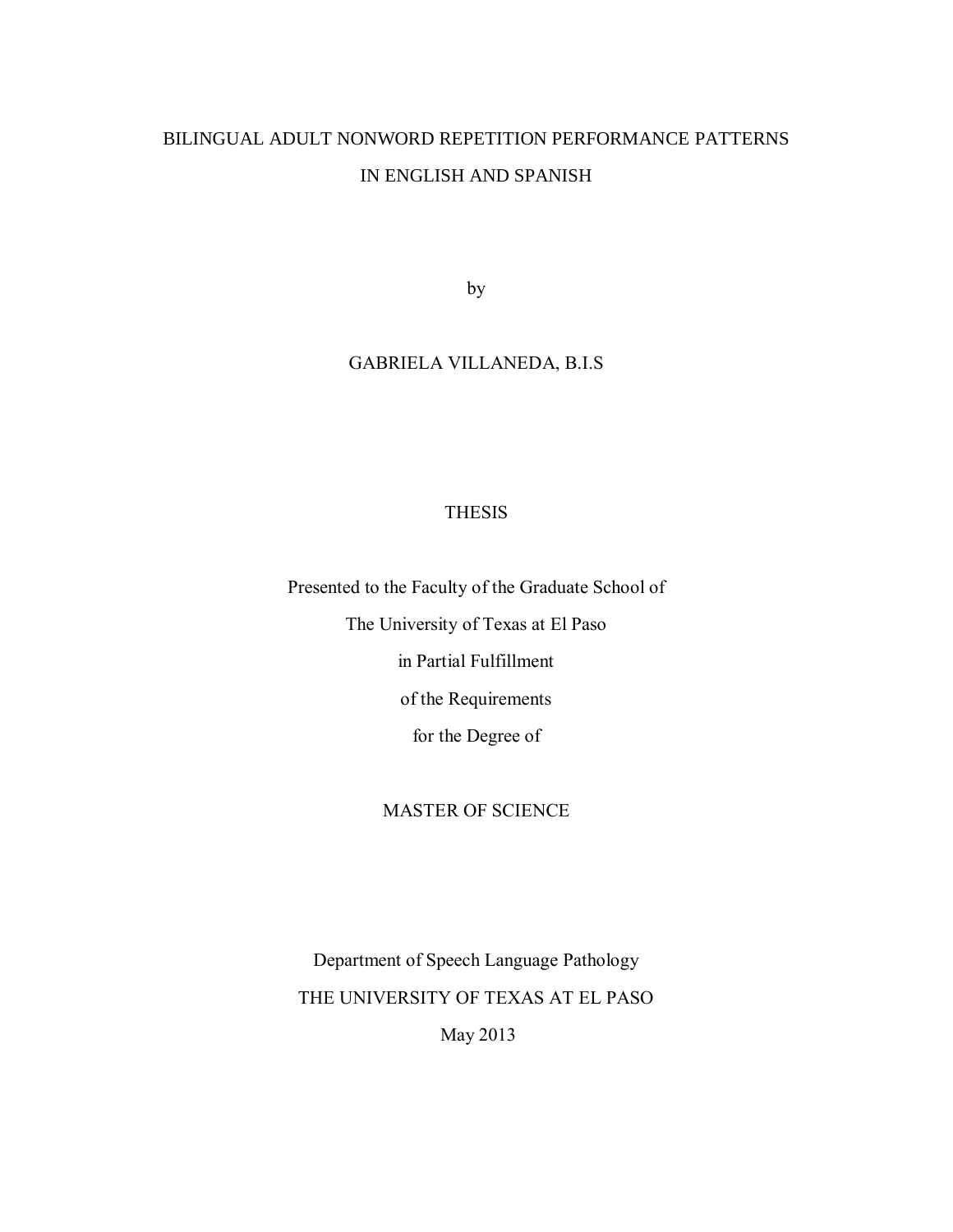# BILINGUAL ADULT NONWORD REPETITION PERFORMANCE PATTERNS IN ENGLISH AND SPANISH

by

GABRIELA VILLANEDA, B.I.S

THESIS

Presented to the Faculty of the Graduate School of

The University of Texas at El Paso

in Partial Fulfillment

of the Requirements

for the Degree of

MASTER OF SCIENCE

Department of Speech Language Pathology

THE UNIVERSITY OF TEXAS AT EL PASO

May 2013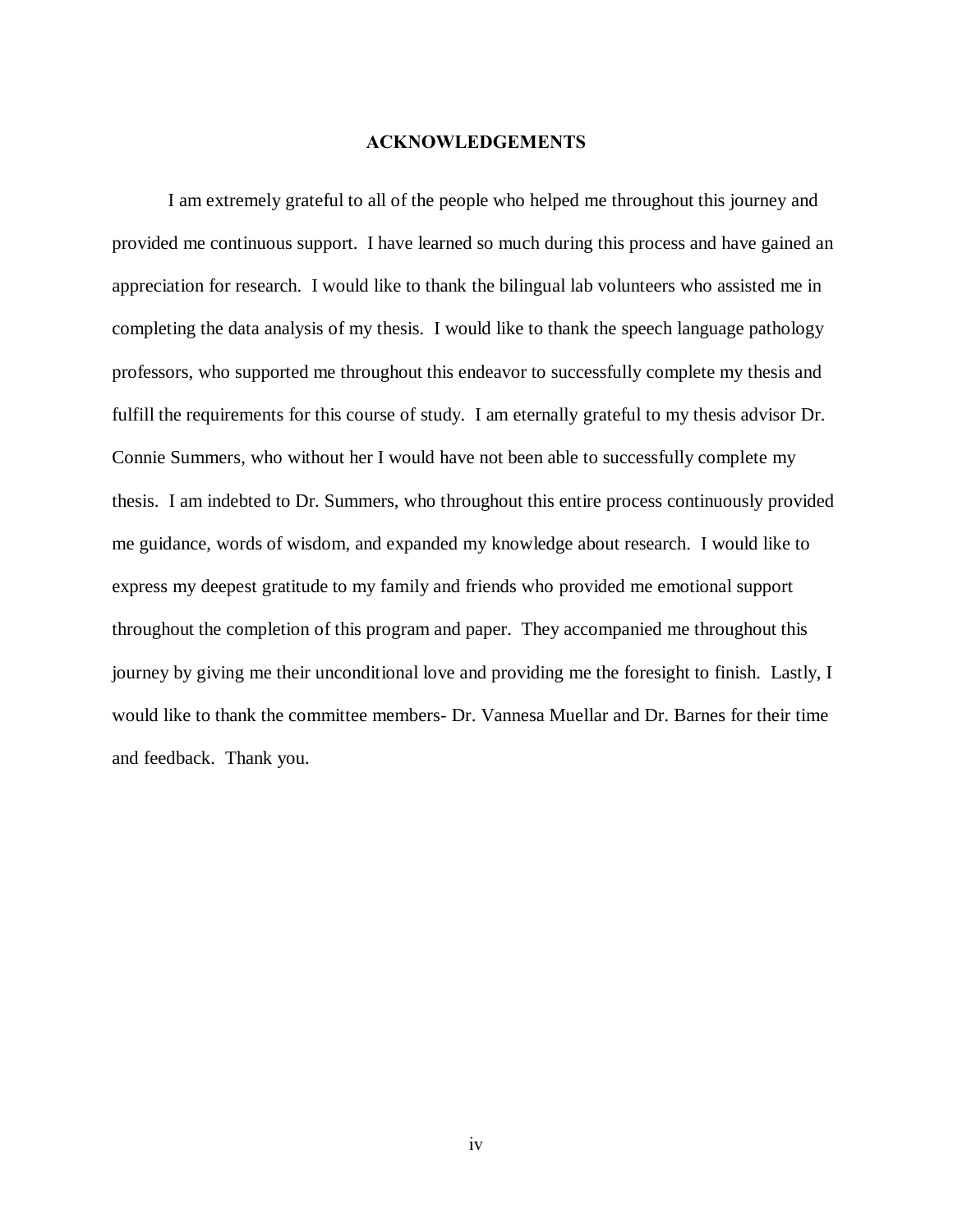## ACKNOWLEDGEMENTS

I am extremely grateful to all of the people who helped me throughout this journey and provided me continuous support. I have learned so much during this process and have gained an appreciation for research. I would like to thank the bilingual lab volunteers who assisted me in completing the data analysis of my thesis. I would like to thank the speech language pathology professors, who supported me throughout this endeavor to successfully complete my thesis and fulfill the requirements for this course of study. I am eternally grateful to my thesis advisor Dr. Connie Summers, who without her I would have not been able to successfully complete my thesis. I am indebted to Dr. Summers, who throughout this entire process continuously provided me guidance, words of wisdom, and expanded my knowledge about research. I would like to express my deepest gratitude to my family and friends who provided me emotional support throughout the completion of this program and paper. They accompanied me throughout this journey by giving me their unconditional love and providing me the foresight to finish. Lastly, I would like to thank the committee members- Dr. Vannesa Muellar and Dr. Barnes for their time and feedback. Thank you.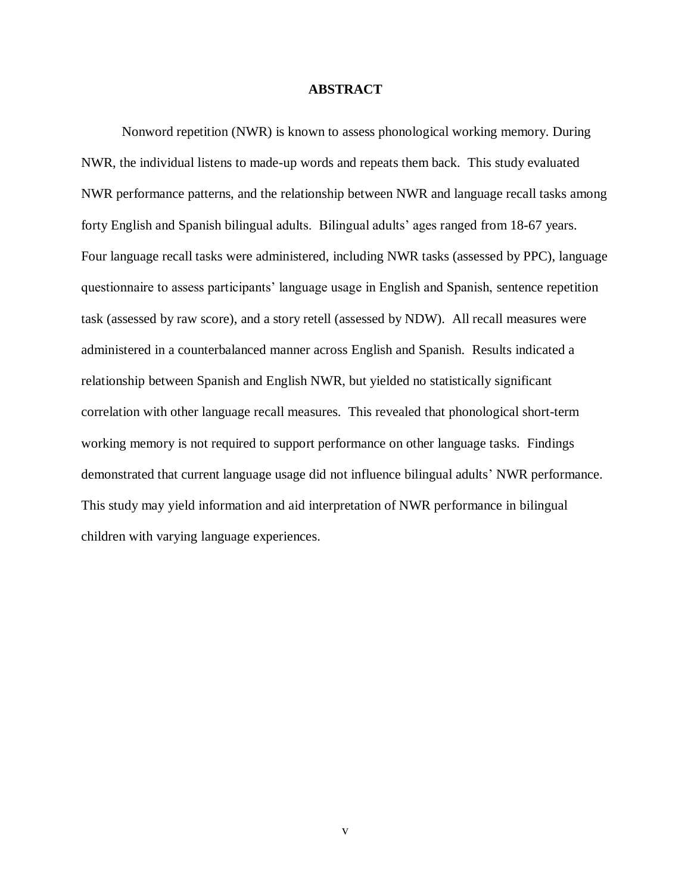# ABSTRACT

Nonword repetition (NWR) is known to assess phonological working memory. During NWR, the individual listens to made-up words and repeats them back. This study evaluated NWR performance patterns, and the relationship between NWR and language recall tasks among forty English and Spanish bilingual adults. Bilingual adults' ages ranged from 18-67 years. Four language recall tasks were administered, including NWR tasks (assessed by PPC), language questionnaire to assess participants' language usage in English and Spanish, sentence repetition task (assessed by raw score), and a story retell (assessed by NDW). All recall measures were administered in a counterbalanced manner across English and Spanish. Results indicated a relationship between Spanish and English NWR, but yielded no statistically significant correlation with other language recall measures. This revealed that phonological short-term working memory is not required to support performance on other language tasks. Findings demonstrated that current language usage did not influence bilingual adults' NWR performance. This study may yield information and aid interpretation of NWR performance in bilingual children with varying language experiences.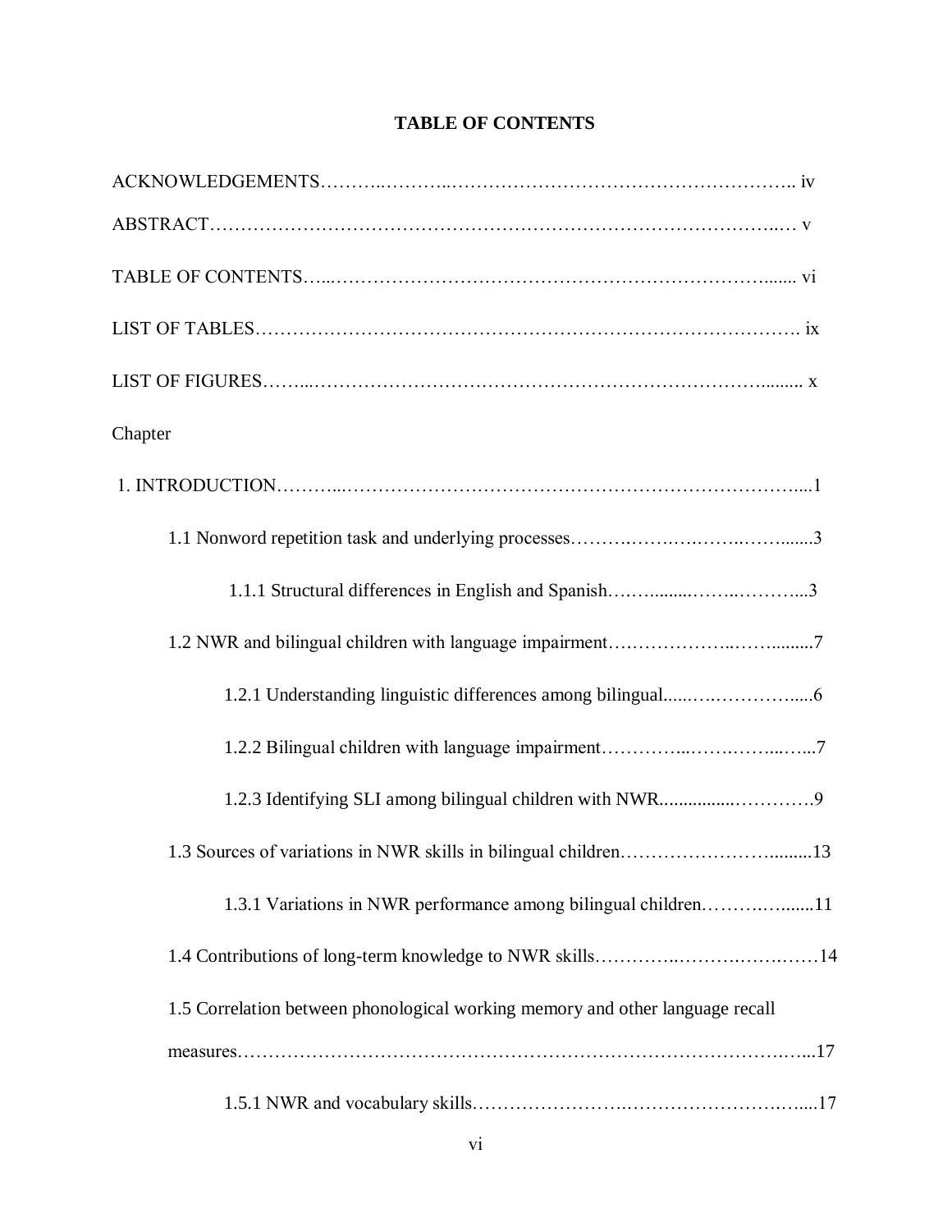## TABLE OF CONTENTS

ACKNOWLEDGEMENTS………..………..……………………………………………….. iv

ABSTRACT……………………………………………………………………………..… v

TABLE OF CONTENTS…...……………………………………………………………....... vi

LIST OF TABLES……………………………………………………………………………. ix

LIST OF FIGURES……...……………………………………………………………......... x

Chapter

1. INTRODUCTION………...…………………………………………………………….....1

    1.1 Nonword repetition task and underlying processes……….……….……..……......3

        1.1.1 Structural differences in English and Spanish…….........……..………...3

    1.2 NWR and bilingual children with language impairment………………..……........7

        1.2.1 Understanding linguistic differences among bilingual......…..…………......6

        1.2.2 Bilingual children with language impairment…………...…….……...…...7

        1.2.3 Identifying SLI among bilingual children with NWR................………….9

    1.3 Sources of variations in NWR skills in bilingual children……………………..........13

        1.3.1 Variations in NWR performance among bilingual children……….…........11

    1.4 Contributions of long-term knowledge to NWR skills…………..…………….……14

    1.5 Correlation between phonological working memory and other language recall measures………………………………………………………………………….…....17

        1.5.1 NWR and vocabulary skills…………………….………………………….….....17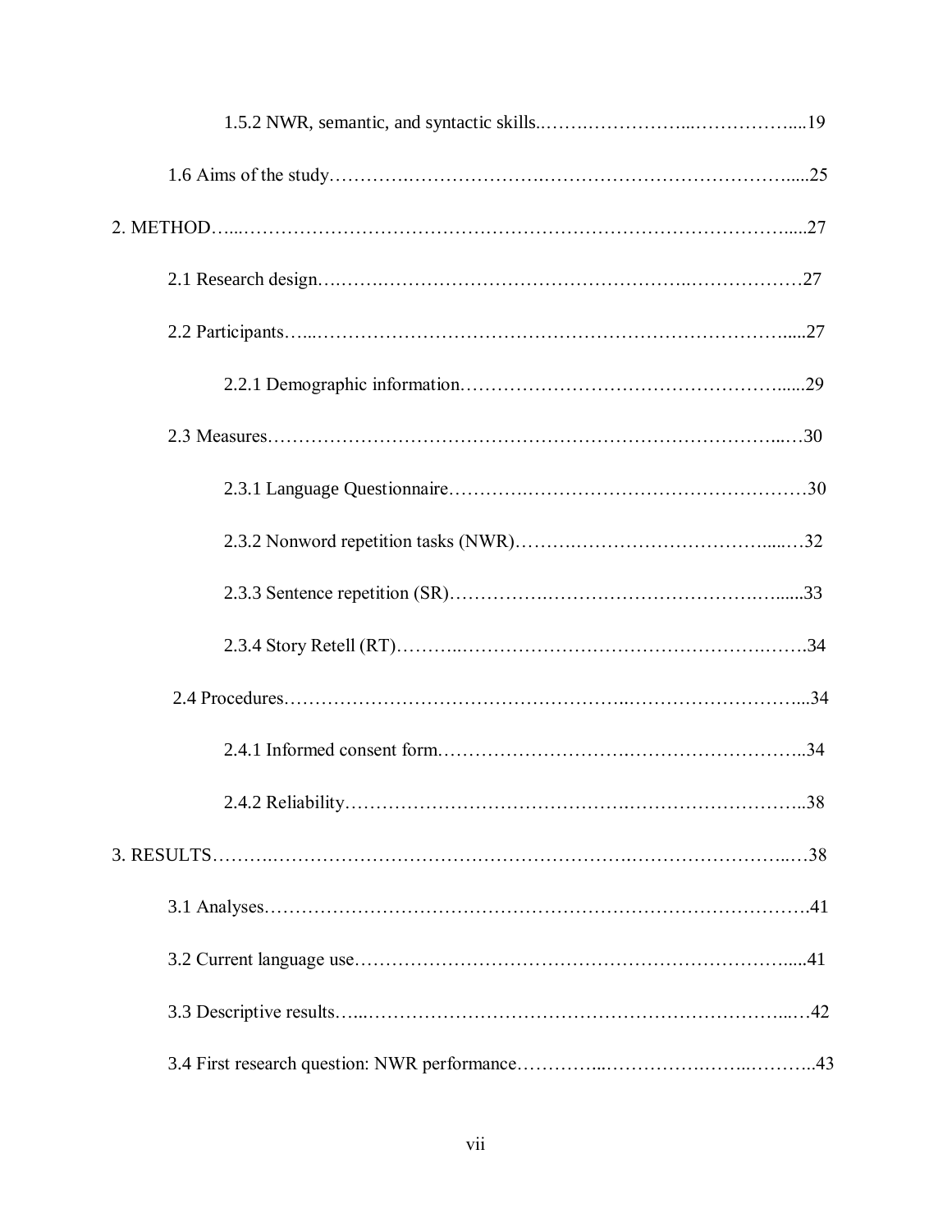1.5.2 NWR, semantic, and syntactic skills.........................................................19

1.6 Aims of the study..........................................................................................25

2. METHOD.........................................................................................................27

2.1 Research design...............................................................................................27

2.2 Participants......................................................................................................27

2.2.1 Demographic information..............................................................................29

2.3 Measures..........................................................................................................30

2.3.1 Language Questionnaire................................................................................30

2.3.2 Nonword repetition tasks (NWR)...................................................................32

2.3.3 Sentence repetition (SR)................................................................................33

2.3.4 Story Retell (RT)............................................................................................34

2.4 Procedures.......................................................................................................34

2.4.1 Informed consent form...................................................................................34

2.4.2 Reliability......................................................................................................38

3. RESULTS..........................................................................................................38

3.1 Analyses..........................................................................................................41

3.2 Current language use........................................................................................41

3.3 Descriptive results............................................................................................42

3.4 First research question: NWR performance.........................................................43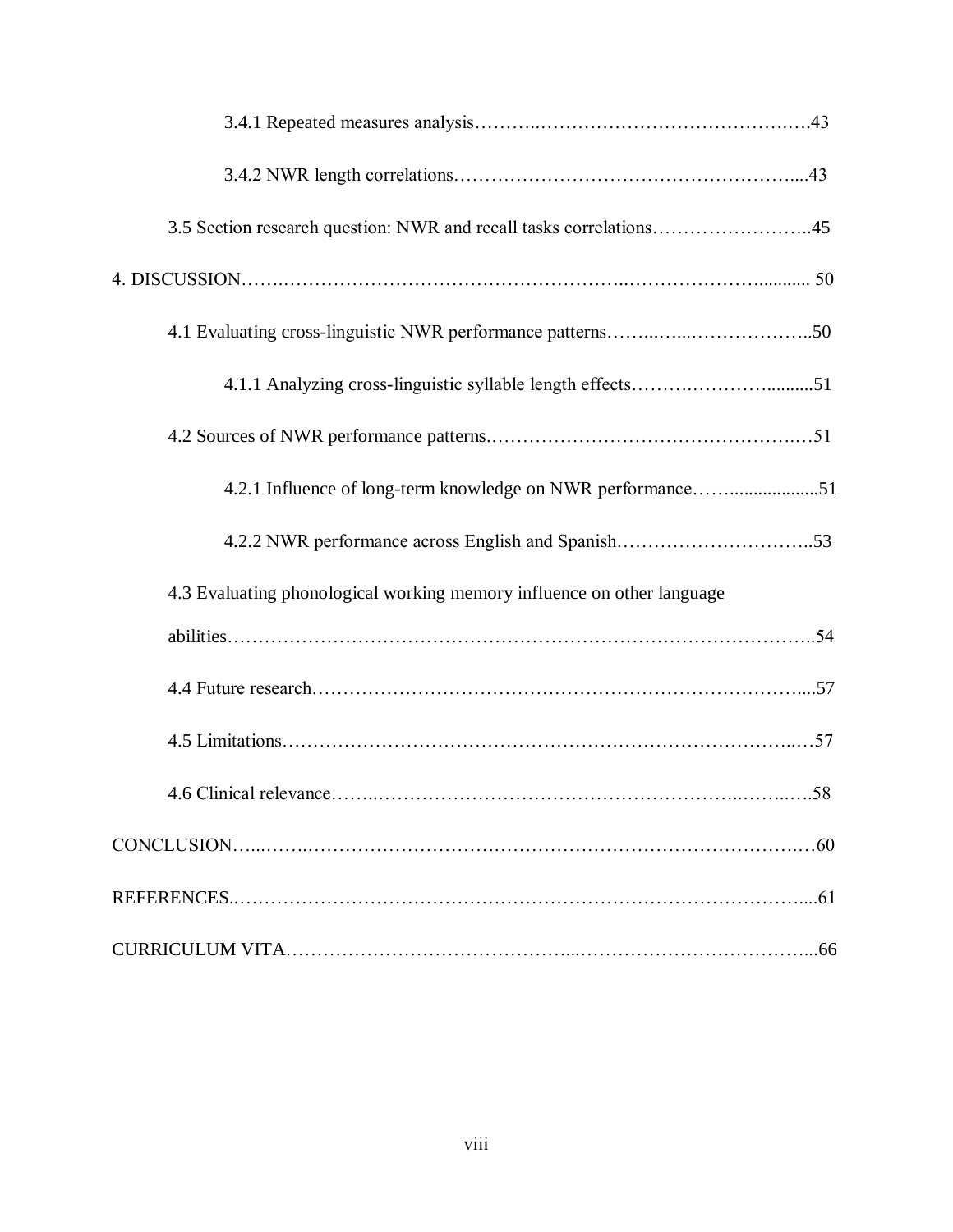3.4.1 Repeated measures analysis……….………………………………….….43

3.4.2 NWR length correlations……………………………………………....43

3.5 Section research question: NWR and recall tasks correlations……………………..45

4. DISCUSSION…….……………………………………………..………………….......... 50

4.1 Evaluating cross-linguistic NWR performance patterns……..…...………………..50

4.1.1 Analyzing cross-linguistic syllable length effects……….…………..........51

4.2 Sources of NWR performance patterns.………………………………………….…51

4.2.1 Influence of long-term knowledge on NWR performance……..................51

4.2.2 NWR performance across English and Spanish…………………………..53

4.3 Evaluating phonological working memory influence on other language abilities……………………………………………………………………………..54

4.4 Future research……………………………………………………………………....57

4.5 Limitations…………………………………………………………………..…57

4.6 Clinical relevance……..……………………………………………..……..….58

CONCLUSION…...……..…………………………………………………………….…60

REFERENCES..……………………………………………………………………….....61

CURRICULUM VITA……………………………………...………………………………...66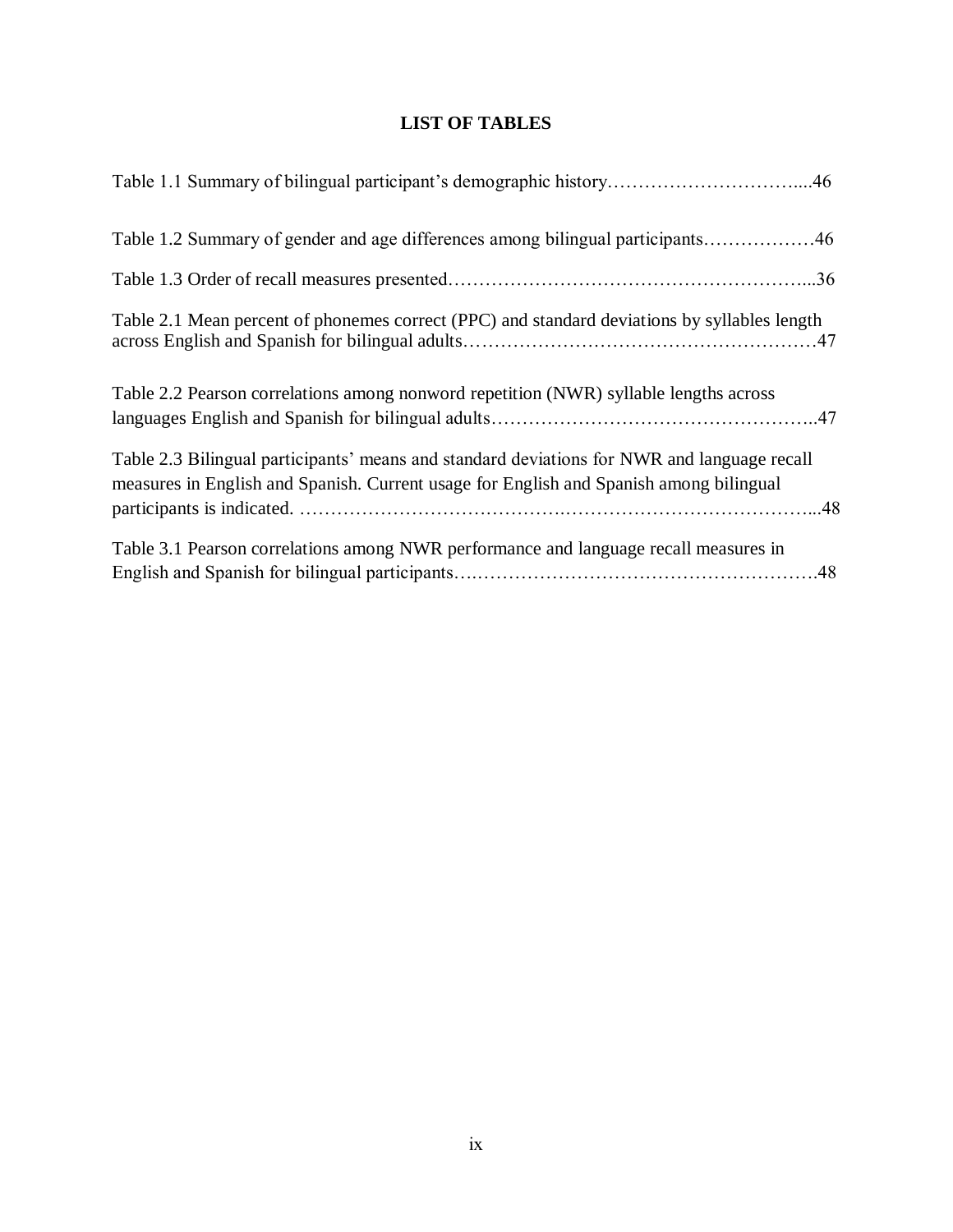## LIST OF TABLES

Table 1.1 Summary of bilingual participant's demographic history…………………………....46

Table 1.2 Summary of gender and age differences among bilingual participants………………46

Table 1.3 Order of recall measures presented………………………………………………...36

Table 2.1 Mean percent of phonemes correct (PPC) and standard deviations by syllables length across English and Spanish for bilingual adults…………………………………………………47

Table 2.2 Pearson correlations among nonword repetition (NWR) syllable lengths across languages English and Spanish for bilingual adults……………………………………………..47

Table 2.3 Bilingual participants' means and standard deviations for NWR and language recall measures in English and Spanish. Current usage for English and Spanish among bilingual participants is indicated. …………………………………………………………………………...48

Table 3.1 Pearson correlations among NWR performance and language recall measures in English and Spanish for bilingual participants……………………………………………………….48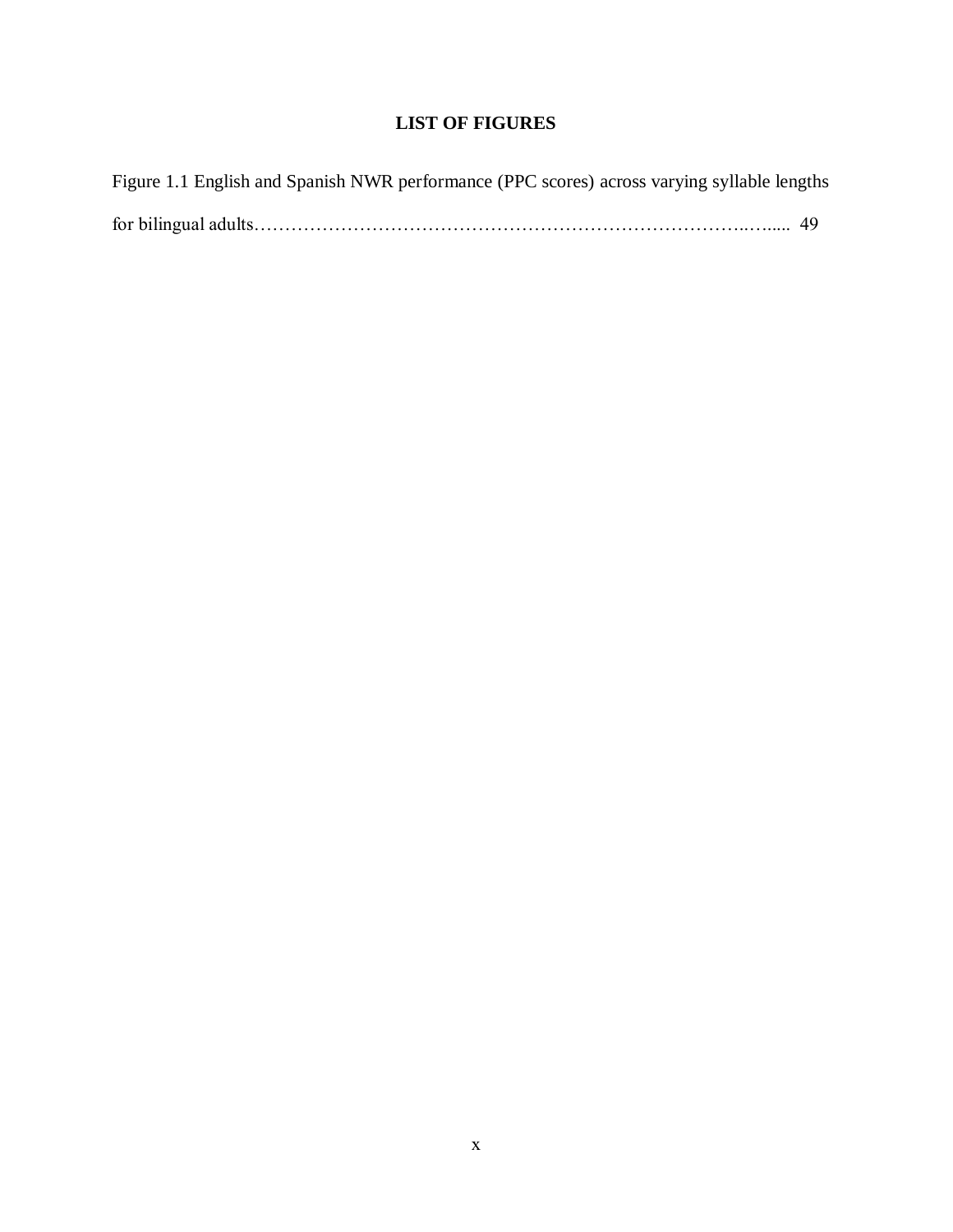# LIST OF FIGURES

Figure 1.1 English and Spanish NWR performance (PPC scores) across varying syllable lengths for bilingual adults…………………………………………………………………..…..... 49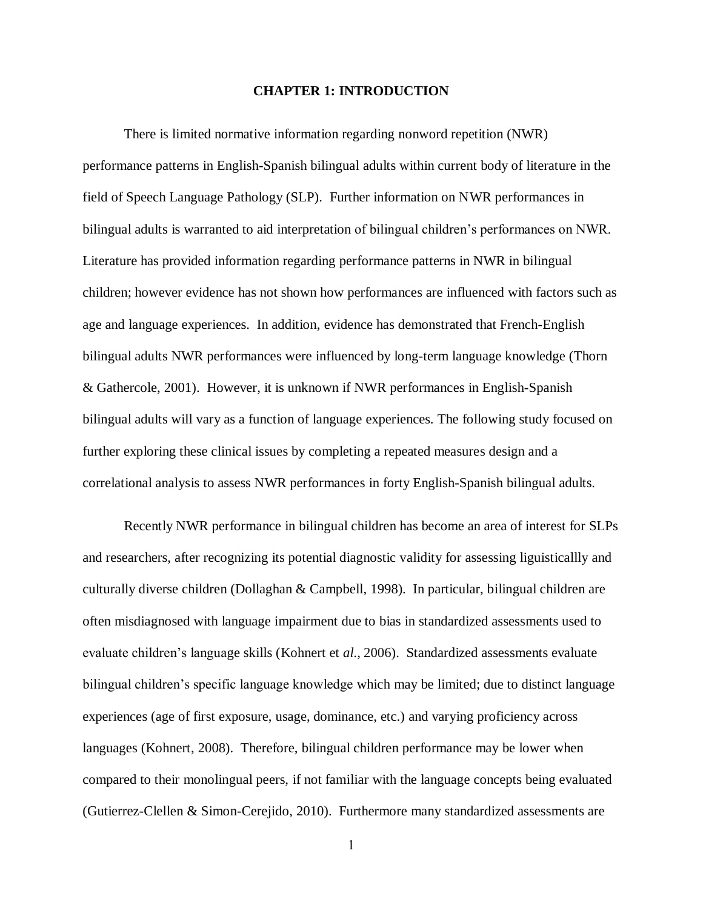# CHAPTER 1: INTRODUCTION

There is limited normative information regarding nonword repetition (NWR) performance patterns in English-Spanish bilingual adults within current body of literature in the field of Speech Language Pathology (SLP). Further information on NWR performances in bilingual adults is warranted to aid interpretation of bilingual children's performances on NWR. Literature has provided information regarding performance patterns in NWR in bilingual children; however evidence has not shown how performances are influenced with factors such as age and language experiences. In addition, evidence has demonstrated that French-English bilingual adults NWR performances were influenced by long-term language knowledge (Thorn & Gathercole, 2001). However, it is unknown if NWR performances in English-Spanish bilingual adults will vary as a function of language experiences. The following study focused on further exploring these clinical issues by completing a repeated measures design and a correlational analysis to assess NWR performances in forty English-Spanish bilingual adults.

Recently NWR performance in bilingual children has become an area of interest for SLPs and researchers, after recognizing its potential diagnostic validity for assessing liguisticallly and culturally diverse children (Dollaghan & Campbell, 1998). In particular, bilingual children are often misdiagnosed with language impairment due to bias in standardized assessments used to evaluate children's language skills (Kohnert et *al.*, 2006). Standardized assessments evaluate bilingual children's specific language knowledge which may be limited; due to distinct language experiences (age of first exposure, usage, dominance, etc.) and varying proficiency across languages (Kohnert, 2008). Therefore, bilingual children performance may be lower when compared to their monolingual peers, if not familiar with the language concepts being evaluated (Gutierrez-Clellen & Simon-Cerejido, 2010). Furthermore many standardized assessments are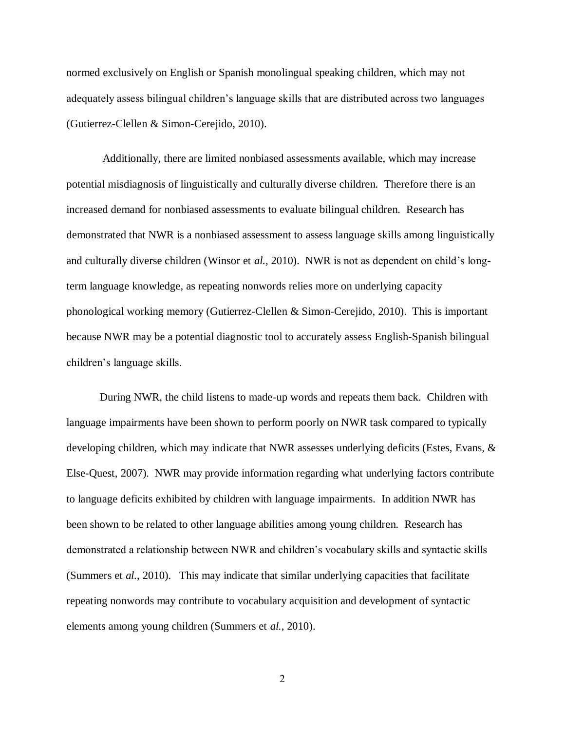normed exclusively on English or Spanish monolingual speaking children, which may not adequately assess bilingual children's language skills that are distributed across two languages (Gutierrez-Clellen & Simon-Cerejido, 2010).

Additionally, there are limited nonbiased assessments available, which may increase potential misdiagnosis of linguistically and culturally diverse children. Therefore there is an increased demand for nonbiased assessments to evaluate bilingual children. Research has demonstrated that NWR is a nonbiased assessment to assess language skills among linguistically and culturally diverse children (Winsor et *al.*, 2010). NWR is not as dependent on child's long-term language knowledge, as repeating nonwords relies more on underlying capacity phonological working memory (Gutierrez-Clellen & Simon-Cerejido, 2010). This is important because NWR may be a potential diagnostic tool to accurately assess English-Spanish bilingual children's language skills.

During NWR, the child listens to made-up words and repeats them back. Children with language impairments have been shown to perform poorly on NWR task compared to typically developing children, which may indicate that NWR assesses underlying deficits (Estes, Evans, & Else-Quest, 2007). NWR may provide information regarding what underlying factors contribute to language deficits exhibited by children with language impairments. In addition NWR has been shown to be related to other language abilities among young children. Research has demonstrated a relationship between NWR and children's vocabulary skills and syntactic skills (Summers et *al.*, 2010). This may indicate that similar underlying capacities that facilitate repeating nonwords may contribute to vocabulary acquisition and development of syntactic elements among young children (Summers et *al.*, 2010).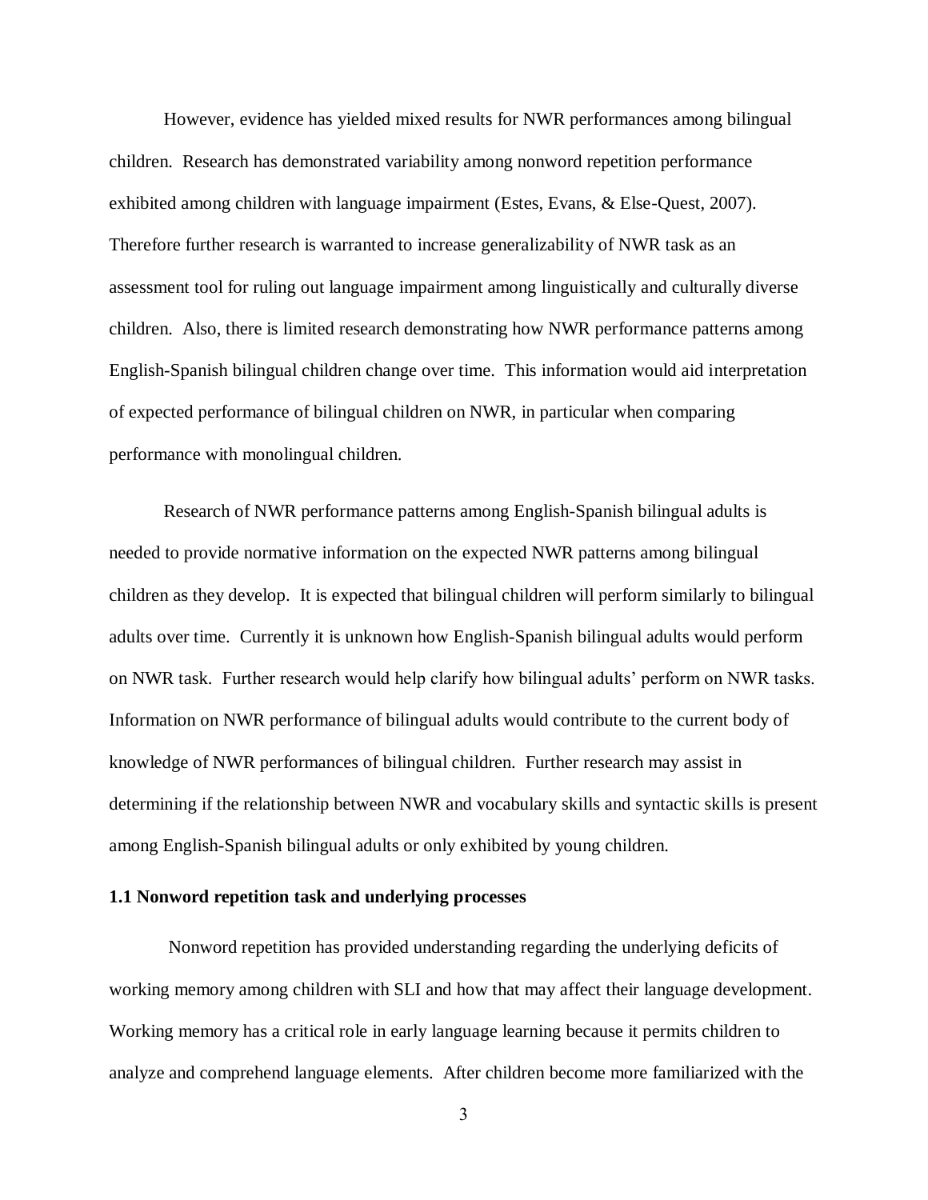However, evidence has yielded mixed results for NWR performances among bilingual children. Research has demonstrated variability among nonword repetition performance exhibited among children with language impairment (Estes, Evans, & Else-Quest, 2007). Therefore further research is warranted to increase generalizability of NWR task as an assessment tool for ruling out language impairment among linguistically and culturally diverse children. Also, there is limited research demonstrating how NWR performance patterns among English-Spanish bilingual children change over time. This information would aid interpretation of expected performance of bilingual children on NWR, in particular when comparing performance with monolingual children.

Research of NWR performance patterns among English-Spanish bilingual adults is needed to provide normative information on the expected NWR patterns among bilingual children as they develop. It is expected that bilingual children will perform similarly to bilingual adults over time. Currently it is unknown how English-Spanish bilingual adults would perform on NWR task. Further research would help clarify how bilingual adults' perform on NWR tasks. Information on NWR performance of bilingual adults would contribute to the current body of knowledge of NWR performances of bilingual children. Further research may assist in determining if the relationship between NWR and vocabulary skills and syntactic skills is present among English-Spanish bilingual adults or only exhibited by young children.

### 1.1 Nonword repetition task and underlying processes

Nonword repetition has provided understanding regarding the underlying deficits of working memory among children with SLI and how that may affect their language development. Working memory has a critical role in early language learning because it permits children to analyze and comprehend language elements. After children become more familiarized with the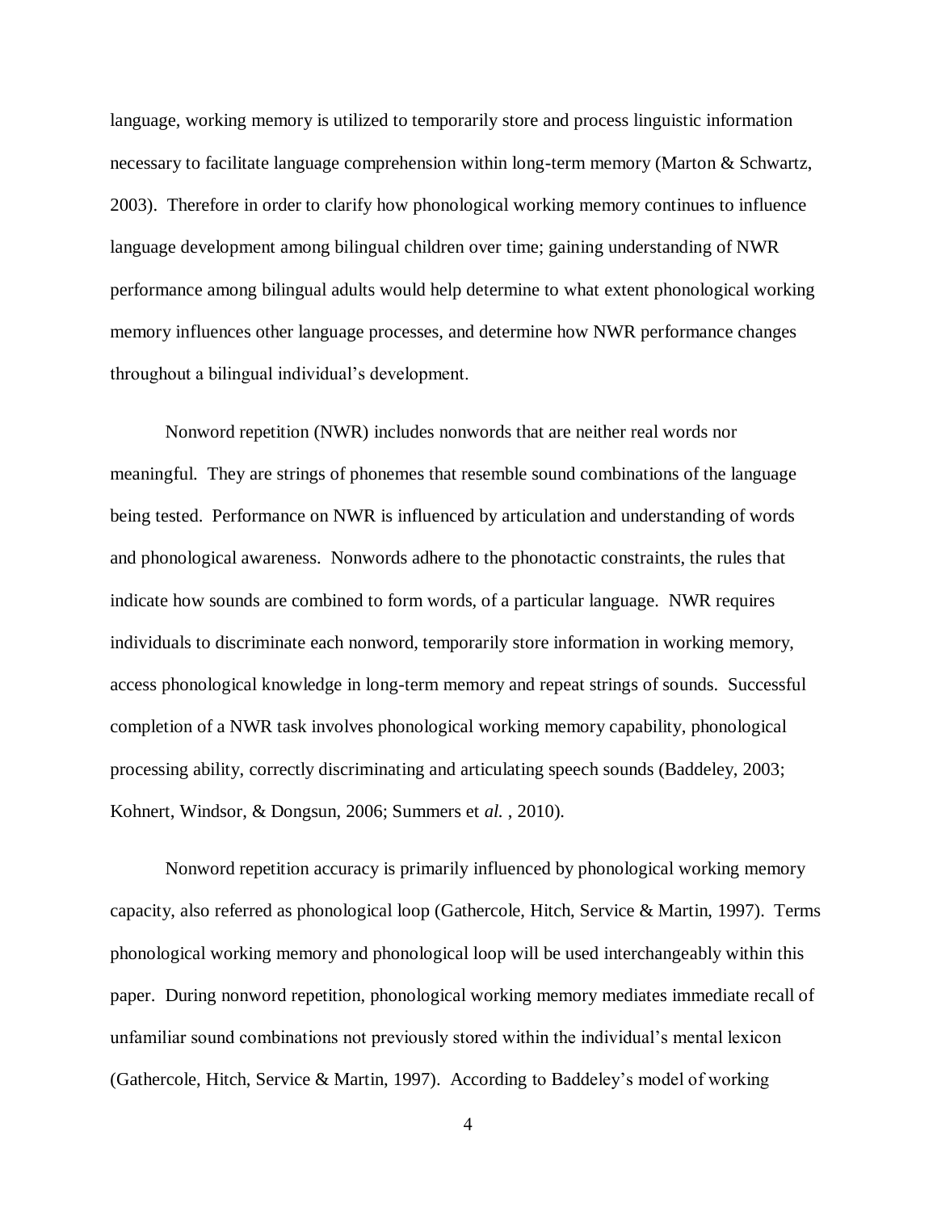language, working memory is utilized to temporarily store and process linguistic information necessary to facilitate language comprehension within long-term memory (Marton & Schwartz, 2003). Therefore in order to clarify how phonological working memory continues to influence language development among bilingual children over time; gaining understanding of NWR performance among bilingual adults would help determine to what extent phonological working memory influences other language processes, and determine how NWR performance changes throughout a bilingual individual's development.

Nonword repetition (NWR) includes nonwords that are neither real words nor meaningful. They are strings of phonemes that resemble sound combinations of the language being tested. Performance on NWR is influenced by articulation and understanding of words and phonological awareness. Nonwords adhere to the phonotactic constraints, the rules that indicate how sounds are combined to form words, of a particular language. NWR requires individuals to discriminate each nonword, temporarily store information in working memory, access phonological knowledge in long-term memory and repeat strings of sounds. Successful completion of a NWR task involves phonological working memory capability, phonological processing ability, correctly discriminating and articulating speech sounds (Baddeley, 2003; Kohnert, Windsor, & Dongsun, 2006; Summers et *al.* , 2010).

Nonword repetition accuracy is primarily influenced by phonological working memory capacity, also referred as phonological loop (Gathercole, Hitch, Service & Martin, 1997). Terms phonological working memory and phonological loop will be used interchangeably within this paper. During nonword repetition, phonological working memory mediates immediate recall of unfamiliar sound combinations not previously stored within the individual's mental lexicon (Gathercole, Hitch, Service & Martin, 1997). According to Baddeley's model of working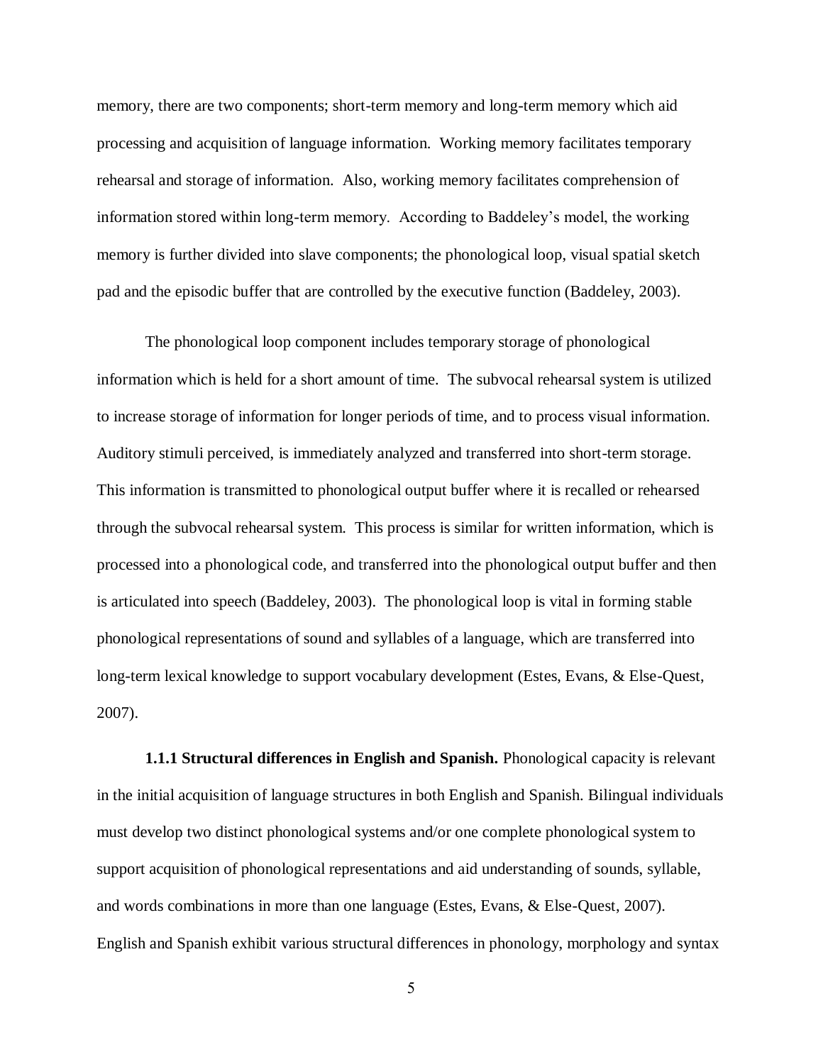memory, there are two components; short-term memory and long-term memory which aid processing and acquisition of language information. Working memory facilitates temporary rehearsal and storage of information. Also, working memory facilitates comprehension of information stored within long-term memory. According to Baddeley's model, the working memory is further divided into slave components; the phonological loop, visual spatial sketch pad and the episodic buffer that are controlled by the executive function (Baddeley, 2003).

The phonological loop component includes temporary storage of phonological information which is held for a short amount of time. The subvocal rehearsal system is utilized to increase storage of information for longer periods of time, and to process visual information. Auditory stimuli perceived, is immediately analyzed and transferred into short-term storage. This information is transmitted to phonological output buffer where it is recalled or rehearsed through the subvocal rehearsal system. This process is similar for written information, which is processed into a phonological code, and transferred into the phonological output buffer and then is articulated into speech (Baddeley, 2003). The phonological loop is vital in forming stable phonological representations of sound and syllables of a language, which are transferred into long-term lexical knowledge to support vocabulary development (Estes, Evans, & Else-Quest, 2007).

**1.1.1 Structural differences in English and Spanish.** Phonological capacity is relevant in the initial acquisition of language structures in both English and Spanish. Bilingual individuals must develop two distinct phonological systems and/or one complete phonological system to support acquisition of phonological representations and aid understanding of sounds, syllable, and words combinations in more than one language (Estes, Evans, & Else-Quest, 2007). English and Spanish exhibit various structural differences in phonology, morphology and syntax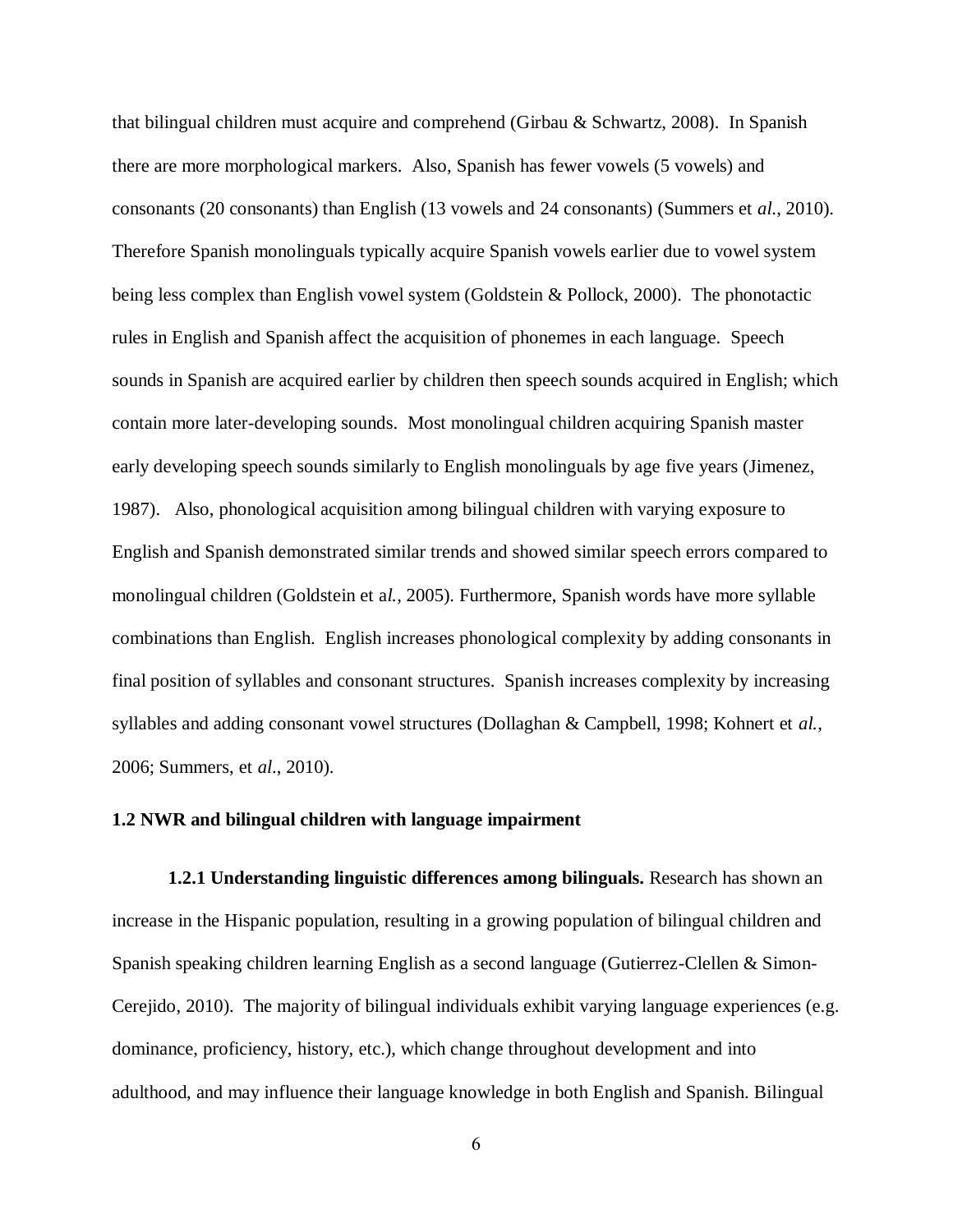that bilingual children must acquire and comprehend (Girbau & Schwartz, 2008). In Spanish there are more morphological markers. Also, Spanish has fewer vowels (5 vowels) and consonants (20 consonants) than English (13 vowels and 24 consonants) (Summers et *al.*, 2010). Therefore Spanish monolinguals typically acquire Spanish vowels earlier due to vowel system being less complex than English vowel system (Goldstein & Pollock, 2000). The phonotactic rules in English and Spanish affect the acquisition of phonemes in each language. Speech sounds in Spanish are acquired earlier by children then speech sounds acquired in English; which contain more later-developing sounds. Most monolingual children acquiring Spanish master early developing speech sounds similarly to English monolinguals by age five years (Jimenez, 1987). Also, phonological acquisition among bilingual children with varying exposure to English and Spanish demonstrated similar trends and showed similar speech errors compared to monolingual children (Goldstein et a*l.,* 2005). Furthermore, Spanish words have more syllable combinations than English. English increases phonological complexity by adding consonants in final position of syllables and consonant structures. Spanish increases complexity by increasing syllables and adding consonant vowel structures (Dollaghan & Campbell, 1998; Kohnert et *al.*, 2006; Summers, et *al*., 2010).

### 1.2 NWR and bilingual children with language impairment

**1.2.1 Understanding linguistic differences among bilinguals.** Research has shown an increase in the Hispanic population, resulting in a growing population of bilingual children and Spanish speaking children learning English as a second language (Gutierrez-Clellen & Simon-Cerejido, 2010). The majority of bilingual individuals exhibit varying language experiences (e.g. dominance, proficiency, history, etc.), which change throughout development and into adulthood, and may influence their language knowledge in both English and Spanish. Bilingual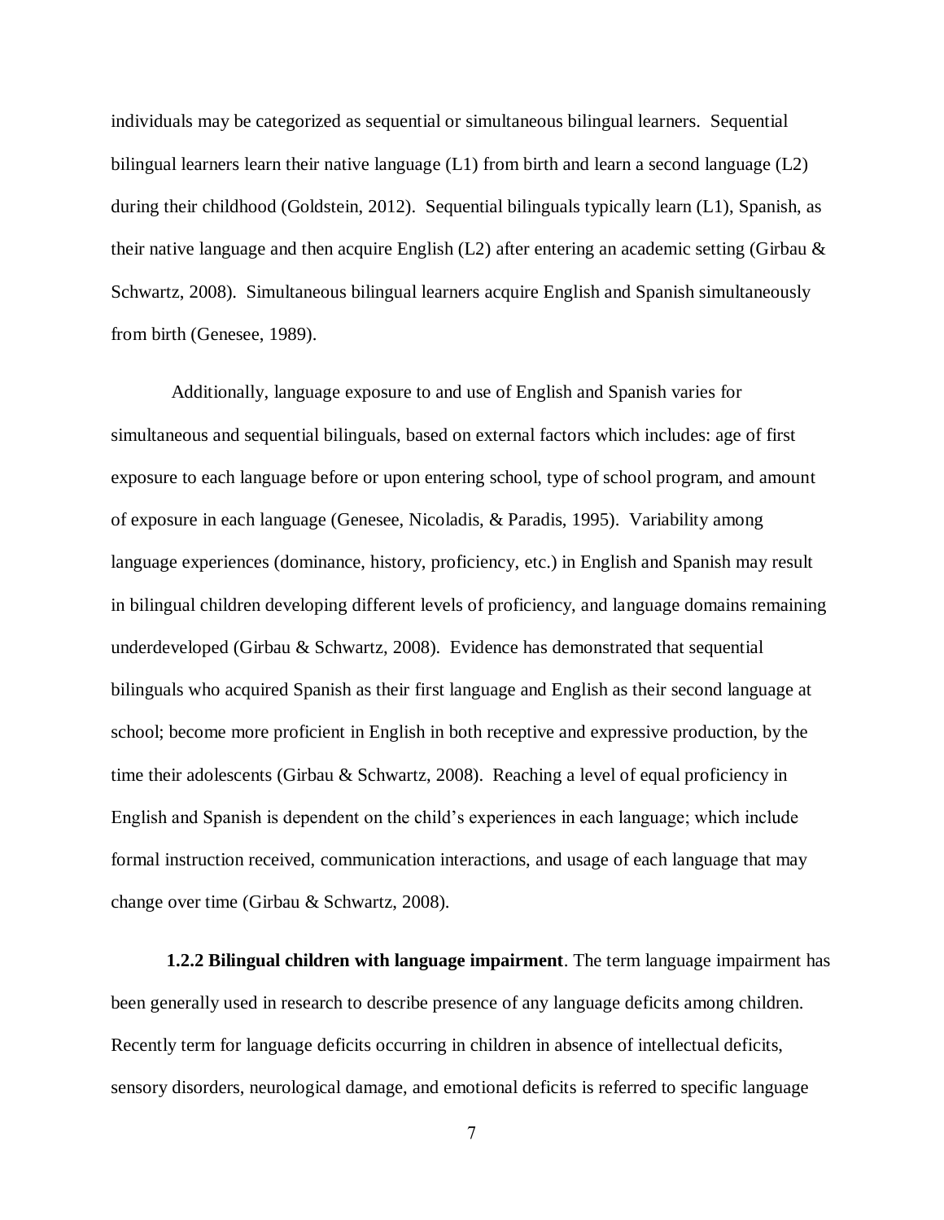individuals may be categorized as sequential or simultaneous bilingual learners. Sequential bilingual learners learn their native language (L1) from birth and learn a second language (L2) during their childhood (Goldstein, 2012). Sequential bilinguals typically learn (L1), Spanish, as their native language and then acquire English (L2) after entering an academic setting (Girbau & Schwartz, 2008). Simultaneous bilingual learners acquire English and Spanish simultaneously from birth (Genesee, 1989).

Additionally, language exposure to and use of English and Spanish varies for simultaneous and sequential bilinguals, based on external factors which includes: age of first exposure to each language before or upon entering school, type of school program, and amount of exposure in each language (Genesee, Nicoladis, & Paradis, 1995). Variability among language experiences (dominance, history, proficiency, etc.) in English and Spanish may result in bilingual children developing different levels of proficiency, and language domains remaining underdeveloped (Girbau & Schwartz, 2008). Evidence has demonstrated that sequential bilinguals who acquired Spanish as their first language and English as their second language at school; become more proficient in English in both receptive and expressive production, by the time their adolescents (Girbau & Schwartz, 2008). Reaching a level of equal proficiency in English and Spanish is dependent on the child's experiences in each language; which include formal instruction received, communication interactions, and usage of each language that may change over time (Girbau & Schwartz, 2008).

**1.2.2 Bilingual children with language impairment**. The term language impairment has been generally used in research to describe presence of any language deficits among children. Recently term for language deficits occurring in children in absence of intellectual deficits, sensory disorders, neurological damage, and emotional deficits is referred to specific language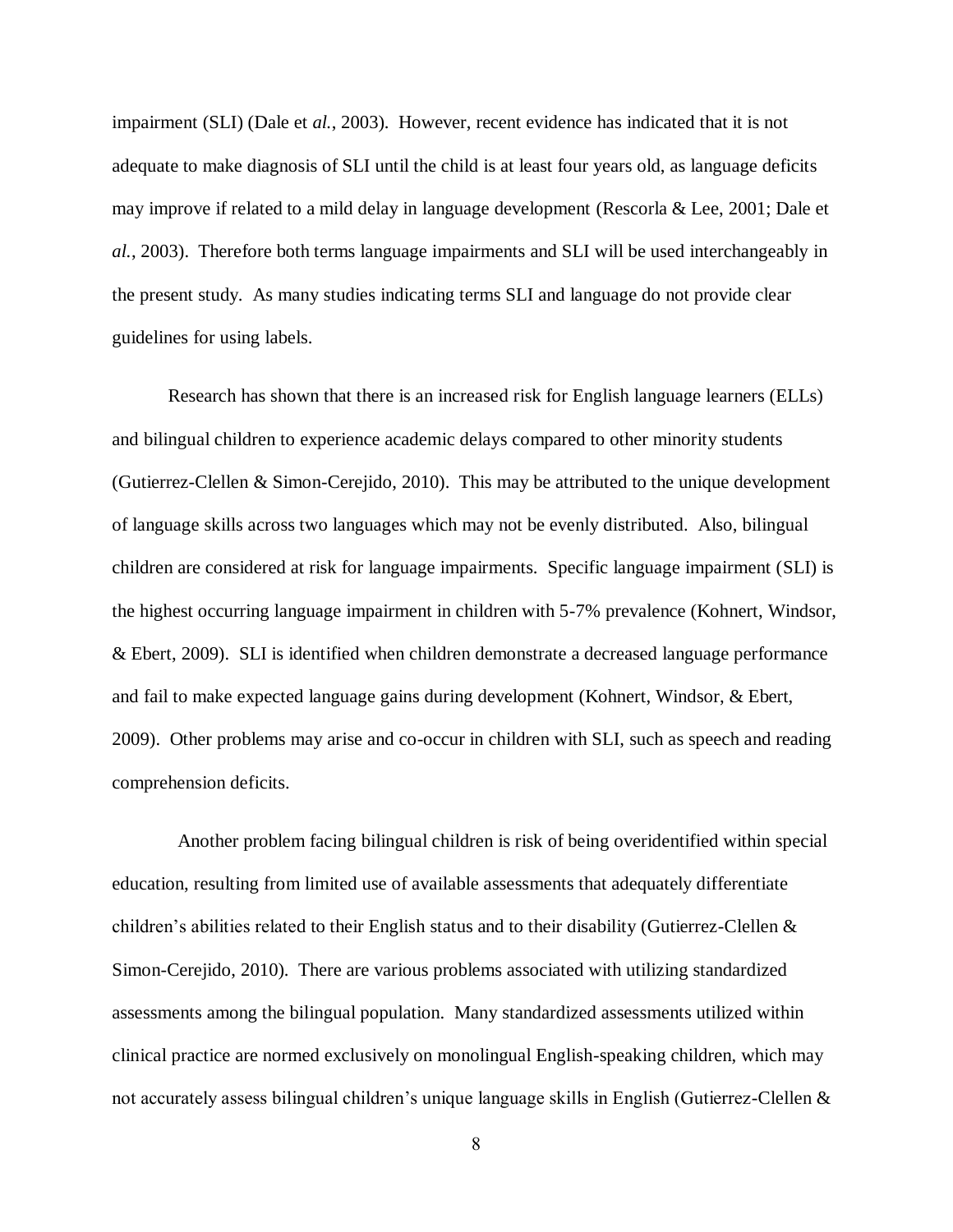impairment (SLI) (Dale et *al.*, 2003). However, recent evidence has indicated that it is not adequate to make diagnosis of SLI until the child is at least four years old, as language deficits may improve if related to a mild delay in language development (Rescorla & Lee, 2001; Dale et *al.*, 2003). Therefore both terms language impairments and SLI will be used interchangeably in the present study. As many studies indicating terms SLI and language do not provide clear guidelines for using labels.

Research has shown that there is an increased risk for English language learners (ELLs) and bilingual children to experience academic delays compared to other minority students (Gutierrez-Clellen & Simon-Cerejido, 2010). This may be attributed to the unique development of language skills across two languages which may not be evenly distributed. Also, bilingual children are considered at risk for language impairments. Specific language impairment (SLI) is the highest occurring language impairment in children with 5-7% prevalence (Kohnert, Windsor, & Ebert, 2009). SLI is identified when children demonstrate a decreased language performance and fail to make expected language gains during development (Kohnert, Windsor, & Ebert, 2009). Other problems may arise and co-occur in children with SLI, such as speech and reading comprehension deficits.

Another problem facing bilingual children is risk of being overidentified within special education, resulting from limited use of available assessments that adequately differentiate children's abilities related to their English status and to their disability (Gutierrez-Clellen & Simon-Cerejido, 2010). There are various problems associated with utilizing standardized assessments among the bilingual population. Many standardized assessments utilized within clinical practice are normed exclusively on monolingual English-speaking children, which may not accurately assess bilingual children's unique language skills in English (Gutierrez-Clellen &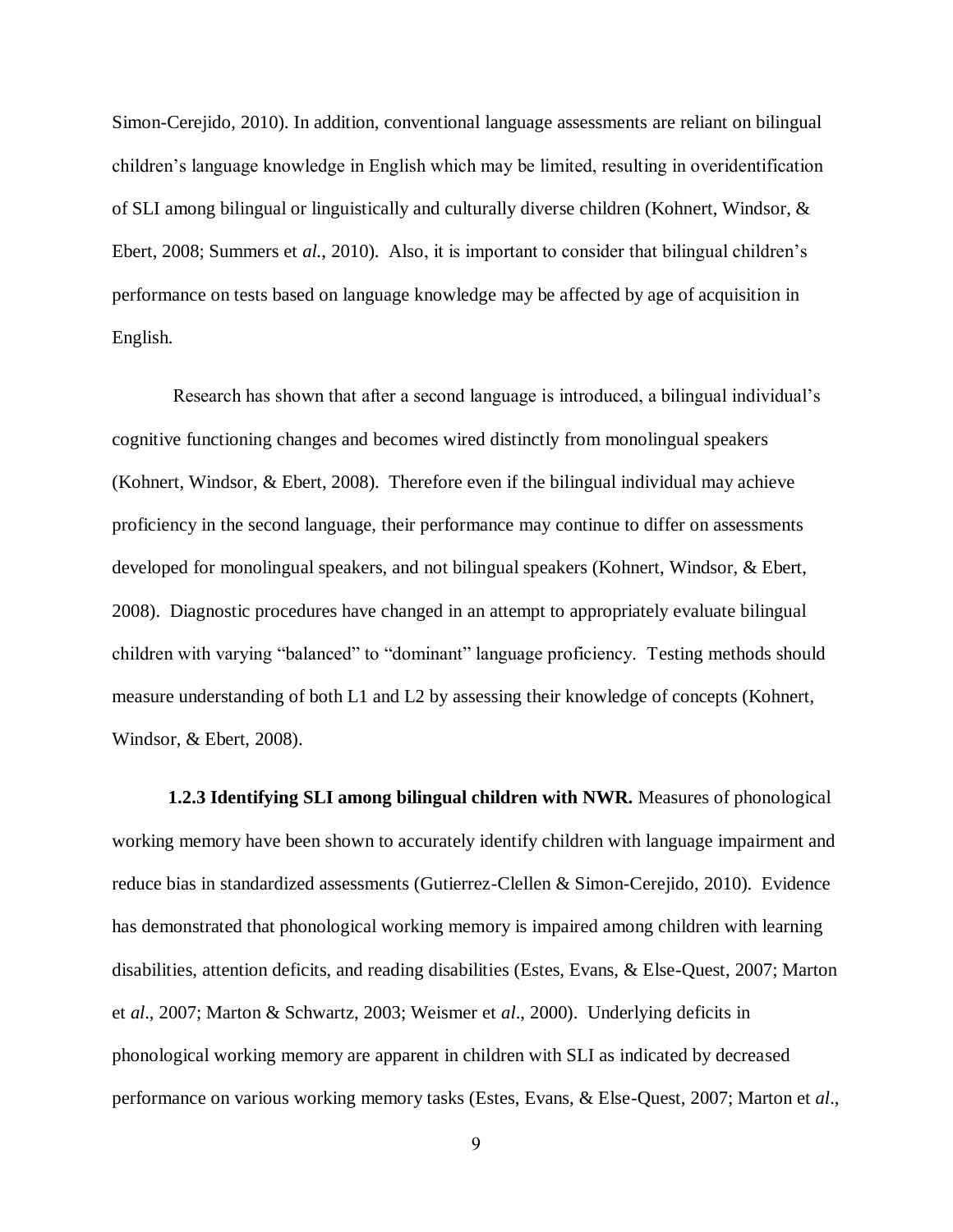Simon-Cerejido, 2010). In addition, conventional language assessments are reliant on bilingual children's language knowledge in English which may be limited, resulting in overidentification of SLI among bilingual or linguistically and culturally diverse children (Kohnert, Windsor, & Ebert, 2008; Summers et *al.*, 2010). Also, it is important to consider that bilingual children's performance on tests based on language knowledge may be affected by age of acquisition in English.

Research has shown that after a second language is introduced, a bilingual individual's cognitive functioning changes and becomes wired distinctly from monolingual speakers (Kohnert, Windsor, & Ebert, 2008). Therefore even if the bilingual individual may achieve proficiency in the second language, their performance may continue to differ on assessments developed for monolingual speakers, and not bilingual speakers (Kohnert, Windsor, & Ebert, 2008). Diagnostic procedures have changed in an attempt to appropriately evaluate bilingual children with varying "balanced" to "dominant" language proficiency. Testing methods should measure understanding of both L1 and L2 by assessing their knowledge of concepts (Kohnert, Windsor, & Ebert, 2008).

**1.2.3 Identifying SLI among bilingual children with NWR.** Measures of phonological working memory have been shown to accurately identify children with language impairment and reduce bias in standardized assessments (Gutierrez-Clellen & Simon-Cerejido, 2010). Evidence has demonstrated that phonological working memory is impaired among children with learning disabilities, attention deficits, and reading disabilities (Estes, Evans, & Else-Quest, 2007; Marton et *al*., 2007; Marton & Schwartz, 2003; Weismer et *al*., 2000). Underlying deficits in phonological working memory are apparent in children with SLI as indicated by decreased performance on various working memory tasks (Estes, Evans, & Else-Quest, 2007; Marton et *al*.,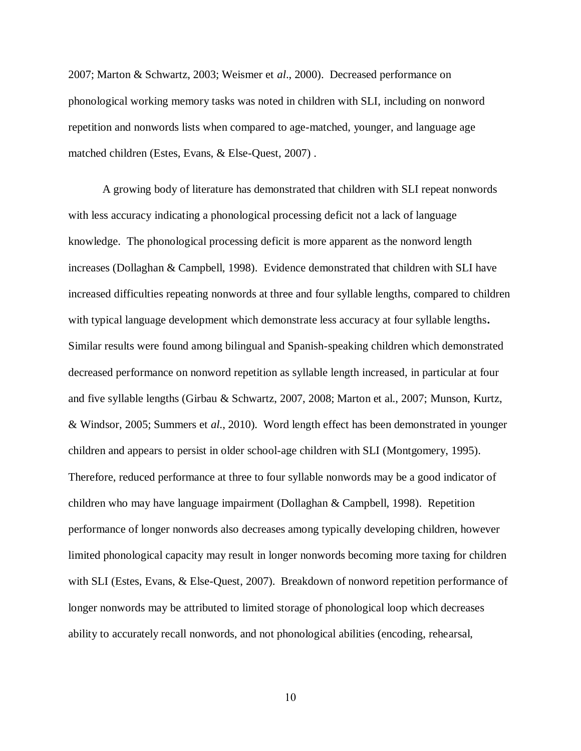2007; Marton & Schwartz, 2003; Weismer et *al*., 2000). Decreased performance on phonological working memory tasks was noted in children with SLI, including on nonword repetition and nonwords lists when compared to age-matched, younger, and language age matched children (Estes, Evans, & Else-Quest, 2007) .

A growing body of literature has demonstrated that children with SLI repeat nonwords with less accuracy indicating a phonological processing deficit not a lack of language knowledge. The phonological processing deficit is more apparent as the nonword length increases (Dollaghan & Campbell, 1998). Evidence demonstrated that children with SLI have increased difficulties repeating nonwords at three and four syllable lengths, compared to children with typical language development which demonstrate less accuracy at four syllable lengths**.** Similar results were found among bilingual and Spanish-speaking children which demonstrated decreased performance on nonword repetition as syllable length increased, in particular at four and five syllable lengths (Girbau & Schwartz, 2007, 2008; Marton et al., 2007; Munson, Kurtz, & Windsor, 2005; Summers et *al*., 2010). Word length effect has been demonstrated in younger children and appears to persist in older school-age children with SLI (Montgomery, 1995). Therefore, reduced performance at three to four syllable nonwords may be a good indicator of children who may have language impairment (Dollaghan & Campbell, 1998). Repetition performance of longer nonwords also decreases among typically developing children, however limited phonological capacity may result in longer nonwords becoming more taxing for children with SLI (Estes, Evans, & Else-Quest, 2007). Breakdown of nonword repetition performance of longer nonwords may be attributed to limited storage of phonological loop which decreases ability to accurately recall nonwords, and not phonological abilities (encoding, rehearsal,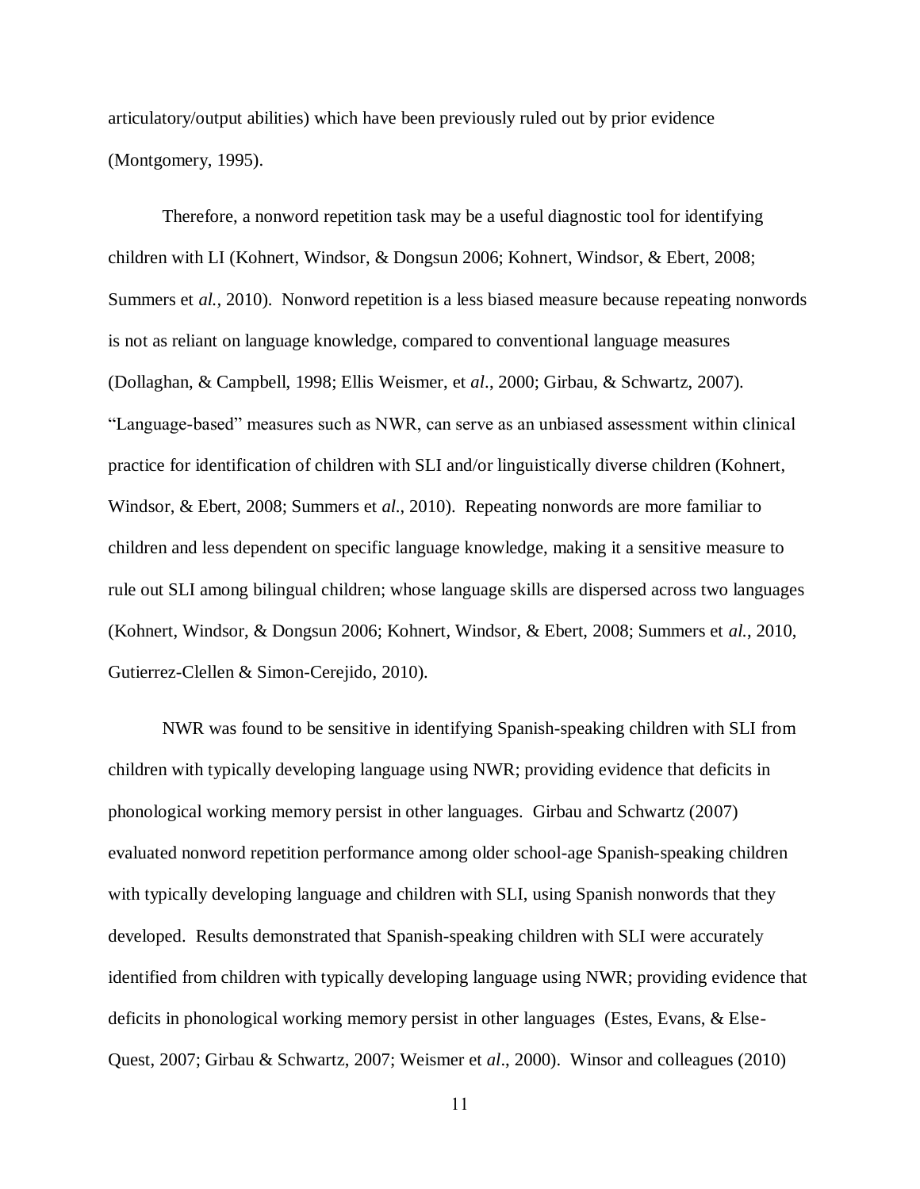articulatory/output abilities) which have been previously ruled out by prior evidence (Montgomery, 1995).

Therefore, a nonword repetition task may be a useful diagnostic tool for identifying children with LI (Kohnert, Windsor, & Dongsun 2006; Kohnert, Windsor, & Ebert, 2008; Summers et *al.*, 2010). Nonword repetition is a less biased measure because repeating nonwords is not as reliant on language knowledge, compared to conventional language measures (Dollaghan, & Campbell, 1998; Ellis Weismer, et *al*., 2000; Girbau, & Schwartz, 2007). "Language-based" measures such as NWR, can serve as an unbiased assessment within clinical practice for identification of children with SLI and/or linguistically diverse children (Kohnert, Windsor, & Ebert, 2008; Summers et *al*., 2010). Repeating nonwords are more familiar to children and less dependent on specific language knowledge, making it a sensitive measure to rule out SLI among bilingual children; whose language skills are dispersed across two languages (Kohnert, Windsor, & Dongsun 2006; Kohnert, Windsor, & Ebert, 2008; Summers et *al.*, 2010, Gutierrez-Clellen & Simon-Cerejido, 2010).

NWR was found to be sensitive in identifying Spanish-speaking children with SLI from children with typically developing language using NWR; providing evidence that deficits in phonological working memory persist in other languages. Girbau and Schwartz (2007) evaluated nonword repetition performance among older school-age Spanish-speaking children with typically developing language and children with SLI, using Spanish nonwords that they developed. Results demonstrated that Spanish-speaking children with SLI were accurately identified from children with typically developing language using NWR; providing evidence that deficits in phonological working memory persist in other languages (Estes, Evans, & Else-Quest, 2007; Girbau & Schwartz, 2007; Weismer et *al*., 2000). Winsor and colleagues (2010)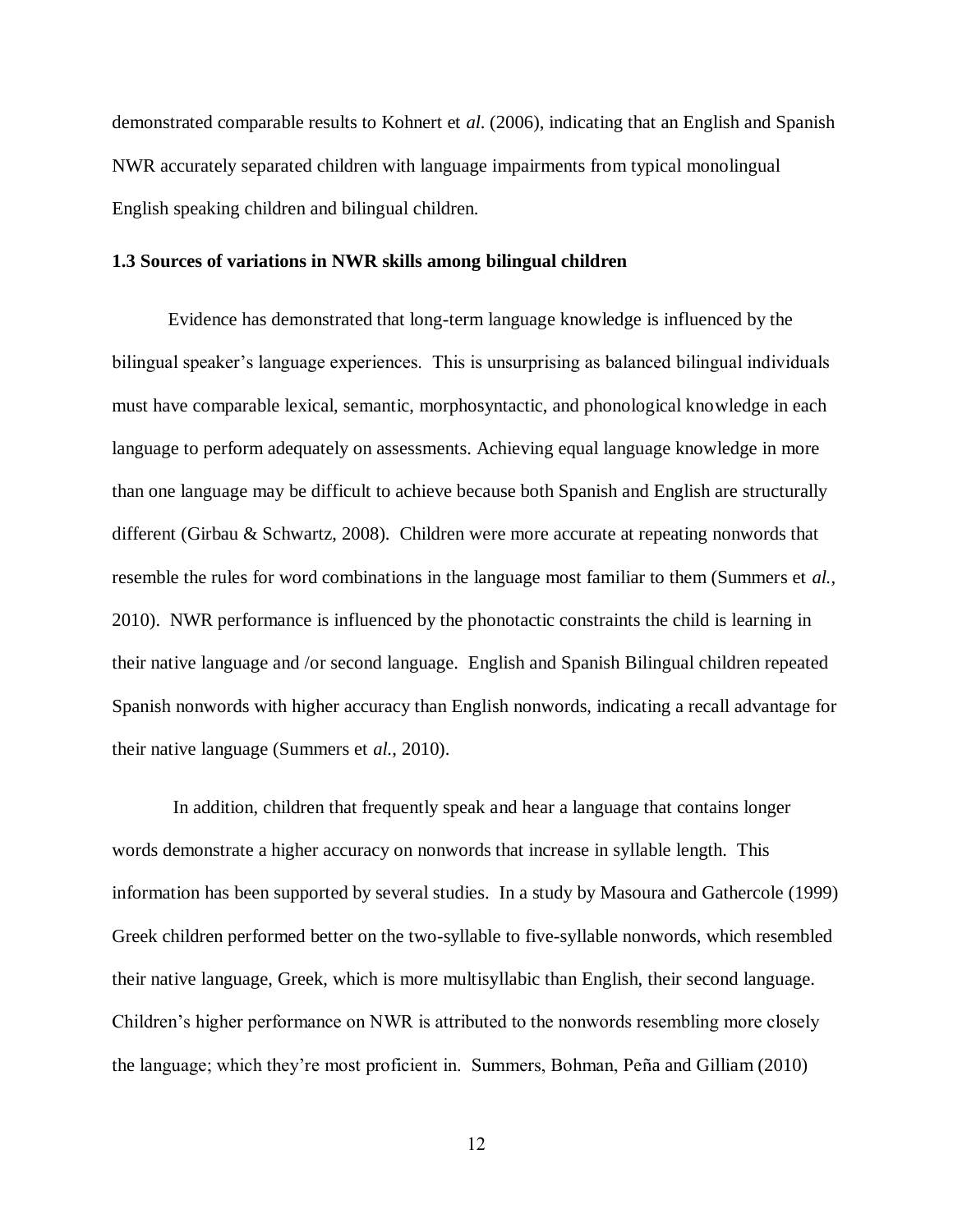demonstrated comparable results to Kohnert et *al*. (2006), indicating that an English and Spanish NWR accurately separated children with language impairments from typical monolingual English speaking children and bilingual children.

### 1.3 Sources of variations in NWR skills among bilingual children

Evidence has demonstrated that long-term language knowledge is influenced by the bilingual speaker's language experiences. This is unsurprising as balanced bilingual individuals must have comparable lexical, semantic, morphosyntactic, and phonological knowledge in each language to perform adequately on assessments. Achieving equal language knowledge in more than one language may be difficult to achieve because both Spanish and English are structurally different (Girbau & Schwartz, 2008). Children were more accurate at repeating nonwords that resemble the rules for word combinations in the language most familiar to them (Summers et *al.*, 2010). NWR performance is influenced by the phonotactic constraints the child is learning in their native language and /or second language. English and Spanish Bilingual children repeated Spanish nonwords with higher accuracy than English nonwords, indicating a recall advantage for their native language (Summers et *al.*, 2010).

In addition, children that frequently speak and hear a language that contains longer words demonstrate a higher accuracy on nonwords that increase in syllable length. This information has been supported by several studies. In a study by Masoura and Gathercole (1999) Greek children performed better on the two-syllable to five-syllable nonwords, which resembled their native language, Greek, which is more multisyllabic than English, their second language. Children's higher performance on NWR is attributed to the nonwords resembling more closely the language; which they're most proficient in. Summers, Bohman, Peña and Gilliam (2010)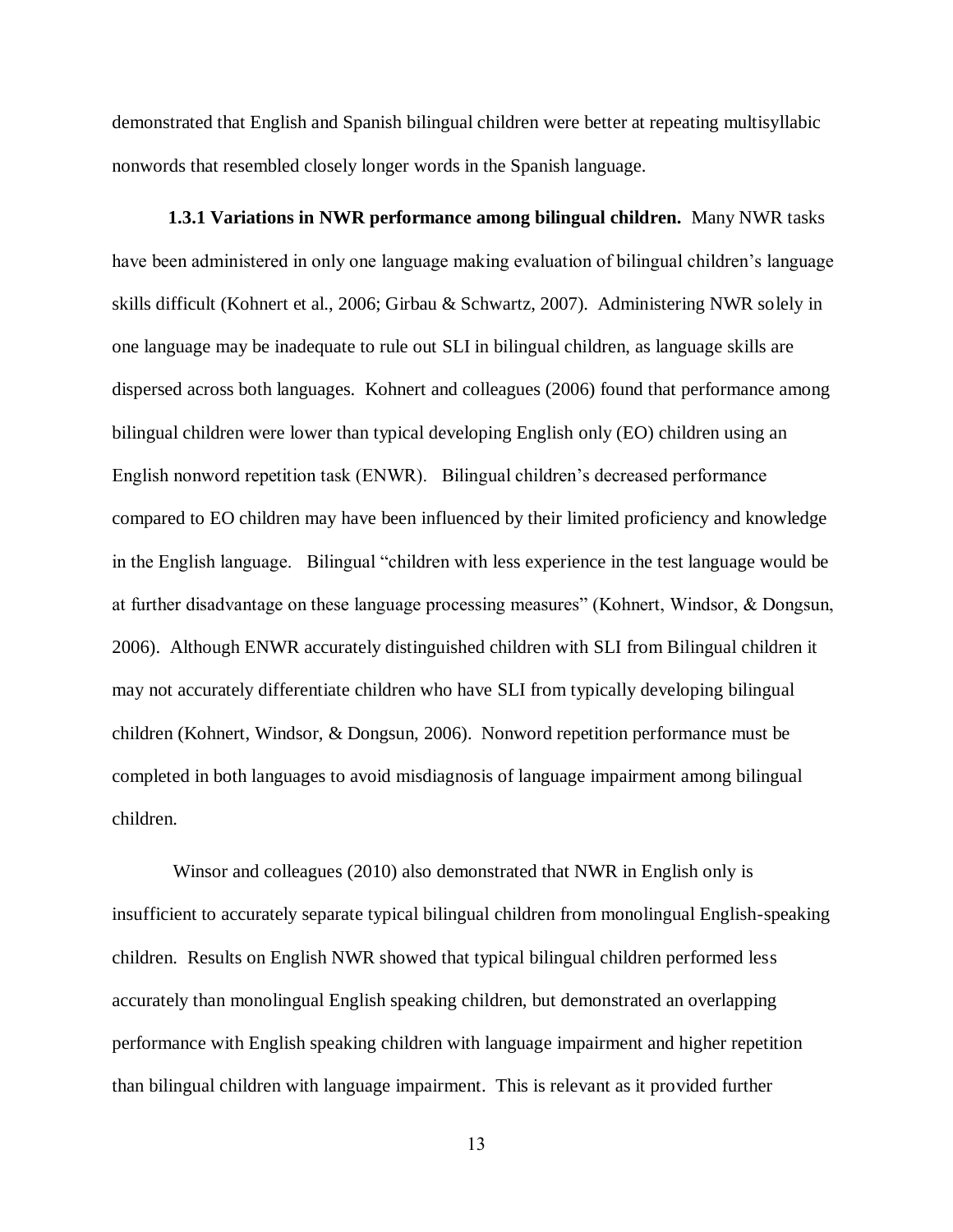demonstrated that English and Spanish bilingual children were better at repeating multisyllabic nonwords that resembled closely longer words in the Spanish language.

**1.3.1 Variations in NWR performance among bilingual children.** Many NWR tasks have been administered in only one language making evaluation of bilingual children's language skills difficult (Kohnert et al., 2006; Girbau & Schwartz, 2007). Administering NWR solely in one language may be inadequate to rule out SLI in bilingual children, as language skills are dispersed across both languages. Kohnert and colleagues (2006) found that performance among bilingual children were lower than typical developing English only (EO) children using an English nonword repetition task (ENWR). Bilingual children's decreased performance compared to EO children may have been influenced by their limited proficiency and knowledge in the English language. Bilingual "children with less experience in the test language would be at further disadvantage on these language processing measures" (Kohnert, Windsor, & Dongsun, 2006). Although ENWR accurately distinguished children with SLI from Bilingual children it may not accurately differentiate children who have SLI from typically developing bilingual children (Kohnert, Windsor, & Dongsun, 2006). Nonword repetition performance must be completed in both languages to avoid misdiagnosis of language impairment among bilingual children.

Winsor and colleagues (2010) also demonstrated that NWR in English only is insufficient to accurately separate typical bilingual children from monolingual English-speaking children. Results on English NWR showed that typical bilingual children performed less accurately than monolingual English speaking children, but demonstrated an overlapping performance with English speaking children with language impairment and higher repetition than bilingual children with language impairment. This is relevant as it provided further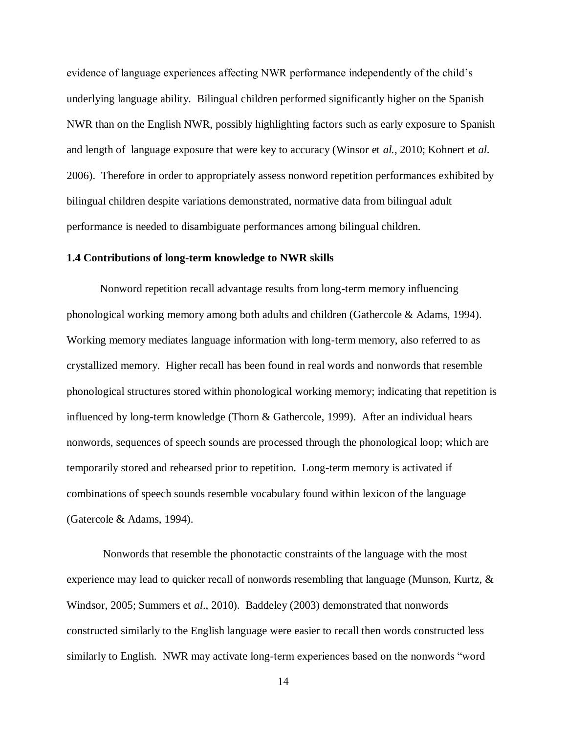evidence of language experiences affecting NWR performance independently of the child's underlying language ability. Bilingual children performed significantly higher on the Spanish NWR than on the English NWR, possibly highlighting factors such as early exposure to Spanish and length of language exposure that were key to accuracy (Winsor et *al.*, 2010; Kohnert et *al.* 2006). Therefore in order to appropriately assess nonword repetition performances exhibited by bilingual children despite variations demonstrated, normative data from bilingual adult performance is needed to disambiguate performances among bilingual children.

### 1.4 Contributions of long-term knowledge to NWR skills

Nonword repetition recall advantage results from long-term memory influencing phonological working memory among both adults and children (Gathercole & Adams, 1994). Working memory mediates language information with long-term memory, also referred to as crystallized memory. Higher recall has been found in real words and nonwords that resemble phonological structures stored within phonological working memory; indicating that repetition is influenced by long-term knowledge (Thorn & Gathercole, 1999). After an individual hears nonwords, sequences of speech sounds are processed through the phonological loop; which are temporarily stored and rehearsed prior to repetition. Long-term memory is activated if combinations of speech sounds resemble vocabulary found within lexicon of the language (Gatercole & Adams, 1994).

Nonwords that resemble the phonotactic constraints of the language with the most experience may lead to quicker recall of nonwords resembling that language (Munson, Kurtz, & Windsor, 2005; Summers et *al*., 2010). Baddeley (2003) demonstrated that nonwords constructed similarly to the English language were easier to recall then words constructed less similarly to English. NWR may activate long-term experiences based on the nonwords "word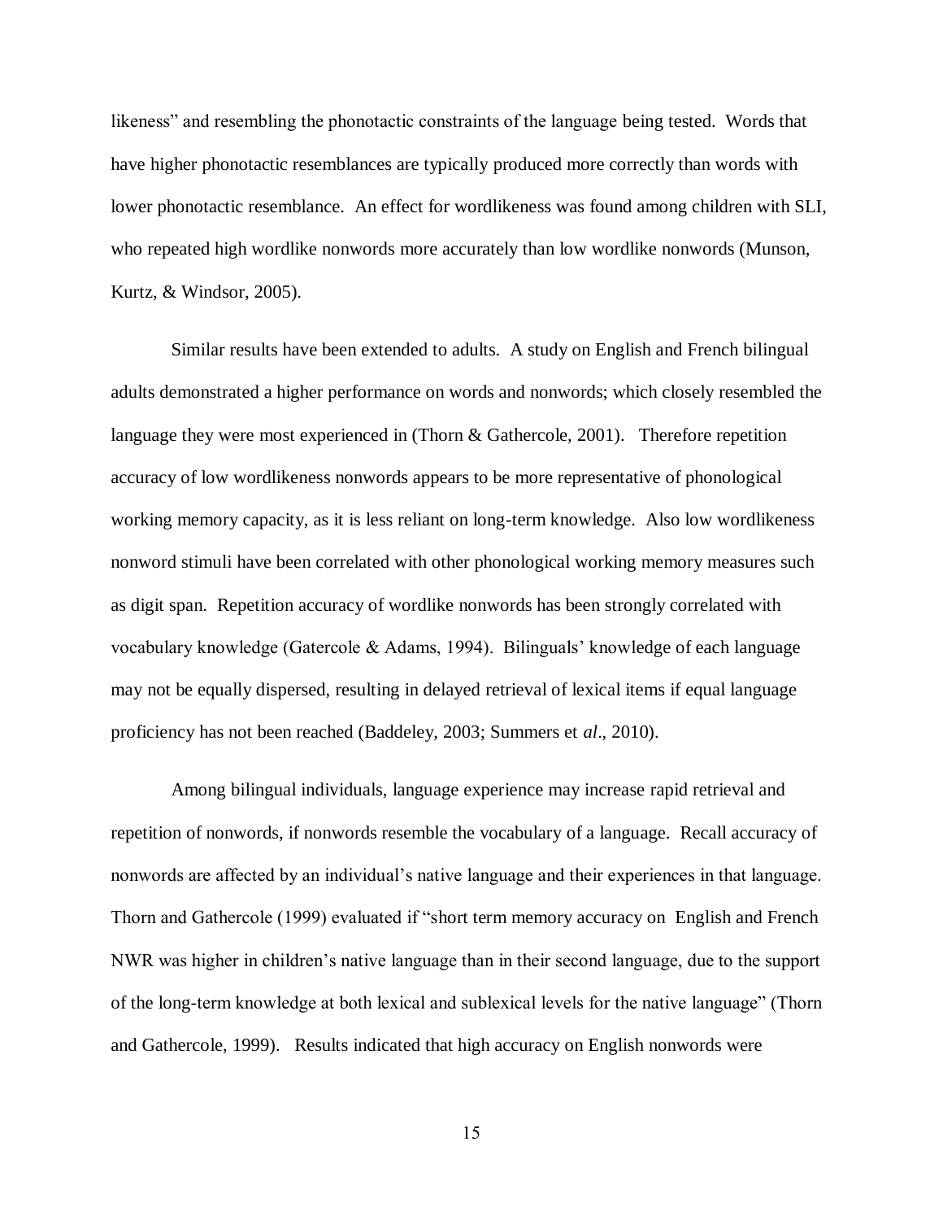likeness" and resembling the phonotactic constraints of the language being tested. Words that have higher phonotactic resemblances are typically produced more correctly than words with lower phonotactic resemblance. An effect for wordlikeness was found among children with SLI, who repeated high wordlike nonwords more accurately than low wordlike nonwords (Munson, Kurtz, & Windsor, 2005).

Similar results have been extended to adults. A study on English and French bilingual adults demonstrated a higher performance on words and nonwords; which closely resembled the language they were most experienced in (Thorn & Gathercole, 2001). Therefore repetition accuracy of low wordlikeness nonwords appears to be more representative of phonological working memory capacity, as it is less reliant on long-term knowledge. Also low wordlikeness nonword stimuli have been correlated with other phonological working memory measures such as digit span. Repetition accuracy of wordlike nonwords has been strongly correlated with vocabulary knowledge (Gatercole & Adams, 1994). Bilinguals' knowledge of each language may not be equally dispersed, resulting in delayed retrieval of lexical items if equal language proficiency has not been reached (Baddeley, 2003; Summers et *al*., 2010).

Among bilingual individuals, language experience may increase rapid retrieval and repetition of nonwords, if nonwords resemble the vocabulary of a language. Recall accuracy of nonwords are affected by an individual's native language and their experiences in that language. Thorn and Gathercole (1999) evaluated if "short term memory accuracy on English and French NWR was higher in children's native language than in their second language, due to the support of the long-term knowledge at both lexical and sublexical levels for the native language" (Thorn and Gathercole, 1999). Results indicated that high accuracy on English nonwords were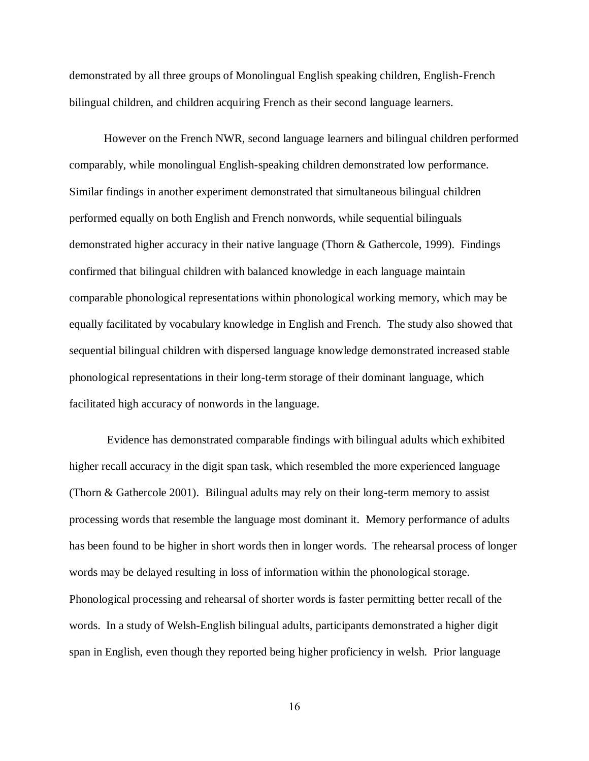demonstrated by all three groups of Monolingual English speaking children, English-French bilingual children, and children acquiring French as their second language learners.

However on the French NWR, second language learners and bilingual children performed comparably, while monolingual English-speaking children demonstrated low performance. Similar findings in another experiment demonstrated that simultaneous bilingual children performed equally on both English and French nonwords, while sequential bilinguals demonstrated higher accuracy in their native language (Thorn & Gathercole, 1999). Findings confirmed that bilingual children with balanced knowledge in each language maintain comparable phonological representations within phonological working memory, which may be equally facilitated by vocabulary knowledge in English and French. The study also showed that sequential bilingual children with dispersed language knowledge demonstrated increased stable phonological representations in their long-term storage of their dominant language, which facilitated high accuracy of nonwords in the language.

Evidence has demonstrated comparable findings with bilingual adults which exhibited higher recall accuracy in the digit span task, which resembled the more experienced language (Thorn & Gathercole 2001). Bilingual adults may rely on their long-term memory to assist processing words that resemble the language most dominant it. Memory performance of adults has been found to be higher in short words then in longer words. The rehearsal process of longer words may be delayed resulting in loss of information within the phonological storage. Phonological processing and rehearsal of shorter words is faster permitting better recall of the words. In a study of Welsh-English bilingual adults, participants demonstrated a higher digit span in English, even though they reported being higher proficiency in welsh. Prior language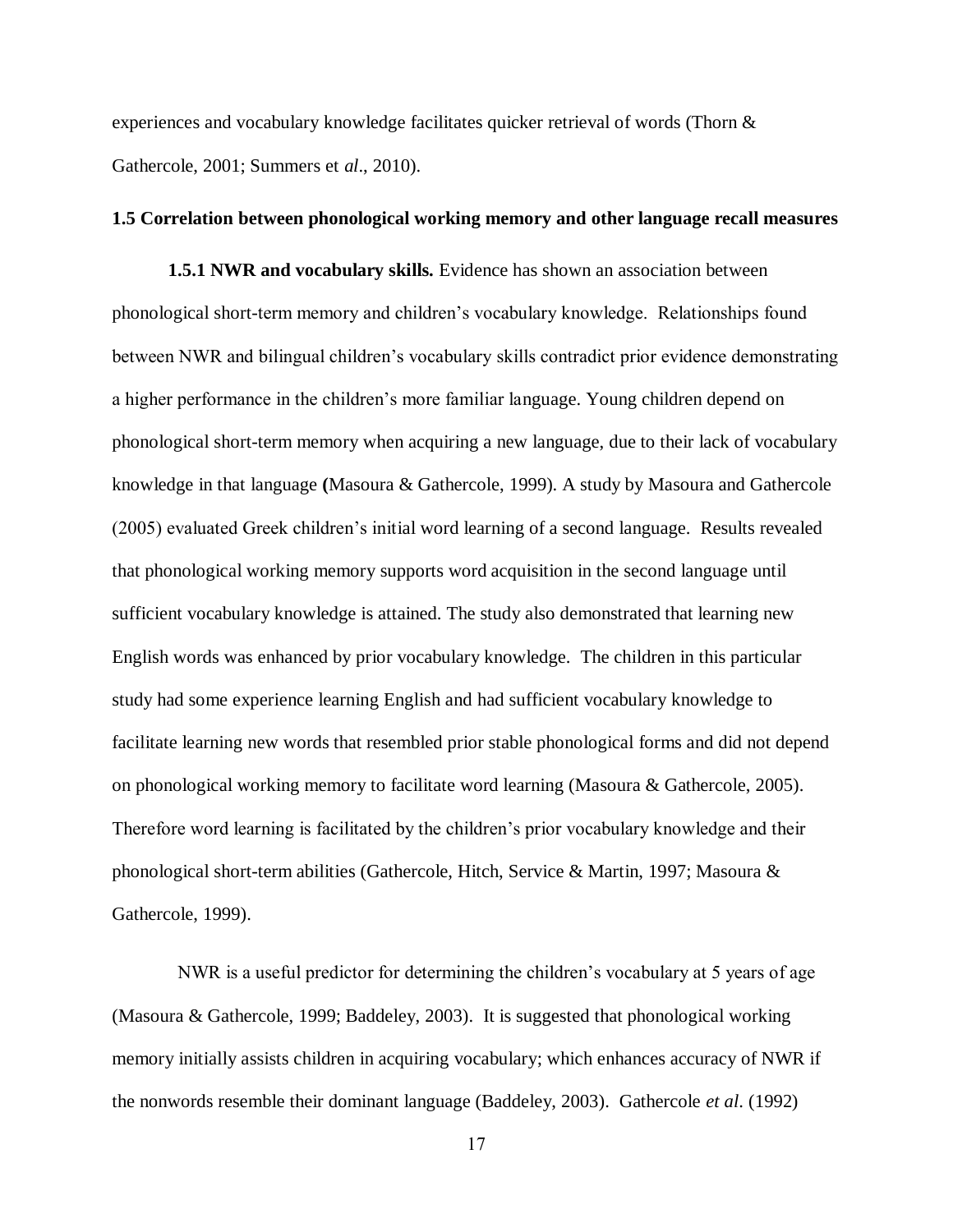experiences and vocabulary knowledge facilitates quicker retrieval of words (Thorn & Gathercole, 2001; Summers et *al*., 2010).

### 1.5 Correlation between phonological working memory and other language recall measures

**1.5.1 NWR and vocabulary skills.** Evidence has shown an association between phonological short-term memory and children's vocabulary knowledge. Relationships found between NWR and bilingual children's vocabulary skills contradict prior evidence demonstrating a higher performance in the children's more familiar language. Young children depend on phonological short-term memory when acquiring a new language, due to their lack of vocabulary knowledge in that language **(**Masoura & Gathercole, 1999). A study by Masoura and Gathercole (2005) evaluated Greek children's initial word learning of a second language. Results revealed that phonological working memory supports word acquisition in the second language until sufficient vocabulary knowledge is attained. The study also demonstrated that learning new English words was enhanced by prior vocabulary knowledge. The children in this particular study had some experience learning English and had sufficient vocabulary knowledge to facilitate learning new words that resembled prior stable phonological forms and did not depend on phonological working memory to facilitate word learning (Masoura & Gathercole, 2005). Therefore word learning is facilitated by the children's prior vocabulary knowledge and their phonological short-term abilities (Gathercole, Hitch, Service & Martin, 1997; Masoura & Gathercole, 1999).

NWR is a useful predictor for determining the children's vocabulary at 5 years of age (Masoura & Gathercole, 1999; Baddeley, 2003). It is suggested that phonological working memory initially assists children in acquiring vocabulary; which enhances accuracy of NWR if the nonwords resemble their dominant language (Baddeley, 2003). Gathercole *et al*. (1992)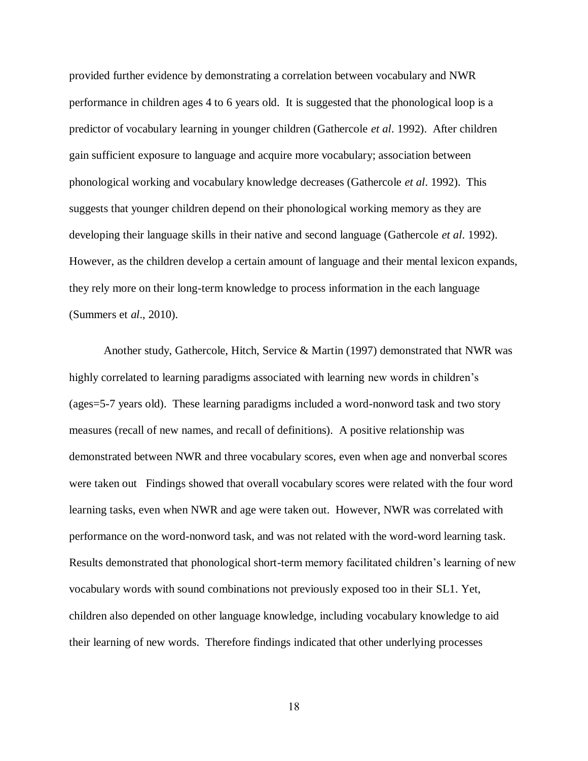provided further evidence by demonstrating a correlation between vocabulary and NWR performance in children ages 4 to 6 years old. It is suggested that the phonological loop is a predictor of vocabulary learning in younger children (Gathercole *et al*. 1992). After children gain sufficient exposure to language and acquire more vocabulary; association between phonological working and vocabulary knowledge decreases (Gathercole *et al*. 1992). This suggests that younger children depend on their phonological working memory as they are developing their language skills in their native and second language (Gathercole *et al*. 1992). However, as the children develop a certain amount of language and their mental lexicon expands, they rely more on their long-term knowledge to process information in the each language (Summers et *al*., 2010).

Another study, Gathercole, Hitch, Service & Martin (1997) demonstrated that NWR was highly correlated to learning paradigms associated with learning new words in children's (ages=5-7 years old). These learning paradigms included a word-nonword task and two story measures (recall of new names, and recall of definitions). A positive relationship was demonstrated between NWR and three vocabulary scores, even when age and nonverbal scores were taken out Findings showed that overall vocabulary scores were related with the four word learning tasks, even when NWR and age were taken out. However, NWR was correlated with performance on the word-nonword task, and was not related with the word-word learning task. Results demonstrated that phonological short-term memory facilitated children's learning of new vocabulary words with sound combinations not previously exposed too in their SL1. Yet, children also depended on other language knowledge, including vocabulary knowledge to aid their learning of new words. Therefore findings indicated that other underlying processes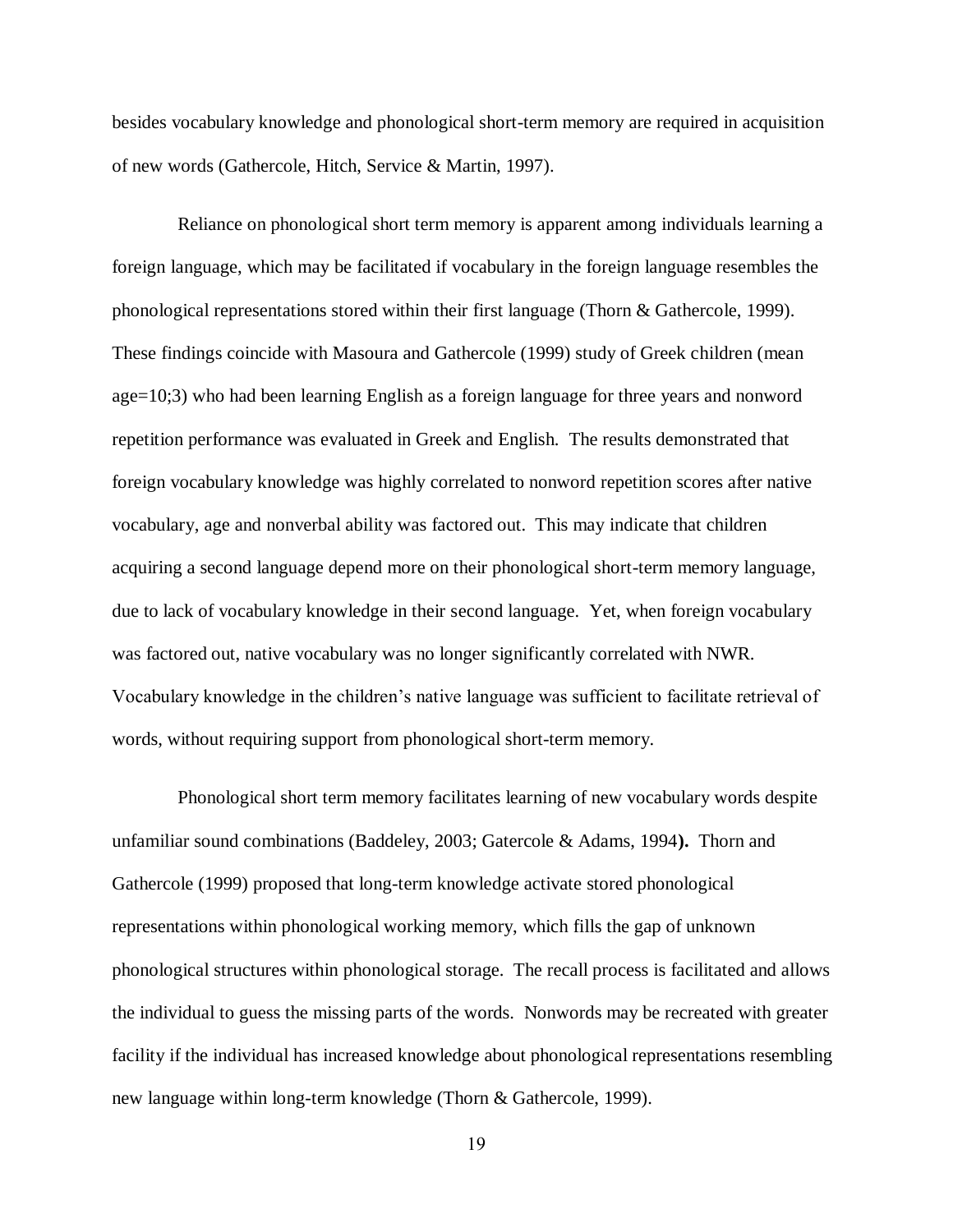besides vocabulary knowledge and phonological short-term memory are required in acquisition of new words (Gathercole, Hitch, Service & Martin, 1997).

Reliance on phonological short term memory is apparent among individuals learning a foreign language, which may be facilitated if vocabulary in the foreign language resembles the phonological representations stored within their first language (Thorn & Gathercole, 1999). These findings coincide with Masoura and Gathercole (1999) study of Greek children (mean age=10;3) who had been learning English as a foreign language for three years and nonword repetition performance was evaluated in Greek and English. The results demonstrated that foreign vocabulary knowledge was highly correlated to nonword repetition scores after native vocabulary, age and nonverbal ability was factored out. This may indicate that children acquiring a second language depend more on their phonological short-term memory language, due to lack of vocabulary knowledge in their second language. Yet, when foreign vocabulary was factored out, native vocabulary was no longer significantly correlated with NWR. Vocabulary knowledge in the children's native language was sufficient to facilitate retrieval of words, without requiring support from phonological short-term memory.

Phonological short term memory facilitates learning of new vocabulary words despite unfamiliar sound combinations (Baddeley, 2003; Gatercole & Adams, 1994**).** Thorn and Gathercole (1999) proposed that long-term knowledge activate stored phonological representations within phonological working memory, which fills the gap of unknown phonological structures within phonological storage. The recall process is facilitated and allows the individual to guess the missing parts of the words. Nonwords may be recreated with greater facility if the individual has increased knowledge about phonological representations resembling new language within long-term knowledge (Thorn & Gathercole, 1999).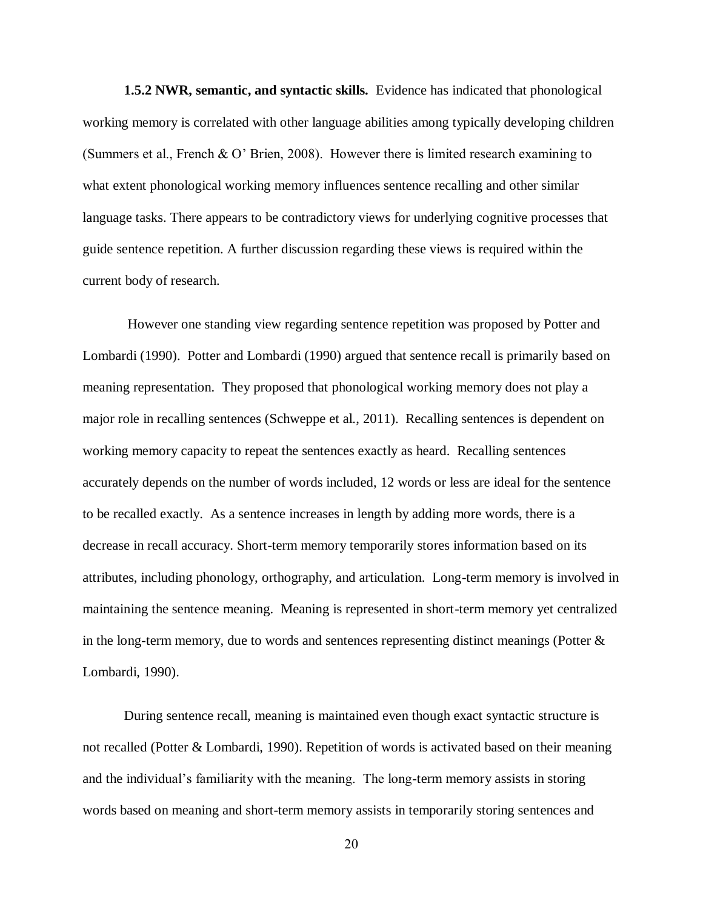**1.5.2 NWR, semantic, and syntactic skills.** Evidence has indicated that phonological working memory is correlated with other language abilities among typically developing children (Summers et al., French & O' Brien, 2008). However there is limited research examining to what extent phonological working memory influences sentence recalling and other similar language tasks. There appears to be contradictory views for underlying cognitive processes that guide sentence repetition. A further discussion regarding these views is required within the current body of research.

However one standing view regarding sentence repetition was proposed by Potter and Lombardi (1990). Potter and Lombardi (1990) argued that sentence recall is primarily based on meaning representation. They proposed that phonological working memory does not play a major role in recalling sentences (Schweppe et al., 2011). Recalling sentences is dependent on working memory capacity to repeat the sentences exactly as heard. Recalling sentences accurately depends on the number of words included, 12 words or less are ideal for the sentence to be recalled exactly. As a sentence increases in length by adding more words, there is a decrease in recall accuracy. Short-term memory temporarily stores information based on its attributes, including phonology, orthography, and articulation. Long-term memory is involved in maintaining the sentence meaning. Meaning is represented in short-term memory yet centralized in the long-term memory, due to words and sentences representing distinct meanings (Potter & Lombardi, 1990).

During sentence recall, meaning is maintained even though exact syntactic structure is not recalled (Potter & Lombardi, 1990). Repetition of words is activated based on their meaning and the individual's familiarity with the meaning. The long-term memory assists in storing words based on meaning and short-term memory assists in temporarily storing sentences and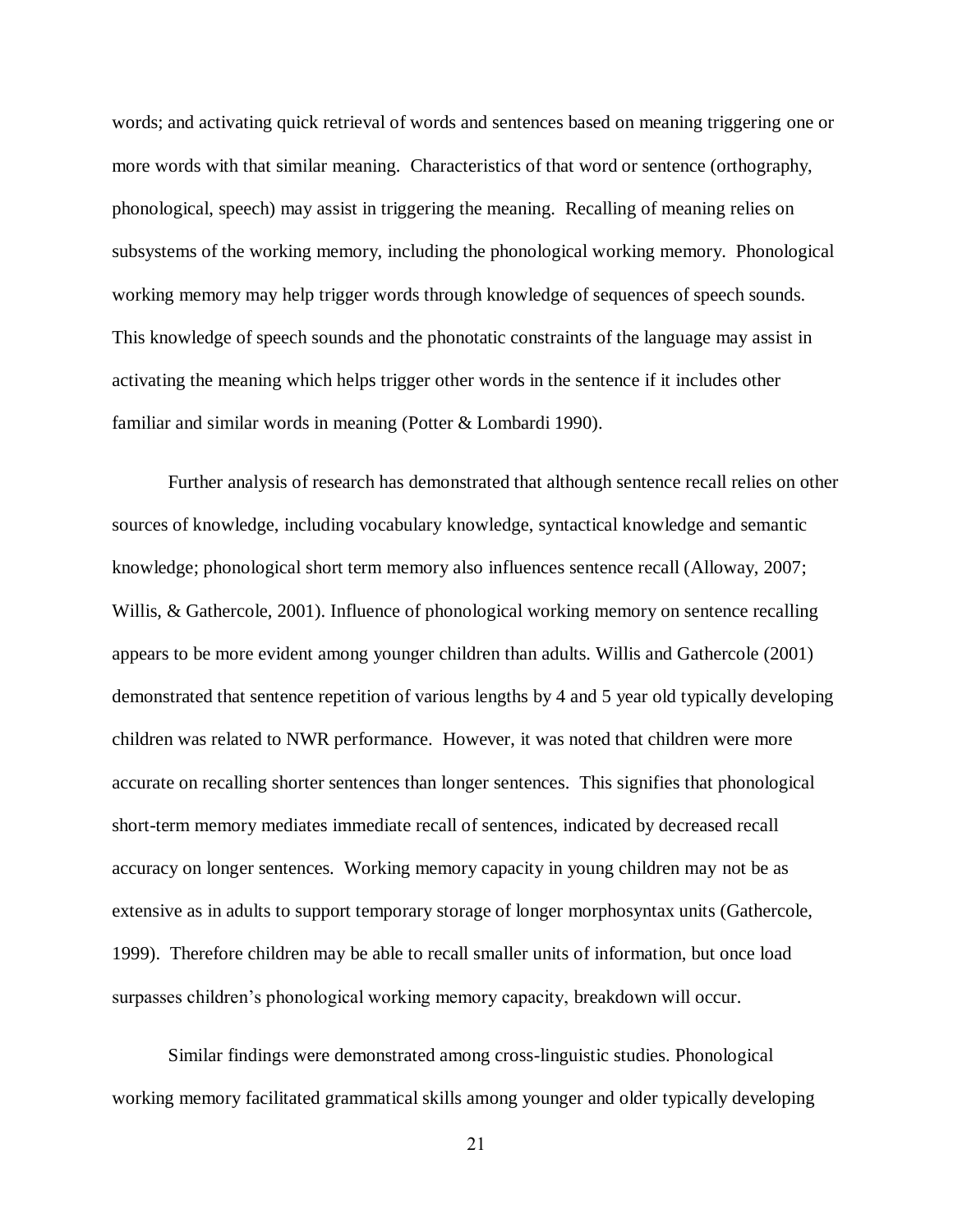words; and activating quick retrieval of words and sentences based on meaning triggering one or more words with that similar meaning. Characteristics of that word or sentence (orthography, phonological, speech) may assist in triggering the meaning. Recalling of meaning relies on subsystems of the working memory, including the phonological working memory. Phonological working memory may help trigger words through knowledge of sequences of speech sounds. This knowledge of speech sounds and the phonotatic constraints of the language may assist in activating the meaning which helps trigger other words in the sentence if it includes other familiar and similar words in meaning (Potter & Lombardi 1990).

Further analysis of research has demonstrated that although sentence recall relies on other sources of knowledge, including vocabulary knowledge, syntactical knowledge and semantic knowledge; phonological short term memory also influences sentence recall (Alloway, 2007; Willis, & Gathercole, 2001). Influence of phonological working memory on sentence recalling appears to be more evident among younger children than adults. Willis and Gathercole (2001) demonstrated that sentence repetition of various lengths by 4 and 5 year old typically developing children was related to NWR performance. However, it was noted that children were more accurate on recalling shorter sentences than longer sentences. This signifies that phonological short-term memory mediates immediate recall of sentences, indicated by decreased recall accuracy on longer sentences. Working memory capacity in young children may not be as extensive as in adults to support temporary storage of longer morphosyntax units (Gathercole, 1999). Therefore children may be able to recall smaller units of information, but once load surpasses children's phonological working memory capacity, breakdown will occur.

Similar findings were demonstrated among cross-linguistic studies. Phonological working memory facilitated grammatical skills among younger and older typically developing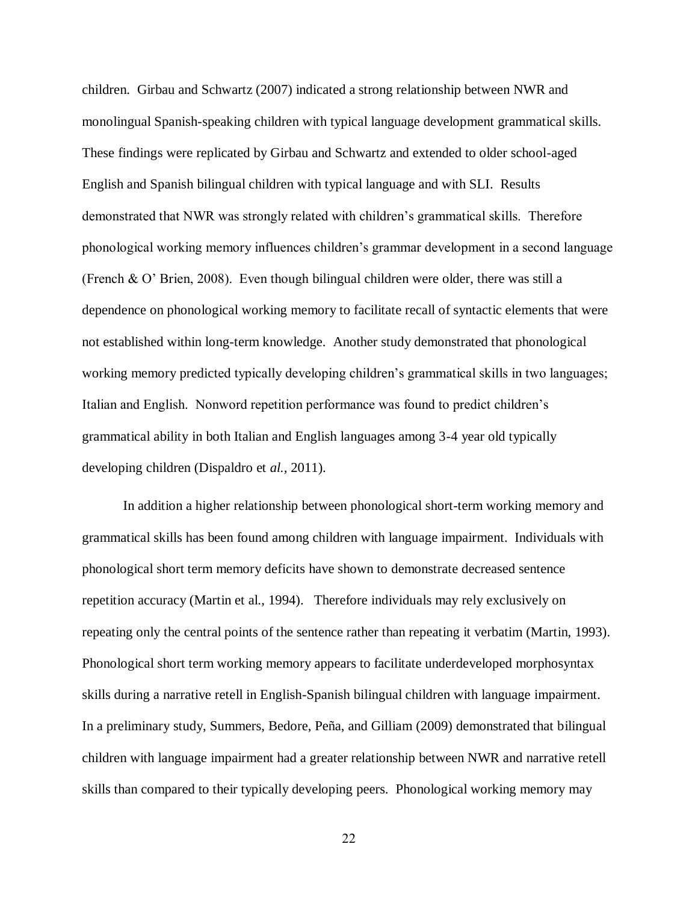children. Girbau and Schwartz (2007) indicated a strong relationship between NWR and monolingual Spanish-speaking children with typical language development grammatical skills. These findings were replicated by Girbau and Schwartz and extended to older school-aged English and Spanish bilingual children with typical language and with SLI. Results demonstrated that NWR was strongly related with children's grammatical skills. Therefore phonological working memory influences children's grammar development in a second language (French & O' Brien, 2008). Even though bilingual children were older, there was still a dependence on phonological working memory to facilitate recall of syntactic elements that were not established within long-term knowledge. Another study demonstrated that phonological working memory predicted typically developing children's grammatical skills in two languages; Italian and English. Nonword repetition performance was found to predict children's grammatical ability in both Italian and English languages among 3-4 year old typically developing children (Dispaldro et *al.*, 2011).

In addition a higher relationship between phonological short-term working memory and grammatical skills has been found among children with language impairment. Individuals with phonological short term memory deficits have shown to demonstrate decreased sentence repetition accuracy (Martin et al., 1994). Therefore individuals may rely exclusively on repeating only the central points of the sentence rather than repeating it verbatim (Martin, 1993). Phonological short term working memory appears to facilitate underdeveloped morphosyntax skills during a narrative retell in English-Spanish bilingual children with language impairment. In a preliminary study, Summers, Bedore, Peña, and Gilliam (2009) demonstrated that bilingual children with language impairment had a greater relationship between NWR and narrative retell skills than compared to their typically developing peers. Phonological working memory may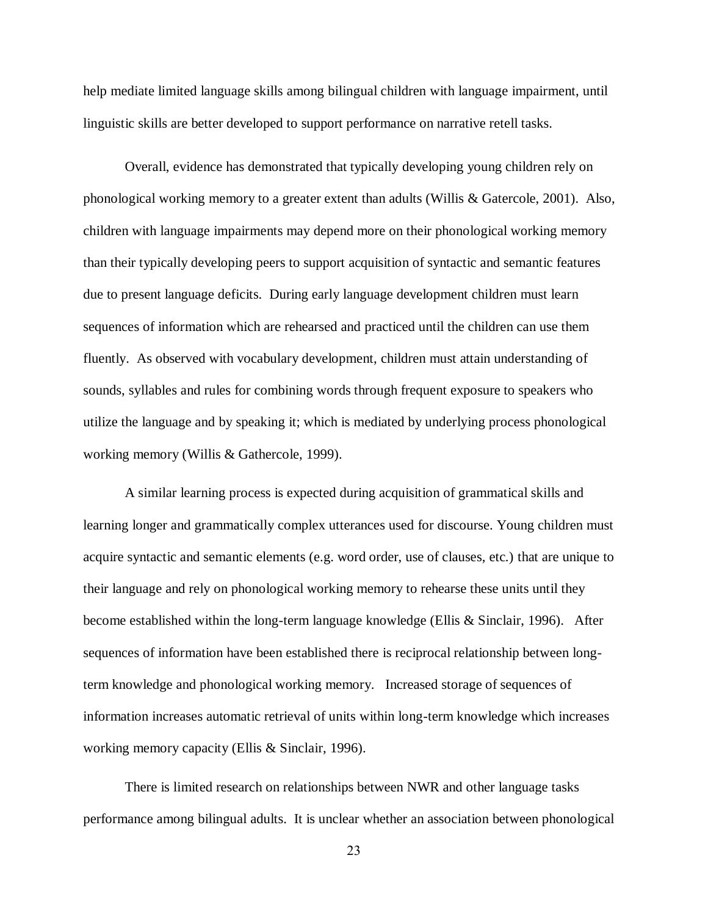help mediate limited language skills among bilingual children with language impairment, until linguistic skills are better developed to support performance on narrative retell tasks.

Overall, evidence has demonstrated that typically developing young children rely on phonological working memory to a greater extent than adults (Willis & Gatercole, 2001). Also, children with language impairments may depend more on their phonological working memory than their typically developing peers to support acquisition of syntactic and semantic features due to present language deficits. During early language development children must learn sequences of information which are rehearsed and practiced until the children can use them fluently. As observed with vocabulary development, children must attain understanding of sounds, syllables and rules for combining words through frequent exposure to speakers who utilize the language and by speaking it; which is mediated by underlying process phonological working memory (Willis & Gathercole, 1999).

A similar learning process is expected during acquisition of grammatical skills and learning longer and grammatically complex utterances used for discourse. Young children must acquire syntactic and semantic elements (e.g. word order, use of clauses, etc.) that are unique to their language and rely on phonological working memory to rehearse these units until they become established within the long-term language knowledge (Ellis & Sinclair, 1996). After sequences of information have been established there is reciprocal relationship between long-term knowledge and phonological working memory. Increased storage of sequences of information increases automatic retrieval of units within long-term knowledge which increases working memory capacity (Ellis & Sinclair, 1996).

There is limited research on relationships between NWR and other language tasks performance among bilingual adults. It is unclear whether an association between phonological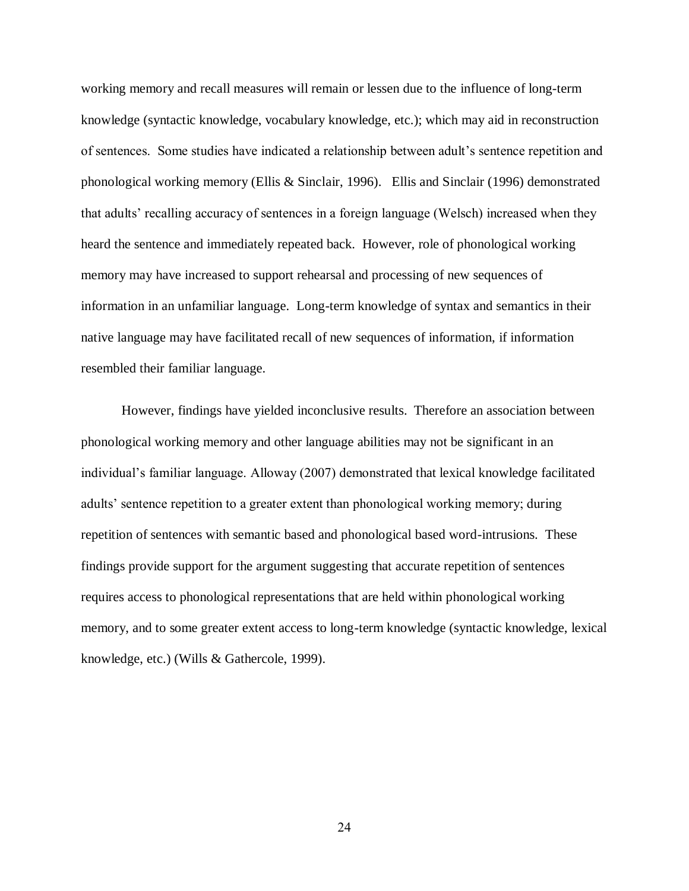working memory and recall measures will remain or lessen due to the influence of long-term knowledge (syntactic knowledge, vocabulary knowledge, etc.); which may aid in reconstruction of sentences. Some studies have indicated a relationship between adult's sentence repetition and phonological working memory (Ellis & Sinclair, 1996). Ellis and Sinclair (1996) demonstrated that adults' recalling accuracy of sentences in a foreign language (Welsch) increased when they heard the sentence and immediately repeated back. However, role of phonological working memory may have increased to support rehearsal and processing of new sequences of information in an unfamiliar language. Long-term knowledge of syntax and semantics in their native language may have facilitated recall of new sequences of information, if information resembled their familiar language.

However, findings have yielded inconclusive results. Therefore an association between phonological working memory and other language abilities may not be significant in an individual's familiar language. Alloway (2007) demonstrated that lexical knowledge facilitated adults' sentence repetition to a greater extent than phonological working memory; during repetition of sentences with semantic based and phonological based word-intrusions. These findings provide support for the argument suggesting that accurate repetition of sentences requires access to phonological representations that are held within phonological working memory, and to some greater extent access to long-term knowledge (syntactic knowledge, lexical knowledge, etc.) (Wills & Gathercole, 1999).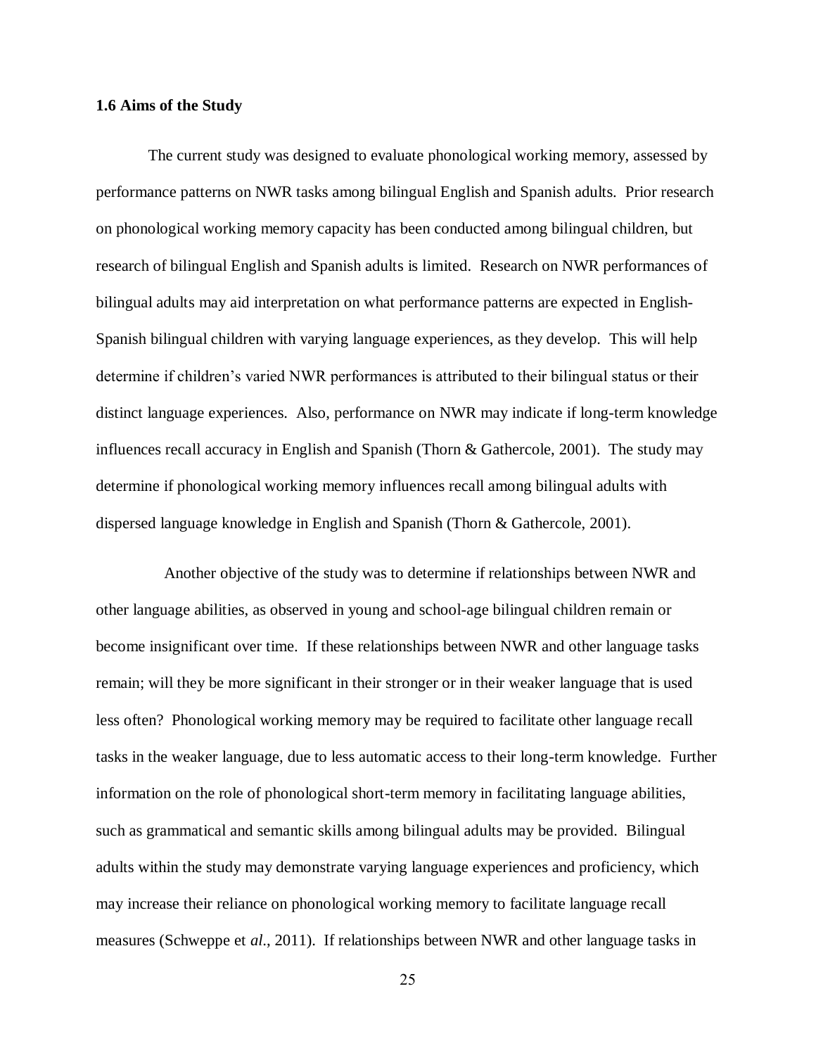### 1.6 Aims of the Study

The current study was designed to evaluate phonological working memory, assessed by performance patterns on NWR tasks among bilingual English and Spanish adults. Prior research on phonological working memory capacity has been conducted among bilingual children, but research of bilingual English and Spanish adults is limited. Research on NWR performances of bilingual adults may aid interpretation on what performance patterns are expected in English-Spanish bilingual children with varying language experiences, as they develop. This will help determine if children's varied NWR performances is attributed to their bilingual status or their distinct language experiences. Also, performance on NWR may indicate if long-term knowledge influences recall accuracy in English and Spanish (Thorn & Gathercole, 2001). The study may determine if phonological working memory influences recall among bilingual adults with dispersed language knowledge in English and Spanish (Thorn & Gathercole, 2001).

Another objective of the study was to determine if relationships between NWR and other language abilities, as observed in young and school-age bilingual children remain or become insignificant over time. If these relationships between NWR and other language tasks remain; will they be more significant in their stronger or in their weaker language that is used less often? Phonological working memory may be required to facilitate other language recall tasks in the weaker language, due to less automatic access to their long-term knowledge. Further information on the role of phonological short-term memory in facilitating language abilities, such as grammatical and semantic skills among bilingual adults may be provided. Bilingual adults within the study may demonstrate varying language experiences and proficiency, which may increase their reliance on phonological working memory to facilitate language recall measures (Schweppe et *al*., 2011). If relationships between NWR and other language tasks in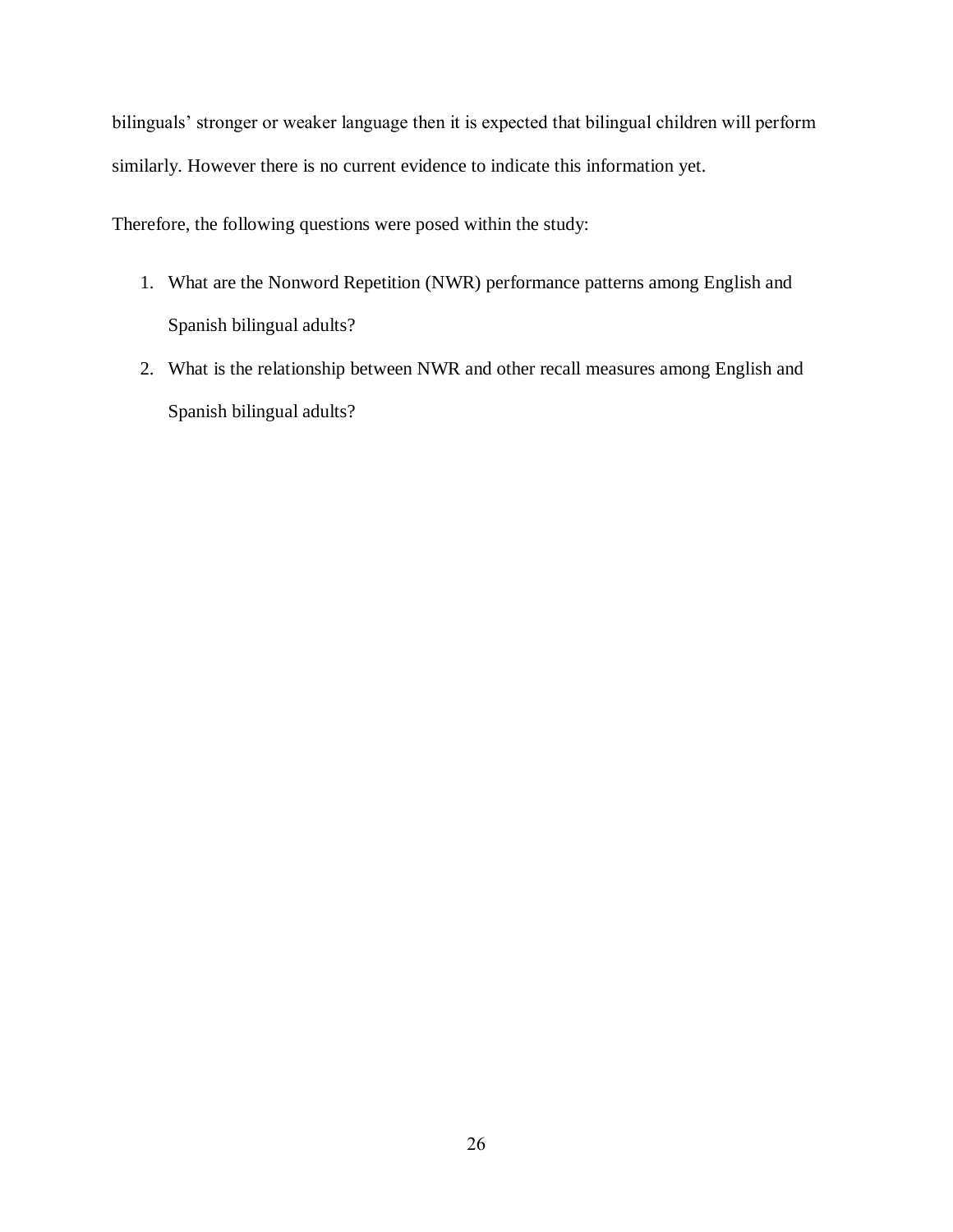bilinguals' stronger or weaker language then it is expected that bilingual children will perform similarly. However there is no current evidence to indicate this information yet.

Therefore, the following questions were posed within the study:

1. What are the Nonword Repetition (NWR) performance patterns among English and Spanish bilingual adults?
2. What is the relationship between NWR and other recall measures among English and Spanish bilingual adults?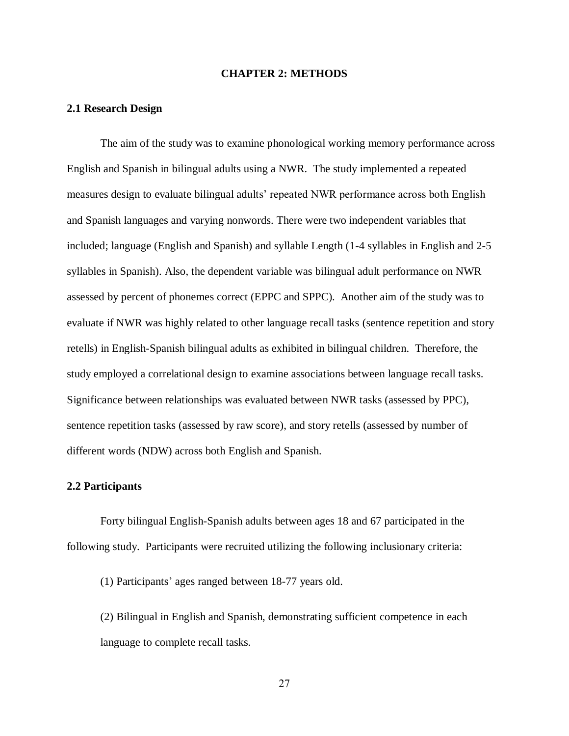# CHAPTER 2: METHODS

## 2.1 Research Design

The aim of the study was to examine phonological working memory performance across English and Spanish in bilingual adults using a NWR. The study implemented a repeated measures design to evaluate bilingual adults' repeated NWR performance across both English and Spanish languages and varying nonwords. There were two independent variables that included; language (English and Spanish) and syllable Length (1-4 syllables in English and 2-5 syllables in Spanish). Also, the dependent variable was bilingual adult performance on NWR assessed by percent of phonemes correct (EPPC and SPPC). Another aim of the study was to evaluate if NWR was highly related to other language recall tasks (sentence repetition and story retells) in English-Spanish bilingual adults as exhibited in bilingual children. Therefore, the study employed a correlational design to examine associations between language recall tasks. Significance between relationships was evaluated between NWR tasks (assessed by PPC), sentence repetition tasks (assessed by raw score), and story retells (assessed by number of different words (NDW) across both English and Spanish.

## 2.2 Participants

Forty bilingual English-Spanish adults between ages 18 and 67 participated in the following study. Participants were recruited utilizing the following inclusionary criteria:

(1) Participants' ages ranged between 18-77 years old.

(2) Bilingual in English and Spanish, demonstrating sufficient competence in each language to complete recall tasks.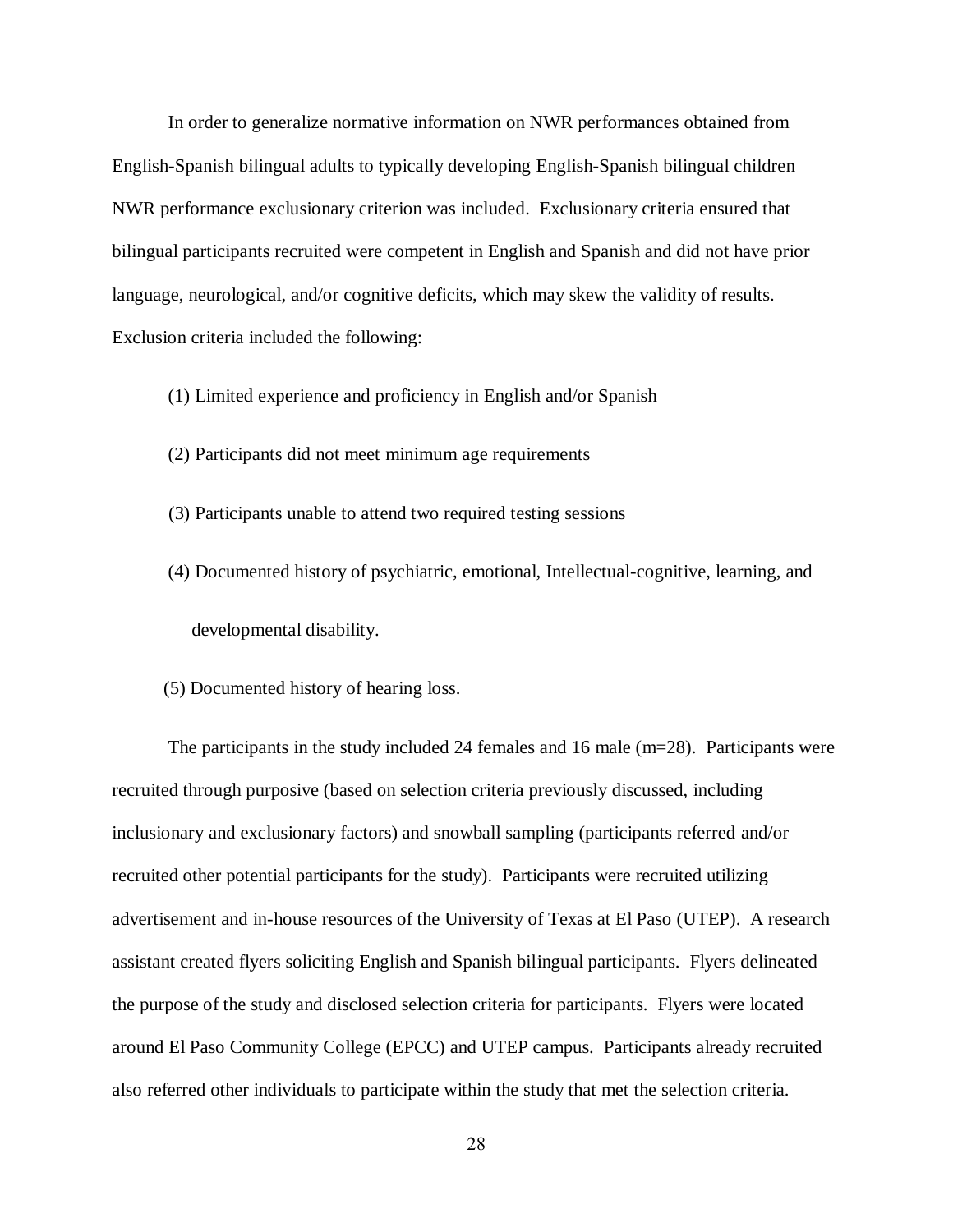In order to generalize normative information on NWR performances obtained from English-Spanish bilingual adults to typically developing English-Spanish bilingual children NWR performance exclusionary criterion was included. Exclusionary criteria ensured that bilingual participants recruited were competent in English and Spanish and did not have prior language, neurological, and/or cognitive deficits, which may skew the validity of results. Exclusion criteria included the following:

(1) Limited experience and proficiency in English and/or Spanish

(2) Participants did not meet minimum age requirements

(3) Participants unable to attend two required testing sessions

(4) Documented history of psychiatric, emotional, Intellectual-cognitive, learning, and developmental disability.

(5) Documented history of hearing loss.

The participants in the study included 24 females and 16 male (m=28). Participants were recruited through purposive (based on selection criteria previously discussed, including inclusionary and exclusionary factors) and snowball sampling (participants referred and/or recruited other potential participants for the study). Participants were recruited utilizing advertisement and in-house resources of the University of Texas at El Paso (UTEP). A research assistant created flyers soliciting English and Spanish bilingual participants. Flyers delineated the purpose of the study and disclosed selection criteria for participants. Flyers were located around El Paso Community College (EPCC) and UTEP campus. Participants already recruited also referred other individuals to participate within the study that met the selection criteria.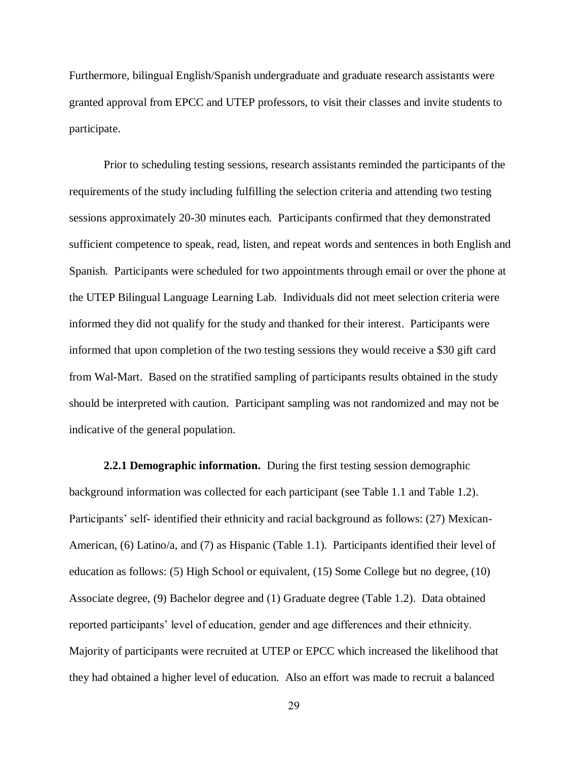Furthermore, bilingual English/Spanish undergraduate and graduate research assistants were granted approval from EPCC and UTEP professors, to visit their classes and invite students to participate.

Prior to scheduling testing sessions, research assistants reminded the participants of the requirements of the study including fulfilling the selection criteria and attending two testing sessions approximately 20-30 minutes each. Participants confirmed that they demonstrated sufficient competence to speak, read, listen, and repeat words and sentences in both English and Spanish. Participants were scheduled for two appointments through email or over the phone at the UTEP Bilingual Language Learning Lab. Individuals did not meet selection criteria were informed they did not qualify for the study and thanked for their interest. Participants were informed that upon completion of the two testing sessions they would receive a $30 gift card from Wal-Mart. Based on the stratified sampling of participants results obtained in the study should be interpreted with caution. Participant sampling was not randomized and may not be indicative of the general population.

**2.2.1 Demographic information.** During the first testing session demographic background information was collected for each participant (see Table 1.1 and Table 1.2). Participants' self- identified their ethnicity and racial background as follows: (27) Mexican-American, (6) Latino/a, and (7) as Hispanic (Table 1.1). Participants identified their level of education as follows: (5) High School or equivalent, (15) Some College but no degree, (10) Associate degree, (9) Bachelor degree and (1) Graduate degree (Table 1.2). Data obtained reported participants' level of education, gender and age differences and their ethnicity. Majority of participants were recruited at UTEP or EPCC which increased the likelihood that they had obtained a higher level of education. Also an effort was made to recruit a balanced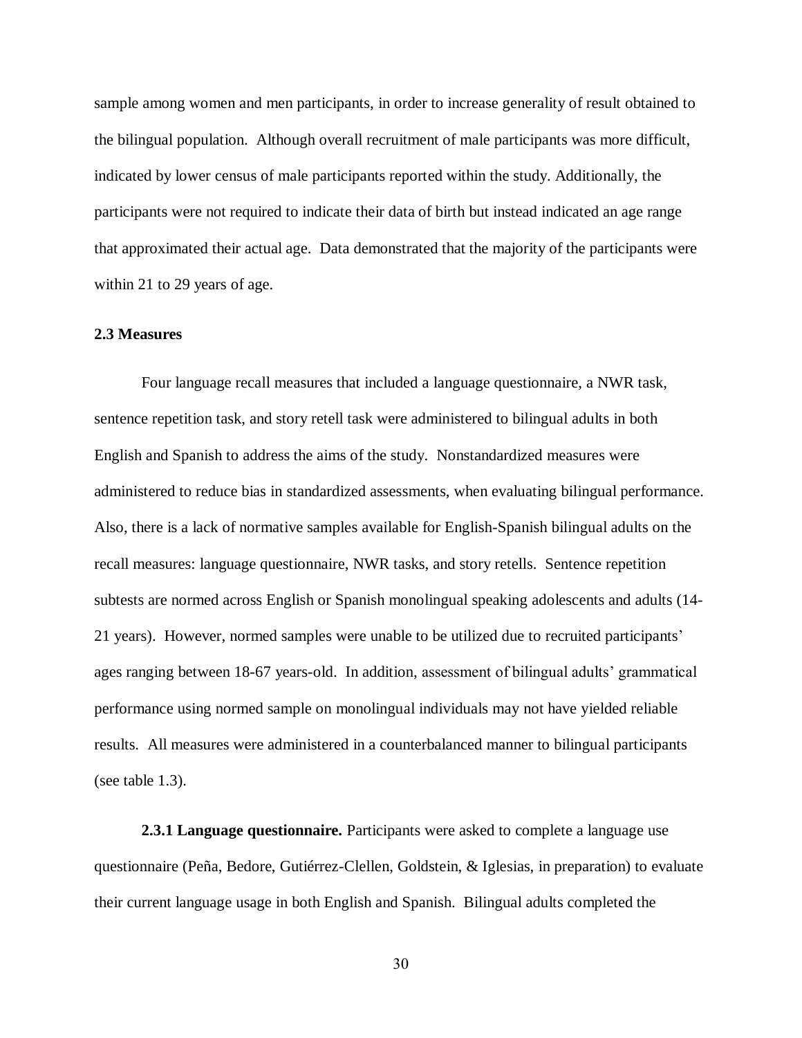sample among women and men participants, in order to increase generality of result obtained to the bilingual population. Although overall recruitment of male participants was more difficult, indicated by lower census of male participants reported within the study. Additionally, the participants were not required to indicate their data of birth but instead indicated an age range that approximated their actual age. Data demonstrated that the majority of the participants were within 21 to 29 years of age.

### 2.3 Measures

Four language recall measures that included a language questionnaire, a NWR task, sentence repetition task, and story retell task were administered to bilingual adults in both English and Spanish to address the aims of the study. Nonstandardized measures were administered to reduce bias in standardized assessments, when evaluating bilingual performance. Also, there is a lack of normative samples available for English-Spanish bilingual adults on the recall measures: language questionnaire, NWR tasks, and story retells. Sentence repetition subtests are normed across English or Spanish monolingual speaking adolescents and adults (14-21 years). However, normed samples were unable to be utilized due to recruited participants' ages ranging between 18-67 years-old. In addition, assessment of bilingual adults' grammatical performance using normed sample on monolingual individuals may not have yielded reliable results. All measures were administered in a counterbalanced manner to bilingual participants (see table 1.3).

**2.3.1 Language questionnaire.** Participants were asked to complete a language use questionnaire (Peña, Bedore, Gutiérrez-Clellen, Goldstein, & Iglesias, in preparation) to evaluate their current language usage in both English and Spanish. Bilingual adults completed the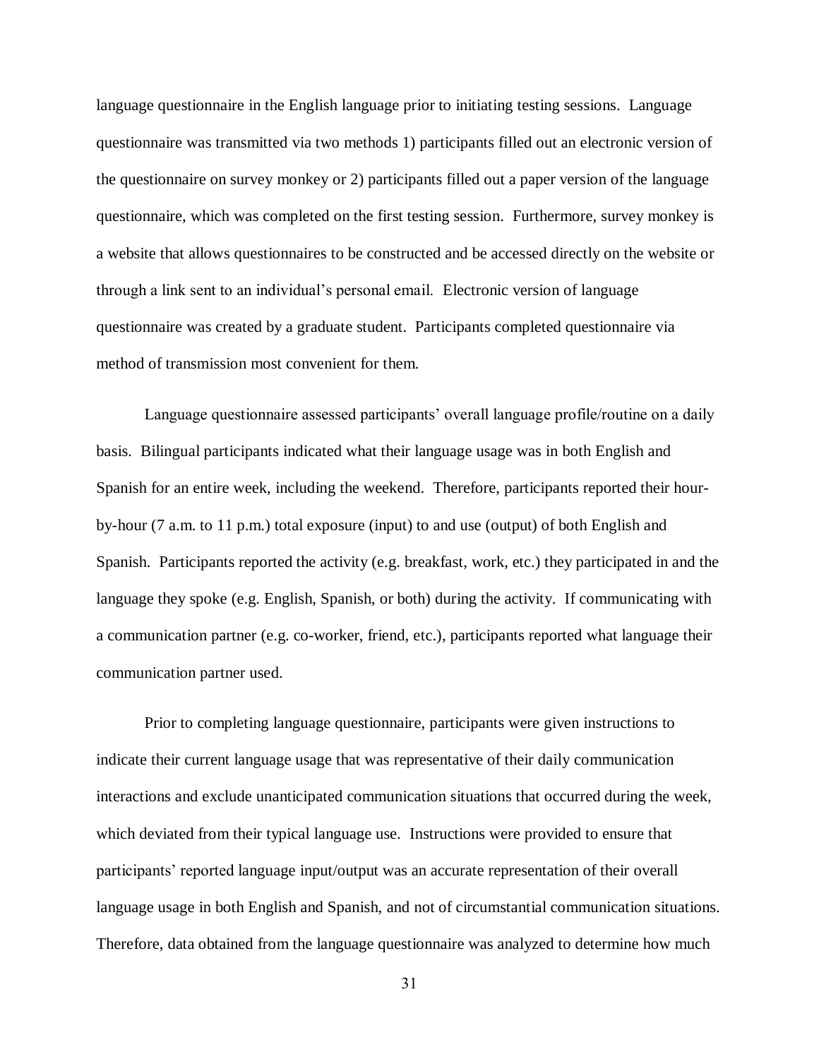language questionnaire in the English language prior to initiating testing sessions. Language questionnaire was transmitted via two methods 1) participants filled out an electronic version of the questionnaire on survey monkey or 2) participants filled out a paper version of the language questionnaire, which was completed on the first testing session. Furthermore, survey monkey is a website that allows questionnaires to be constructed and be accessed directly on the website or through a link sent to an individual's personal email. Electronic version of language questionnaire was created by a graduate student. Participants completed questionnaire via method of transmission most convenient for them.

Language questionnaire assessed participants' overall language profile/routine on a daily basis. Bilingual participants indicated what their language usage was in both English and Spanish for an entire week, including the weekend. Therefore, participants reported their hour-by-hour (7 a.m. to 11 p.m.) total exposure (input) to and use (output) of both English and Spanish. Participants reported the activity (e.g. breakfast, work, etc.) they participated in and the language they spoke (e.g. English, Spanish, or both) during the activity. If communicating with a communication partner (e.g. co-worker, friend, etc.), participants reported what language their communication partner used.

Prior to completing language questionnaire, participants were given instructions to indicate their current language usage that was representative of their daily communication interactions and exclude unanticipated communication situations that occurred during the week, which deviated from their typical language use. Instructions were provided to ensure that participants' reported language input/output was an accurate representation of their overall language usage in both English and Spanish, and not of circumstantial communication situations. Therefore, data obtained from the language questionnaire was analyzed to determine how much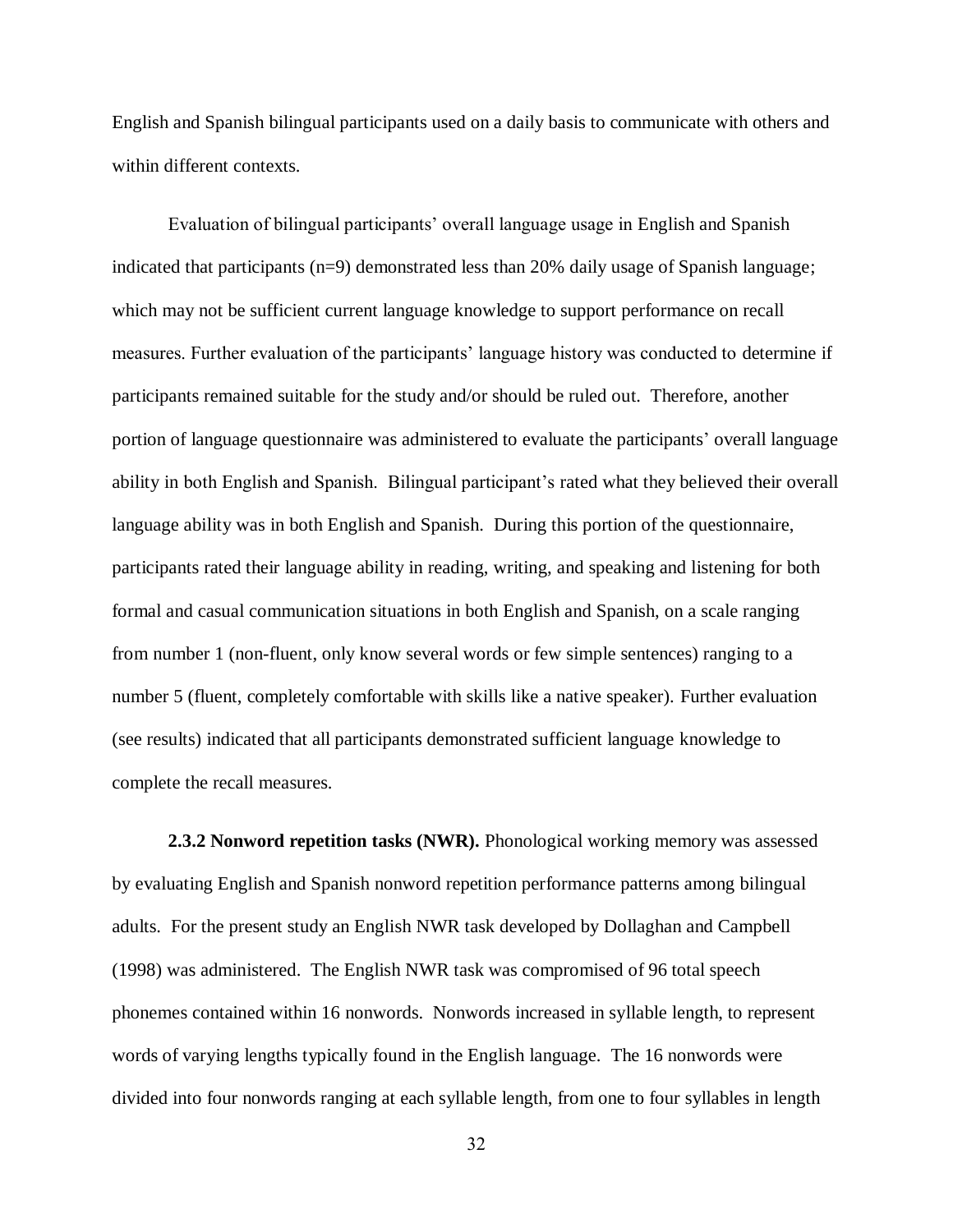English and Spanish bilingual participants used on a daily basis to communicate with others and within different contexts.

Evaluation of bilingual participants' overall language usage in English and Spanish indicated that participants (n=9) demonstrated less than 20% daily usage of Spanish language; which may not be sufficient current language knowledge to support performance on recall measures. Further evaluation of the participants' language history was conducted to determine if participants remained suitable for the study and/or should be ruled out. Therefore, another portion of language questionnaire was administered to evaluate the participants' overall language ability in both English and Spanish. Bilingual participant's rated what they believed their overall language ability was in both English and Spanish. During this portion of the questionnaire, participants rated their language ability in reading, writing, and speaking and listening for both formal and casual communication situations in both English and Spanish, on a scale ranging from number 1 (non-fluent, only know several words or few simple sentences) ranging to a number 5 (fluent, completely comfortable with skills like a native speaker). Further evaluation (see results) indicated that all participants demonstrated sufficient language knowledge to complete the recall measures.

**2.3.2 Nonword repetition tasks (NWR).** Phonological working memory was assessed by evaluating English and Spanish nonword repetition performance patterns among bilingual adults. For the present study an English NWR task developed by Dollaghan and Campbell (1998) was administered. The English NWR task was compromised of 96 total speech phonemes contained within 16 nonwords. Nonwords increased in syllable length, to represent words of varying lengths typically found in the English language. The 16 nonwords were divided into four nonwords ranging at each syllable length, from one to four syllables in length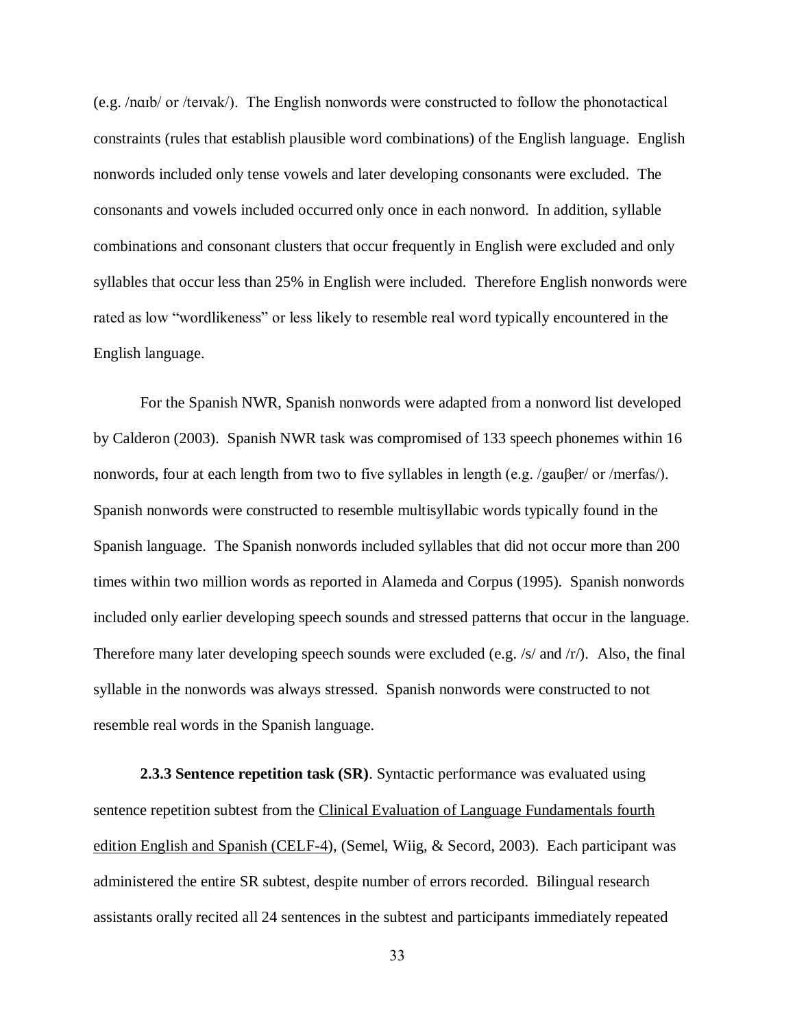(e.g. /nɑɪb/ or /teɪvak/). The English nonwords were constructed to follow the phonotactical constraints (rules that establish plausible word combinations) of the English language. English nonwords included only tense vowels and later developing consonants were excluded. The consonants and vowels included occurred only once in each nonword. In addition, syllable combinations and consonant clusters that occur frequently in English were excluded and only syllables that occur less than 25% in English were included. Therefore English nonwords were rated as low "wordlikeness" or less likely to resemble real word typically encountered in the English language.

For the Spanish NWR, Spanish nonwords were adapted from a nonword list developed by Calderon (2003). Spanish NWR task was compromised of 133 speech phonemes within 16 nonwords, four at each length from two to five syllables in length (e.g. /gauβer/ or /merfas/). Spanish nonwords were constructed to resemble multisyllabic words typically found in the Spanish language. The Spanish nonwords included syllables that did not occur more than 200 times within two million words as reported in Alameda and Corpus (1995). Spanish nonwords included only earlier developing speech sounds and stressed patterns that occur in the language. Therefore many later developing speech sounds were excluded (e.g. /s/ and /r/). Also, the final syllable in the nonwords was always stressed. Spanish nonwords were constructed to not resemble real words in the Spanish language.

**2.3.3 Sentence repetition task (SR)**. Syntactic performance was evaluated using sentence repetition subtest from the Clinical Evaluation of Language Fundamentals fourth edition English and Spanish (CELF-4), (Semel, Wiig, & Secord, 2003). Each participant was administered the entire SR subtest, despite number of errors recorded. Bilingual research assistants orally recited all 24 sentences in the subtest and participants immediately repeated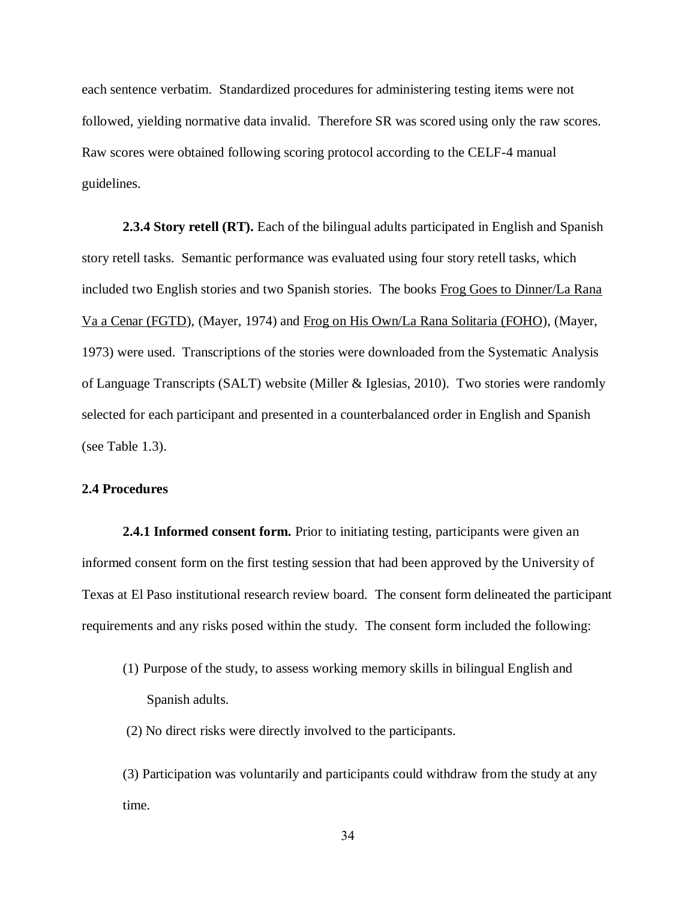each sentence verbatim. Standardized procedures for administering testing items were not followed, yielding normative data invalid. Therefore SR was scored using only the raw scores. Raw scores were obtained following scoring protocol according to the CELF-4 manual guidelines.

**2.3.4 Story retell (RT).** Each of the bilingual adults participated in English and Spanish story retell tasks. Semantic performance was evaluated using four story retell tasks, which included two English stories and two Spanish stories. The books Frog Goes to Dinner/La Rana Va a Cenar (FGTD), (Mayer, 1974) and Frog on His Own/La Rana Solitaria (FOHO), (Mayer, 1973) were used. Transcriptions of the stories were downloaded from the Systematic Analysis of Language Transcripts (SALT) website (Miller & Iglesias, 2010). Two stories were randomly selected for each participant and presented in a counterbalanced order in English and Spanish (see Table 1.3).

### 2.4 Procedures

**2.4.1 Informed consent form.** Prior to initiating testing, participants were given an informed consent form on the first testing session that had been approved by the University of Texas at El Paso institutional research review board. The consent form delineated the participant requirements and any risks posed within the study. The consent form included the following:

(1) Purpose of the study, to assess working memory skills in bilingual English and Spanish adults.

(2) No direct risks were directly involved to the participants.

(3) Participation was voluntarily and participants could withdraw from the study at any time.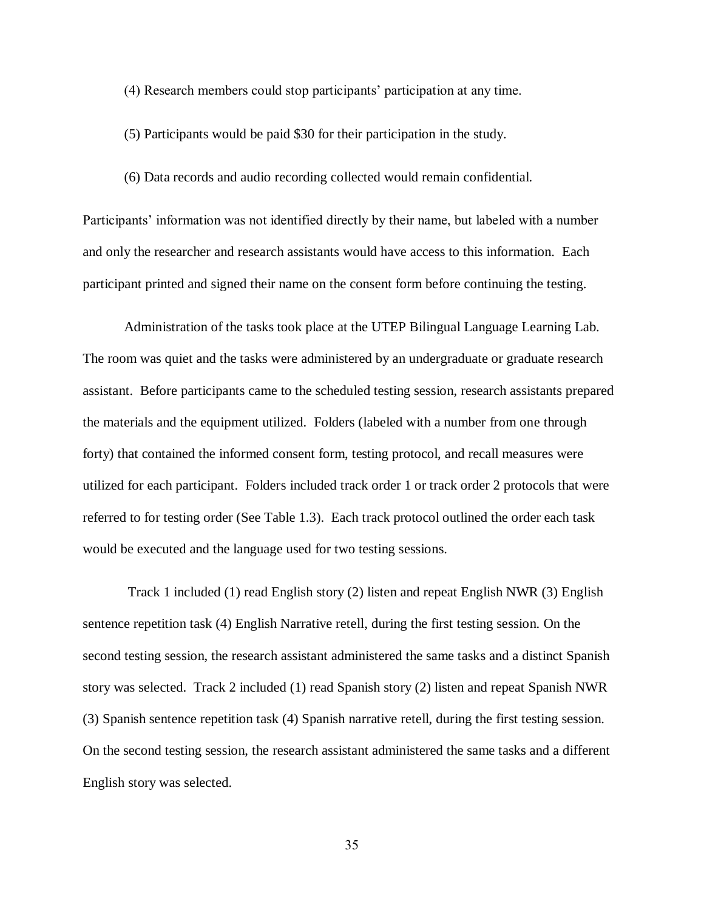(4) Research members could stop participants' participation at any time.

(5) Participants would be paid $30 for their participation in the study.

(6) Data records and audio recording collected would remain confidential.

Participants' information was not identified directly by their name, but labeled with a number and only the researcher and research assistants would have access to this information. Each participant printed and signed their name on the consent form before continuing the testing.

Administration of the tasks took place at the UTEP Bilingual Language Learning Lab. The room was quiet and the tasks were administered by an undergraduate or graduate research assistant. Before participants came to the scheduled testing session, research assistants prepared the materials and the equipment utilized. Folders (labeled with a number from one through forty) that contained the informed consent form, testing protocol, and recall measures were utilized for each participant. Folders included track order 1 or track order 2 protocols that were referred to for testing order (See Table 1.3). Each track protocol outlined the order each task would be executed and the language used for two testing sessions.

Track 1 included (1) read English story (2) listen and repeat English NWR (3) English sentence repetition task (4) English Narrative retell, during the first testing session. On the second testing session, the research assistant administered the same tasks and a distinct Spanish story was selected. Track 2 included (1) read Spanish story (2) listen and repeat Spanish NWR (3) Spanish sentence repetition task (4) Spanish narrative retell, during the first testing session. On the second testing session, the research assistant administered the same tasks and a different English story was selected.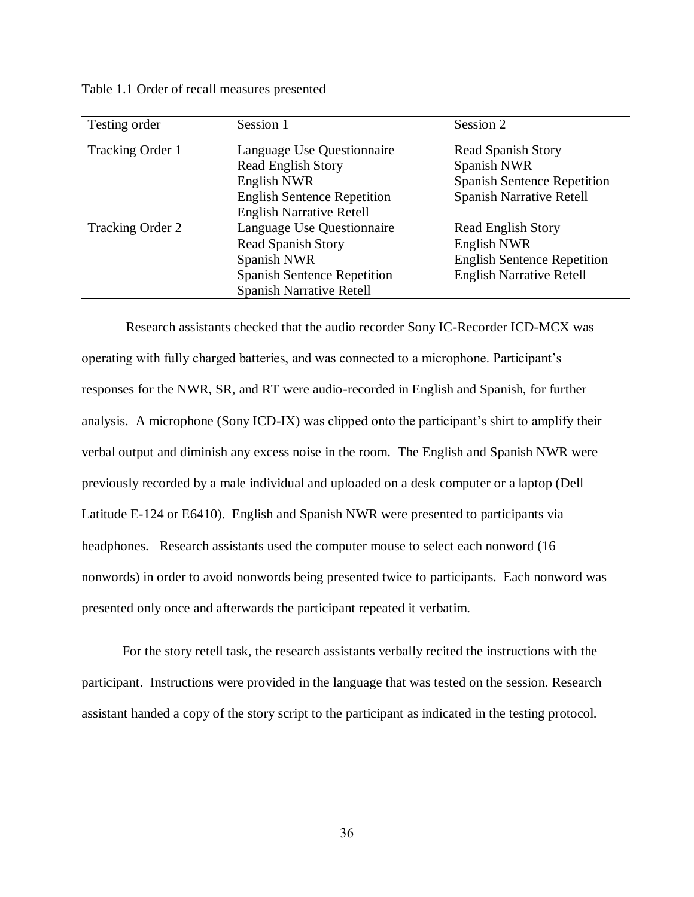Table 1.1 Order of recall measures presented

| Testing order | Session 1 | Session 2 |
| --- | --- | --- |
| Tracking Order 1 | Language Use Questionnaire | Read Spanish Story |
| | Read English Story | Spanish NWR |
| | English NWR | Spanish Sentence Repetition |
| | English Sentence Repetition | Spanish Narrative Retell |
| | English Narrative Retell | |
| Tracking Order 2 | Language Use Questionnaire | Read English Story |
| | Read Spanish Story | English NWR |
| | Spanish NWR | English Sentence Repetition |
| | Spanish Sentence Repetition | English Narrative Retell |
| | Spanish Narrative Retell | |

Research assistants checked that the audio recorder Sony IC-Recorder ICD-MCX was operating with fully charged batteries, and was connected to a microphone. Participant's responses for the NWR, SR, and RT were audio-recorded in English and Spanish, for further analysis. A microphone (Sony ICD-IX) was clipped onto the participant's shirt to amplify their verbal output and diminish any excess noise in the room. The English and Spanish NWR were previously recorded by a male individual and uploaded on a desk computer or a laptop (Dell Latitude E-124 or E6410). English and Spanish NWR were presented to participants via headphones. Research assistants used the computer mouse to select each nonword (16 nonwords) in order to avoid nonwords being presented twice to participants. Each nonword was presented only once and afterwards the participant repeated it verbatim.

For the story retell task, the research assistants verbally recited the instructions with the participant. Instructions were provided in the language that was tested on the session. Research assistant handed a copy of the story script to the participant as indicated in the testing protocol.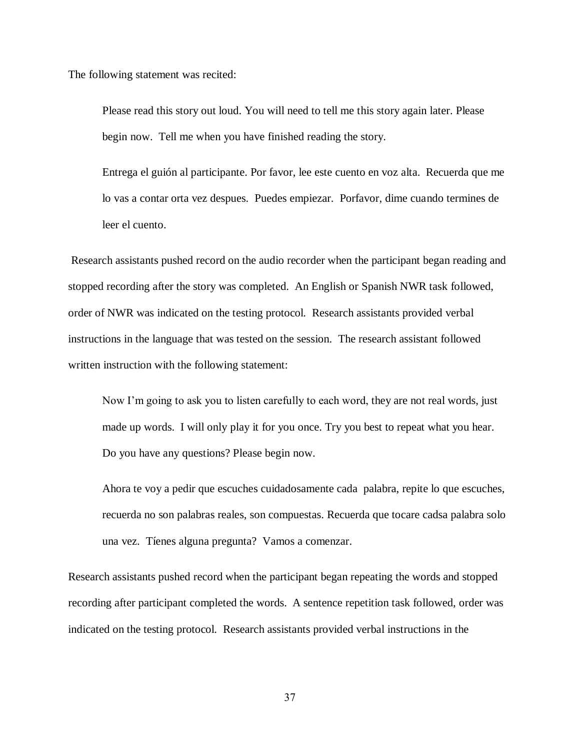The following statement was recited:

> Please read this story out loud. You will need to tell me this story again later. Please begin now. Tell me when you have finished reading the story.
>
> Entrega el guión al participante. Por favor, lee este cuento en voz alta. Recuerda que me lo vas a contar orta vez despues. Puedes empiezar. Porfavor, dime cuando termines de leer el cuento.

Research assistants pushed record on the audio recorder when the participant began reading and stopped recording after the story was completed. An English or Spanish NWR task followed, order of NWR was indicated on the testing protocol. Research assistants provided verbal instructions in the language that was tested on the session. The research assistant followed written instruction with the following statement:

> Now I'm going to ask you to listen carefully to each word, they are not real words, just made up words. I will only play it for you once. Try you best to repeat what you hear. Do you have any questions? Please begin now.
>
> Ahora te voy a pedir que escuches cuidadosamente cada palabra, repite lo que escuches, recuerda no son palabras reales, son compuestas. Recuerda que tocare cadsa palabra solo una vez. Tíenes alguna pregunta? Vamos a comenzar.

Research assistants pushed record when the participant began repeating the words and stopped recording after participant completed the words. A sentence repetition task followed, order was indicated on the testing protocol. Research assistants provided verbal instructions in the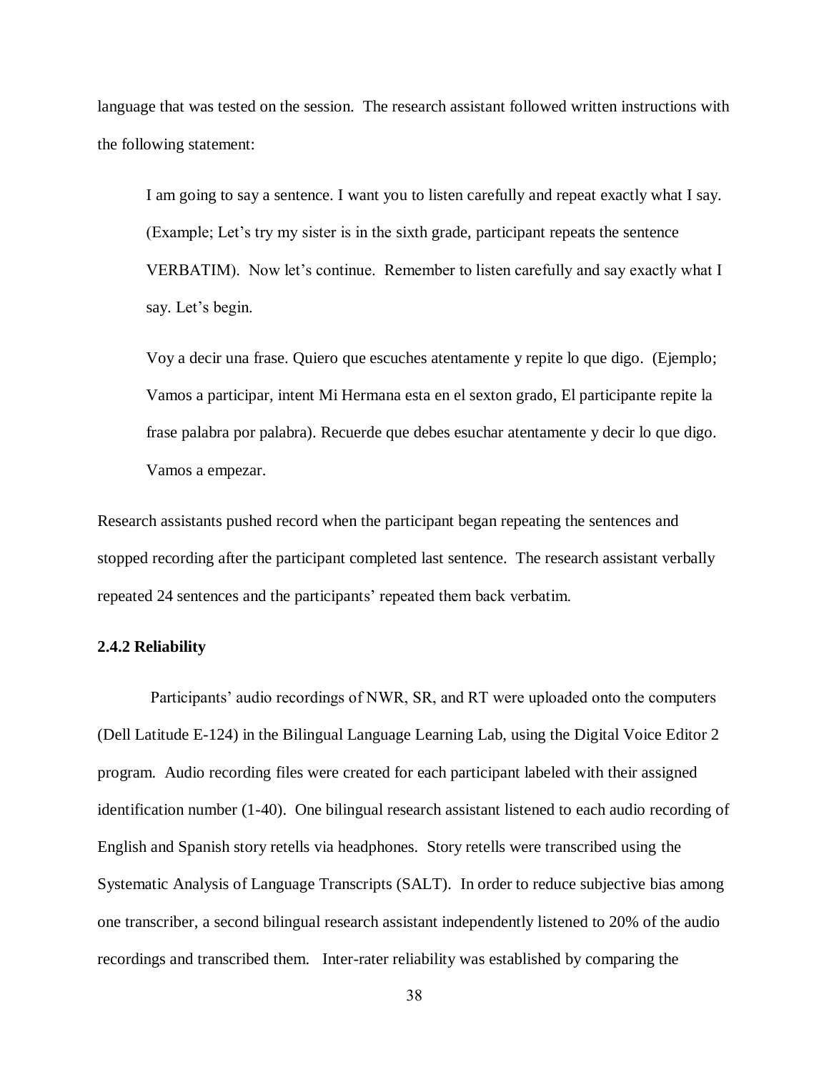language that was tested on the session. The research assistant followed written instructions with the following statement:

> I am going to say a sentence. I want you to listen carefully and repeat exactly what I say. (Example; Let's try my sister is in the sixth grade, participant repeats the sentence VERBATIM). Now let's continue. Remember to listen carefully and say exactly what I say. Let's begin.
>
> Voy a decir una frase. Quiero que escuches atentamente y repite lo que digo. (Ejemplo; Vamos a participar, intent Mi Hermana esta en el sexton grado, El participante repite la frase palabra por palabra). Recuerde que debes esuchar atentamente y decir lo que digo. Vamos a empezar.

Research assistants pushed record when the participant began repeating the sentences and stopped recording after the participant completed last sentence. The research assistant verbally repeated 24 sentences and the participants' repeated them back verbatim.

### 2.4.2 Reliability

Participants' audio recordings of NWR, SR, and RT were uploaded onto the computers (Dell Latitude E-124) in the Bilingual Language Learning Lab, using the Digital Voice Editor 2 program. Audio recording files were created for each participant labeled with their assigned identification number (1-40). One bilingual research assistant listened to each audio recording of English and Spanish story retells via headphones. Story retells were transcribed using the Systematic Analysis of Language Transcripts (SALT). In order to reduce subjective bias among one transcriber, a second bilingual research assistant independently listened to 20% of the audio recordings and transcribed them. Inter-rater reliability was established by comparing the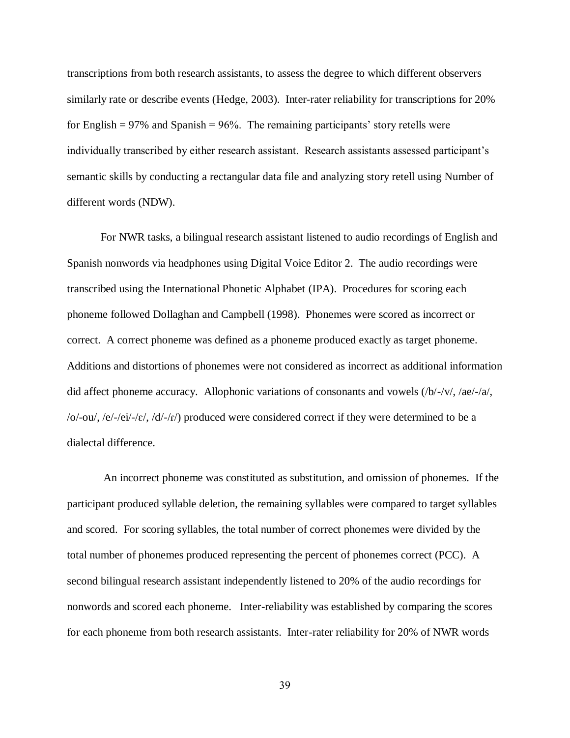transcriptions from both research assistants, to assess the degree to which different observers similarly rate or describe events (Hedge, 2003). Inter-rater reliability for transcriptions for 20% for English = 97% and Spanish = 96%. The remaining participants' story retells were individually transcribed by either research assistant. Research assistants assessed participant's semantic skills by conducting a rectangular data file and analyzing story retell using Number of different words (NDW).

For NWR tasks, a bilingual research assistant listened to audio recordings of English and Spanish nonwords via headphones using Digital Voice Editor 2. The audio recordings were transcribed using the International Phonetic Alphabet (IPA). Procedures for scoring each phoneme followed Dollaghan and Campbell (1998). Phonemes were scored as incorrect or correct. A correct phoneme was defined as a phoneme produced exactly as target phoneme. Additions and distortions of phonemes were not considered as incorrect as additional information did affect phoneme accuracy. Allophonic variations of consonants and vowels (/b/-/v/, /ae/-/a/, /o/-ou/, /e/-/ei/-/ɛ/, /d/-/ɾ/) produced were considered correct if they were determined to be a dialectal difference.

An incorrect phoneme was constituted as substitution, and omission of phonemes. If the participant produced syllable deletion, the remaining syllables were compared to target syllables and scored. For scoring syllables, the total number of correct phonemes were divided by the total number of phonemes produced representing the percent of phonemes correct (PCC). A second bilingual research assistant independently listened to 20% of the audio recordings for nonwords and scored each phoneme. Inter-reliability was established by comparing the scores for each phoneme from both research assistants. Inter-rater reliability for 20% of NWR words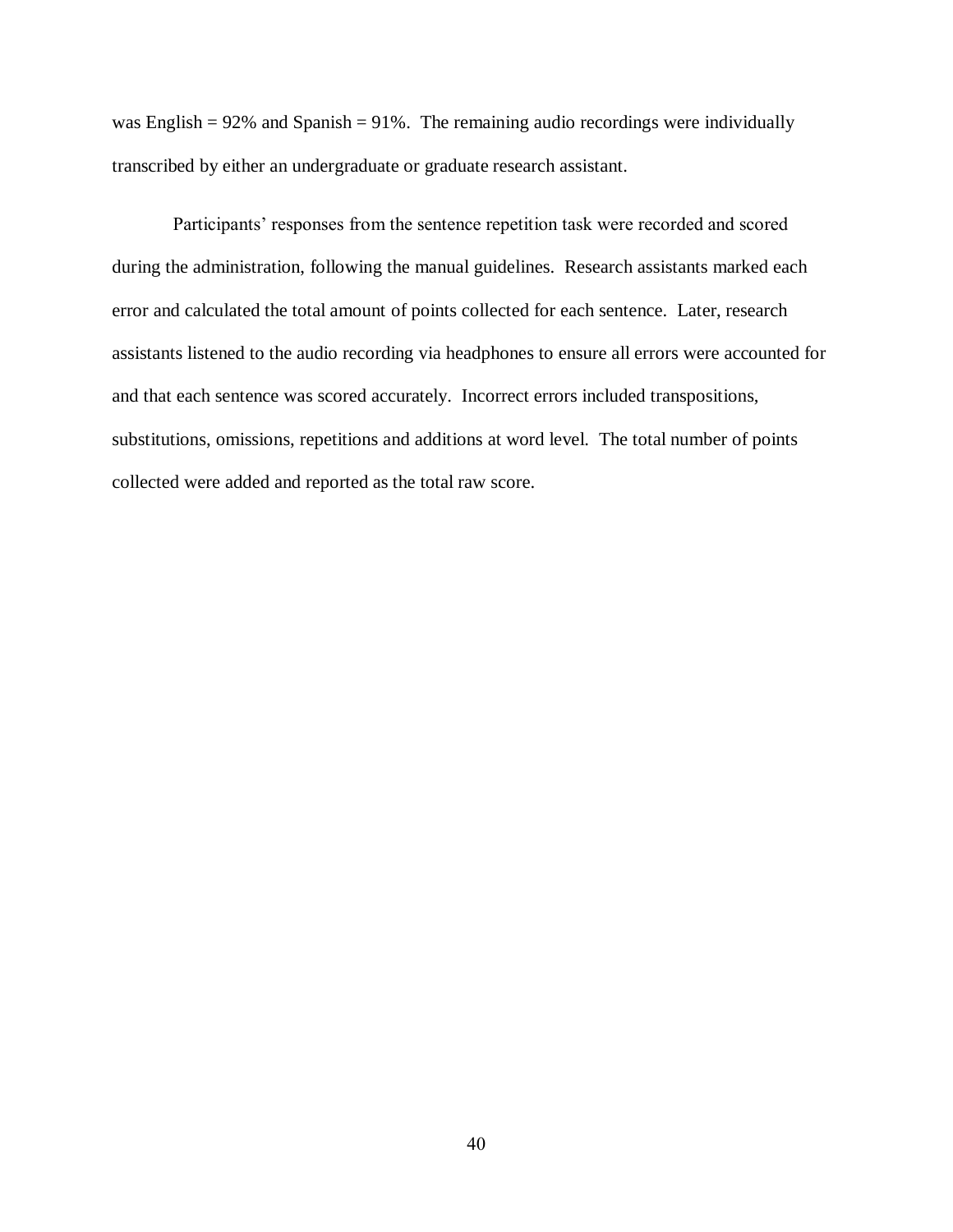was English = 92% and Spanish = 91%. The remaining audio recordings were individually transcribed by either an undergraduate or graduate research assistant.

Participants' responses from the sentence repetition task were recorded and scored during the administration, following the manual guidelines. Research assistants marked each error and calculated the total amount of points collected for each sentence. Later, research assistants listened to the audio recording via headphones to ensure all errors were accounted for and that each sentence was scored accurately. Incorrect errors included transpositions, substitutions, omissions, repetitions and additions at word level. The total number of points collected were added and reported as the total raw score.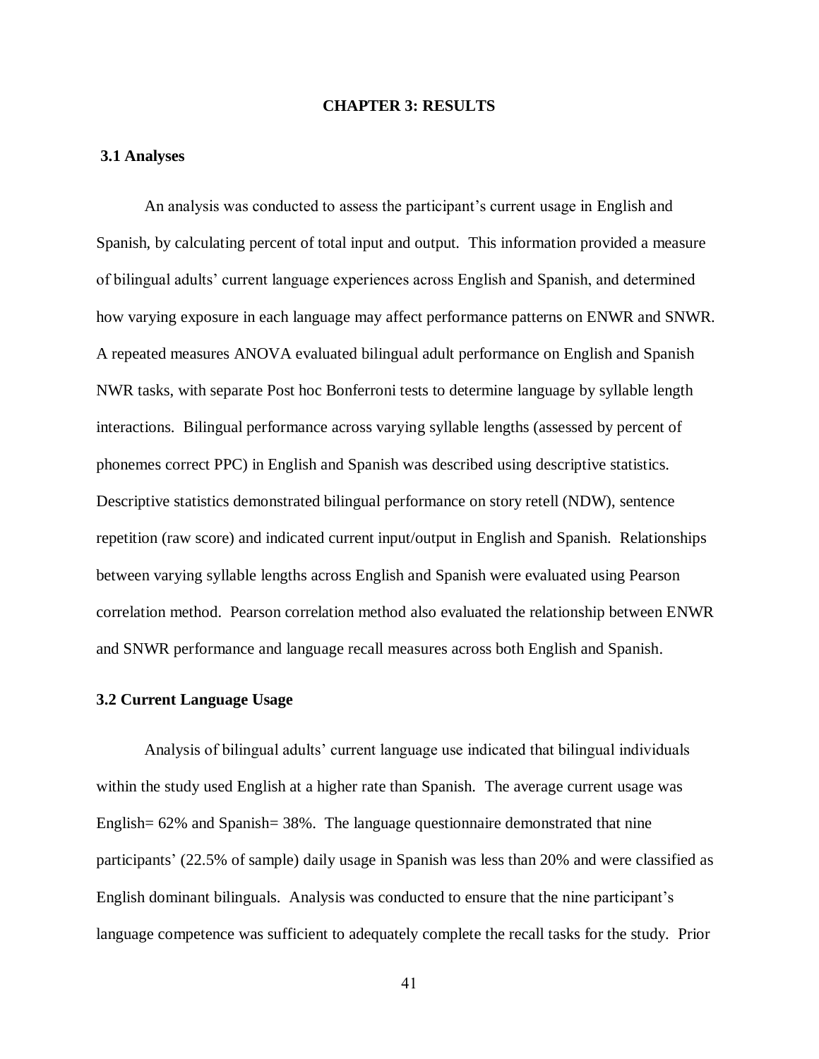# CHAPTER 3: RESULTS

## 3.1 Analyses

An analysis was conducted to assess the participant's current usage in English and Spanish, by calculating percent of total input and output. This information provided a measure of bilingual adults' current language experiences across English and Spanish, and determined how varying exposure in each language may affect performance patterns on ENWR and SNWR. A repeated measures ANOVA evaluated bilingual adult performance on English and Spanish NWR tasks, with separate Post hoc Bonferroni tests to determine language by syllable length interactions. Bilingual performance across varying syllable lengths (assessed by percent of phonemes correct PPC) in English and Spanish was described using descriptive statistics. Descriptive statistics demonstrated bilingual performance on story retell (NDW), sentence repetition (raw score) and indicated current input/output in English and Spanish. Relationships between varying syllable lengths across English and Spanish were evaluated using Pearson correlation method. Pearson correlation method also evaluated the relationship between ENWR and SNWR performance and language recall measures across both English and Spanish.

## 3.2 Current Language Usage

Analysis of bilingual adults' current language use indicated that bilingual individuals within the study used English at a higher rate than Spanish. The average current usage was English= 62% and Spanish= 38%. The language questionnaire demonstrated that nine participants' (22.5% of sample) daily usage in Spanish was less than 20% and were classified as English dominant bilinguals. Analysis was conducted to ensure that the nine participant's language competence was sufficient to adequately complete the recall tasks for the study. Prior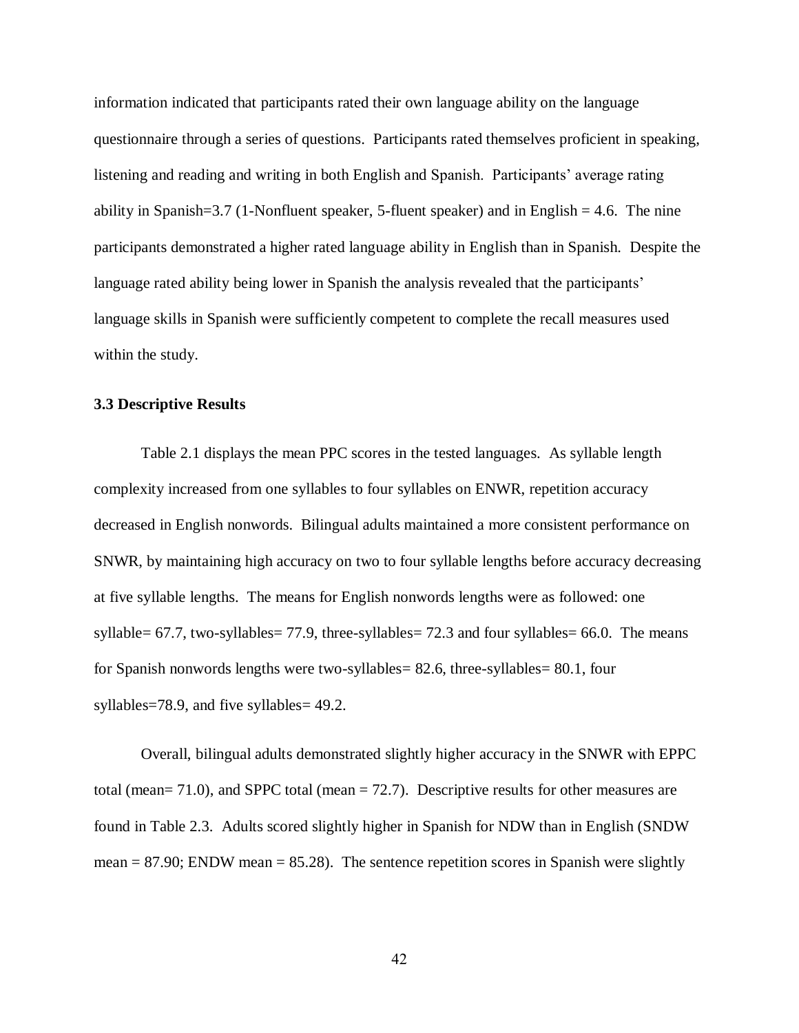information indicated that participants rated their own language ability on the language questionnaire through a series of questions. Participants rated themselves proficient in speaking, listening and reading and writing in both English and Spanish. Participants' average rating ability in Spanish=3.7 (1-Nonfluent speaker, 5-fluent speaker) and in English = 4.6. The nine participants demonstrated a higher rated language ability in English than in Spanish. Despite the language rated ability being lower in Spanish the analysis revealed that the participants' language skills in Spanish were sufficiently competent to complete the recall measures used within the study.

### 3.3 Descriptive Results

Table 2.1 displays the mean PPC scores in the tested languages. As syllable length complexity increased from one syllables to four syllables on ENWR, repetition accuracy decreased in English nonwords. Bilingual adults maintained a more consistent performance on SNWR, by maintaining high accuracy on two to four syllable lengths before accuracy decreasing at five syllable lengths. The means for English nonwords lengths were as followed: one syllable= 67.7, two-syllables= 77.9, three-syllables= 72.3 and four syllables= 66.0. The means for Spanish nonwords lengths were two-syllables= 82.6, three-syllables= 80.1, four syllables=78.9, and five syllables= 49.2.

Overall, bilingual adults demonstrated slightly higher accuracy in the SNWR with EPPC total (mean= 71.0), and SPPC total (mean = 72.7). Descriptive results for other measures are found in Table 2.3. Adults scored slightly higher in Spanish for NDW than in English (SNDW mean = 87.90; ENDW mean = 85.28). The sentence repetition scores in Spanish were slightly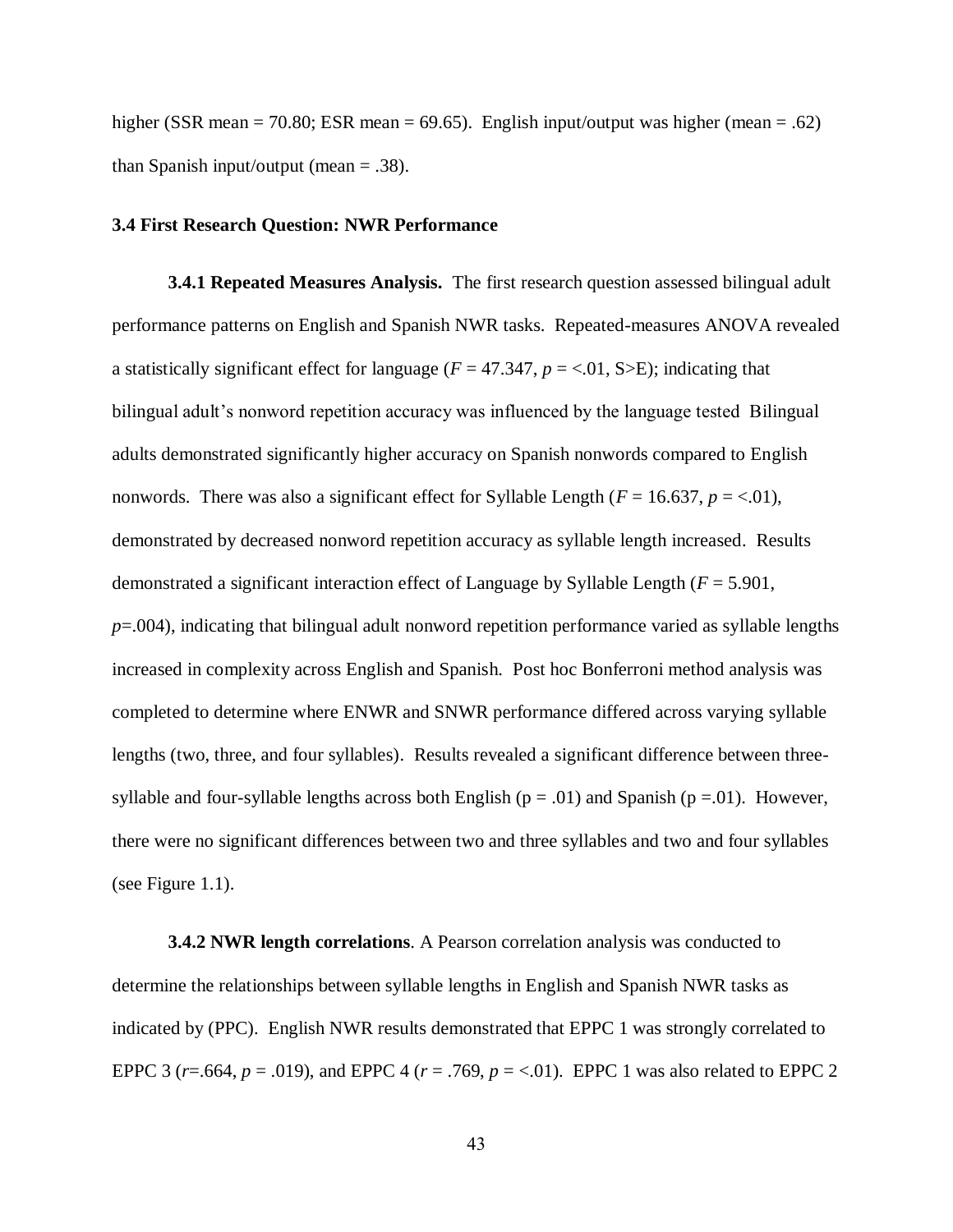higher (SSR mean = 70.80; ESR mean = 69.65). English input/output was higher (mean = .62) than Spanish input/output (mean = .38).

### 3.4 First Research Question: NWR Performance

**3.4.1 Repeated Measures Analysis.** The first research question assessed bilingual adult performance patterns on English and Spanish NWR tasks. Repeated-measures ANOVA revealed a statistically significant effect for language ($F = 47.347$, $p = <.01$, S>E); indicating that bilingual adult's nonword repetition accuracy was influenced by the language tested Bilingual adults demonstrated significantly higher accuracy on Spanish nonwords compared to English nonwords. There was also a significant effect for Syllable Length ($F = 16.637$, $p = <.01$), demonstrated by decreased nonword repetition accuracy as syllable length increased. Results demonstrated a significant interaction effect of Language by Syllable Length ($F = 5.901$, $p$=.004), indicating that bilingual adult nonword repetition performance varied as syllable lengths increased in complexity across English and Spanish. Post hoc Bonferroni method analysis was completed to determine where ENWR and SNWR performance differed across varying syllable lengths (two, three, and four syllables). Results revealed a significant difference between three-syllable and four-syllable lengths across both English (p = .01) and Spanish (p =.01). However, there were no significant differences between two and three syllables and two and four syllables (see Figure 1.1).

**3.4.2 NWR length correlations**. A Pearson correlation analysis was conducted to determine the relationships between syllable lengths in English and Spanish NWR tasks as indicated by (PPC). English NWR results demonstrated that EPPC 1 was strongly correlated to EPPC 3 ($r$=.664, $p$ = .019), and EPPC 4 ($r$ = .769, $p$ = <.01). EPPC 1 was also related to EPPC 2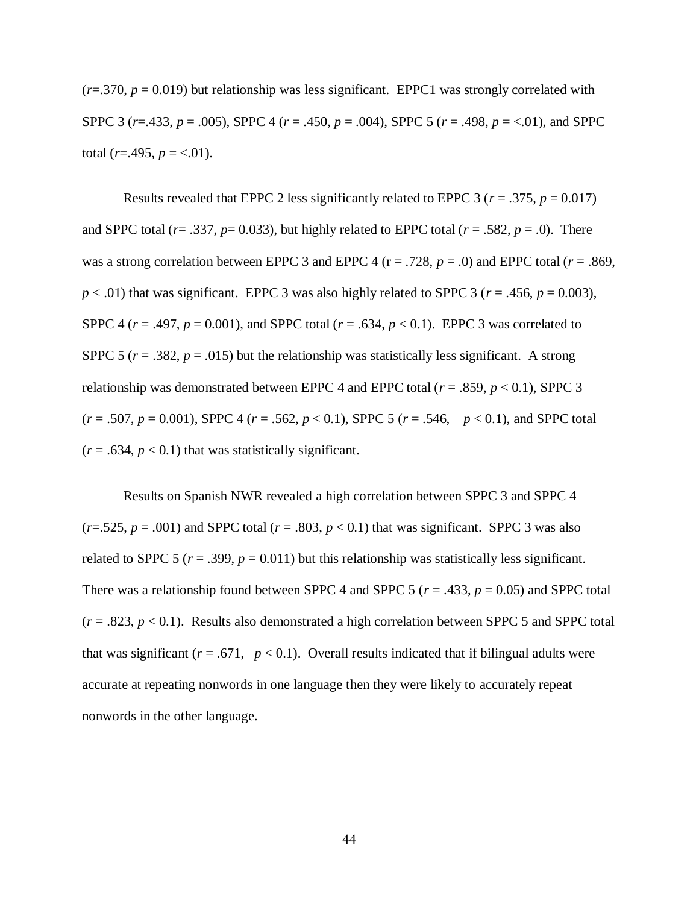($r$=.370, $p$ = 0.019) but relationship was less significant. EPPC1 was strongly correlated with SPPC 3 ($r$=.433, $p$ = .005), SPPC 4 ($r$ = .450, $p$ = .004), SPPC 5 ($r$ = .498, $p$ = <.01), and SPPC total ($r$=.495, $p$ = <.01).

Results revealed that EPPC 2 less significantly related to EPPC 3 ($r$ = .375, $p$ = 0.017) and SPPC total ($r$= .337, $p$= 0.033), but highly related to EPPC total ($r$ = .582, $p$ = .0). There was a strong correlation between EPPC 3 and EPPC 4 (r = .728, $p$ = .0) and EPPC total ($r$ = .869, $p$ < .01) that was significant. EPPC 3 was also highly related to SPPC 3 ($r$ = .456, $p$ = 0.003), SPPC 4 ($r$ = .497, $p$ = 0.001), and SPPC total ($r$ = .634, $p$ < 0.1). EPPC 3 was correlated to SPPC 5 ($r$ = .382, $p$ = .015) but the relationship was statistically less significant. A strong relationship was demonstrated between EPPC 4 and EPPC total ($r$ = .859, $p$ < 0.1), SPPC 3 ($r$ = .507, $p$ = 0.001), SPPC 4 ($r$ = .562, $p$ < 0.1), SPPC 5 ($r$ = .546, $p$ < 0.1), and SPPC total ($r$ = .634, $p$ < 0.1) that was statistically significant.

Results on Spanish NWR revealed a high correlation between SPPC 3 and SPPC 4 ($r$=.525, $p$ = .001) and SPPC total ($r$ = .803, $p$ < 0.1) that was significant. SPPC 3 was also related to SPPC 5 ($r$ = .399, $p$ = 0.011) but this relationship was statistically less significant. There was a relationship found between SPPC 4 and SPPC 5 ($r$ = .433, $p$ = 0.05) and SPPC total ($r$ = .823, $p$ < 0.1). Results also demonstrated a high correlation between SPPC 5 and SPPC total that was significant ($r$ = .671, $p$ < 0.1). Overall results indicated that if bilingual adults were accurate at repeating nonwords in one language then they were likely to accurately repeat nonwords in the other language.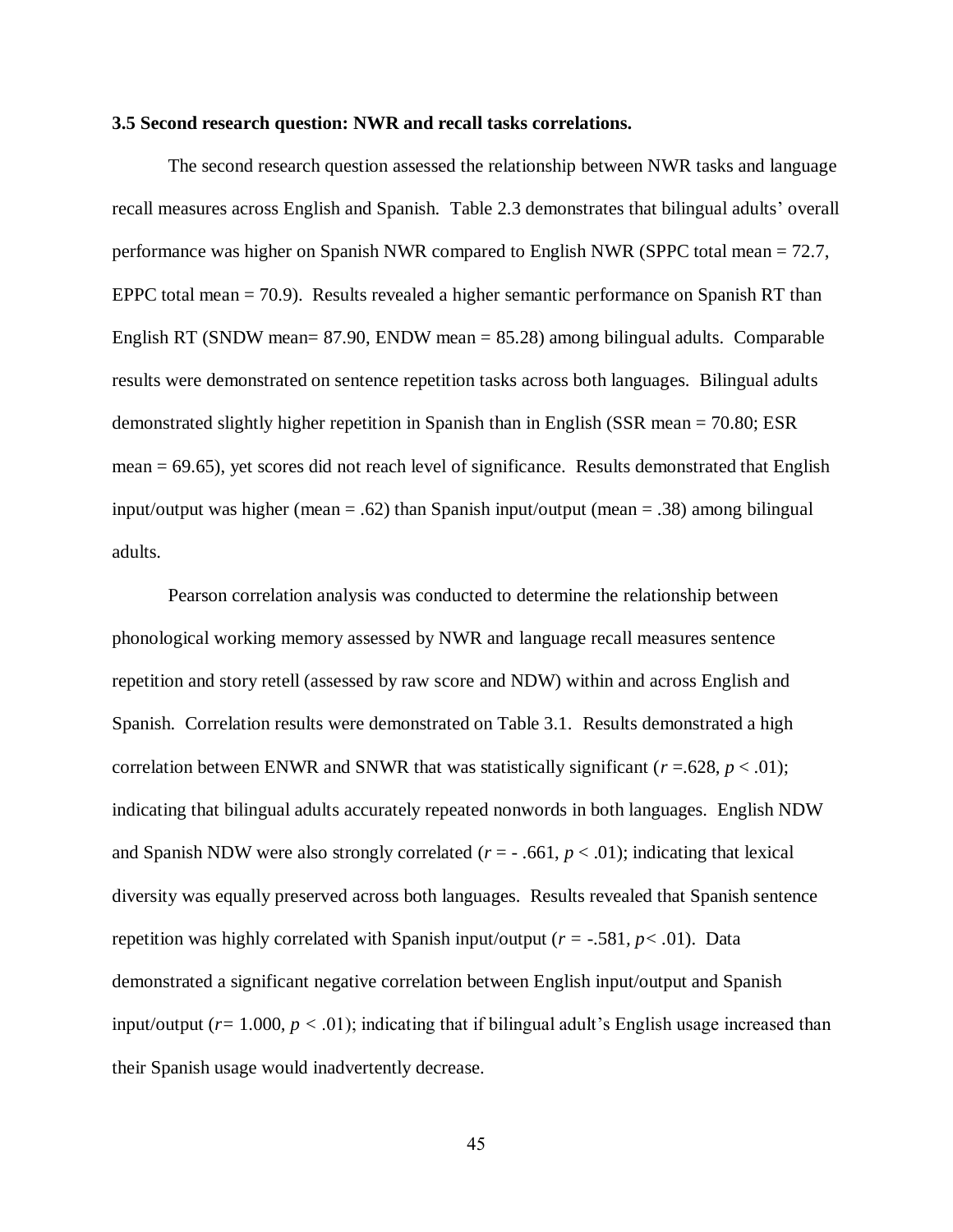### 3.5 Second research question: NWR and recall tasks correlations.

The second research question assessed the relationship between NWR tasks and language recall measures across English and Spanish. Table 2.3 demonstrates that bilingual adults' overall performance was higher on Spanish NWR compared to English NWR (SPPC total mean = 72.7, EPPC total mean = 70.9). Results revealed a higher semantic performance on Spanish RT than English RT (SNDW mean= 87.90, ENDW mean = 85.28) among bilingual adults. Comparable results were demonstrated on sentence repetition tasks across both languages. Bilingual adults demonstrated slightly higher repetition in Spanish than in English (SSR mean = 70.80; ESR mean = 69.65), yet scores did not reach level of significance. Results demonstrated that English input/output was higher (mean = .62) than Spanish input/output (mean = .38) among bilingual adults.

Pearson correlation analysis was conducted to determine the relationship between phonological working memory assessed by NWR and language recall measures sentence repetition and story retell (assessed by raw score and NDW) within and across English and Spanish. Correlation results were demonstrated on Table 3.1. Results demonstrated a high correlation between ENWR and SNWR that was statistically significant ($r$ =.628, $p < .01$); indicating that bilingual adults accurately repeated nonwords in both languages. English NDW and Spanish NDW were also strongly correlated ($r$ = - .661, $p < .01$); indicating that lexical diversity was equally preserved across both languages. Results revealed that Spanish sentence repetition was highly correlated with Spanish input/output ($r$ = -.581, $p < .01$). Data demonstrated a significant negative correlation between English input/output and Spanish input/output ($r$= 1.000, $p < .01$); indicating that if bilingual adult's English usage increased than their Spanish usage would inadvertently decrease.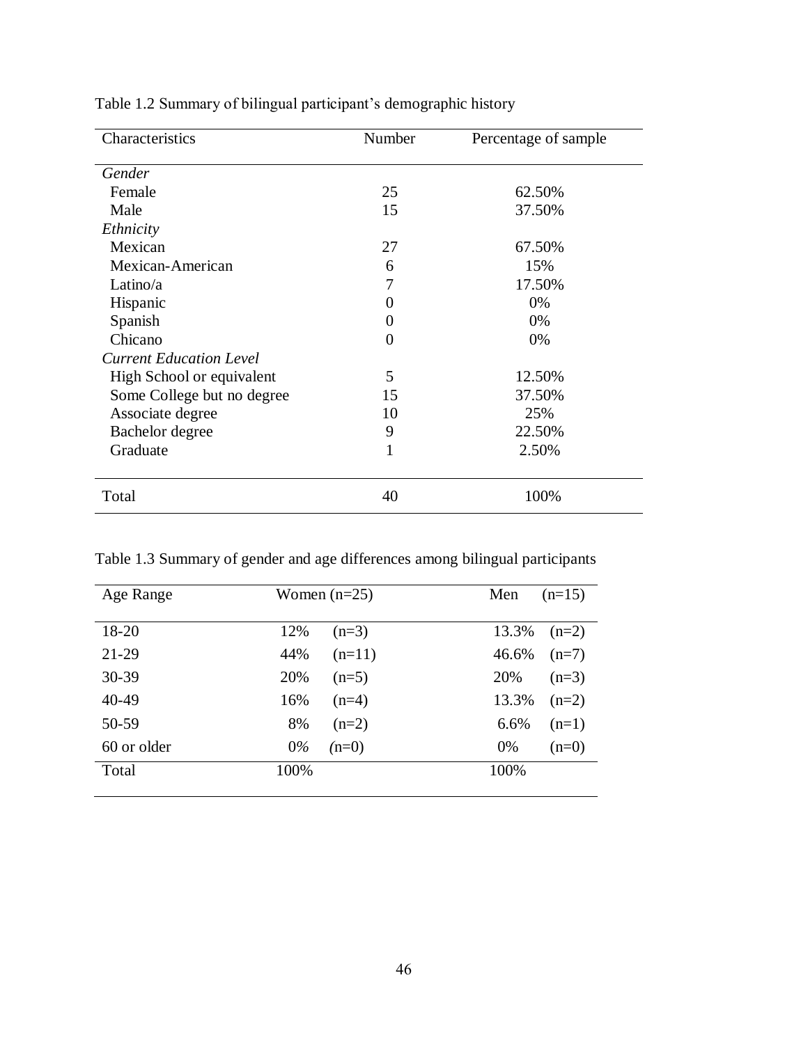Table 1.2 Summary of bilingual participant's demographic history

| Characteristics | Number | Percentage of sample |
|---|---|---|
| *Gender* | | |
| Female | 25 | 62.50% |
| Male | 15 | 37.50% |
| *Ethnicity* | | |
| Mexican | 27 | 67.50% |
| Mexican-American | 6 | 15% |
| Latino/a | 7 | 17.50% |
| Hispanic | 0 | 0% |
| Spanish | 0 | 0% |
| Chicano | 0 | 0% |
| *Current Education Level* | | |
| High School or equivalent | 5 | 12.50% |
| Some College but no degree | 15 | 37.50% |
| Associate degree | 10 | 25% |
| Bachelor degree | 9 | 22.50% |
| Graduate | 1 | 2.50% |
| Total | 40 | 100% |

Table 1.3 Summary of gender and age differences among bilingual participants

| Age Range | Women (n=25) | | Men | (n=15) |
|---|---|---|---|---|
| 18-20 | 12% | (n=3) | 13.3% | (n=2) |
| 21-29 | 44% | (n=11) | 46.6% | (n=7) |
| 30-39 | 20% | (n=5) | 20% | (n=3) |
| 40-49 | 16% | (n=4) | 13.3% | (n=2) |
| 50-59 | 8% | (n=2) | 6.6% | (n=1) |
| 60 or older | 0% | (n=0) | 0% | (n=0) |
| Total | 100% | | 100% | |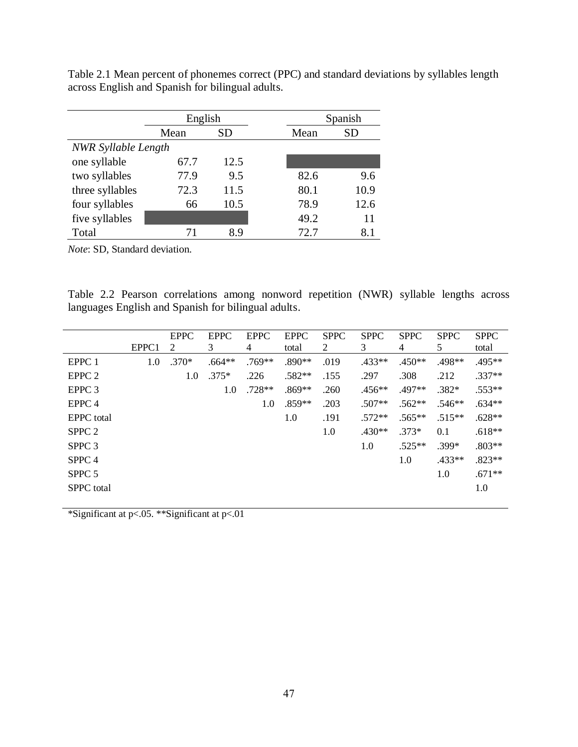Table 2.1 Mean percent of phonemes correct (PPC) and standard deviations by syllables length across English and Spanish for bilingual adults.

| | English | | Spanish | |
|---|---|---|---|---|
| | Mean | SD | Mean | SD |
| *NWR Syllable Length* | | | | |
| one syllable | 67.7 | 12.5 | | |
| two syllables | 77.9 | 9.5 | 82.6 | 9.6 |
| three syllables | 72.3 | 11.5 | 80.1 | 10.9 |
| four syllables | 66 | 10.5 | 78.9 | 12.6 |
| five syllables | | | 49.2 | 11 |
| Total | 71 | 8.9 | 72.7 | 8.1 |

*Note*: SD, Standard deviation.

Table 2.2 Pearson correlations among nonword repetition (NWR) syllable lengths across languages English and Spanish for bilingual adults.

| | EPPC1 | EPPC 2 | EPPC 3 | EPPC 4 | EPPC total | SPPC 2 | SPPC 3 | SPPC 4 | SPPC 5 | SPPC total |
|---|---|---|---|---|---|---|---|---|---|---|
| EPPC 1 | 1.0 | .370* | .664** | .769** | .890** | .019 | .433** | .450** | .498** | .495** |
| EPPC 2 | | 1.0 | .375* | .226 | .582** | .155 | .297 | .308 | .212 | .337** |
| EPPC 3 | | | 1.0 | .728** | .869** | .260 | .456** | .497** | .382* | .553** |
| EPPC 4 | | | | 1.0 | .859** | .203 | .507** | .562** | .546** | .634** |
| EPPC total | | | | | 1.0 | .191 | .572** | .565** | .515** | .628** |
| SPPC 2 | | | | | | 1.0 | .430** | .373* | 0.1 | .618** |
| SPPC 3 | | | | | | | 1.0 | .525** | .399* | .803** |
| SPPC 4 | | | | | | | | 1.0 | .433** | .823** |
| SPPC 5 | | | | | | | | | 1.0 | .671** |
| SPPC total | | | | | | | | | | 1.0 |

*Significant at p<.05. **Significant at p<.01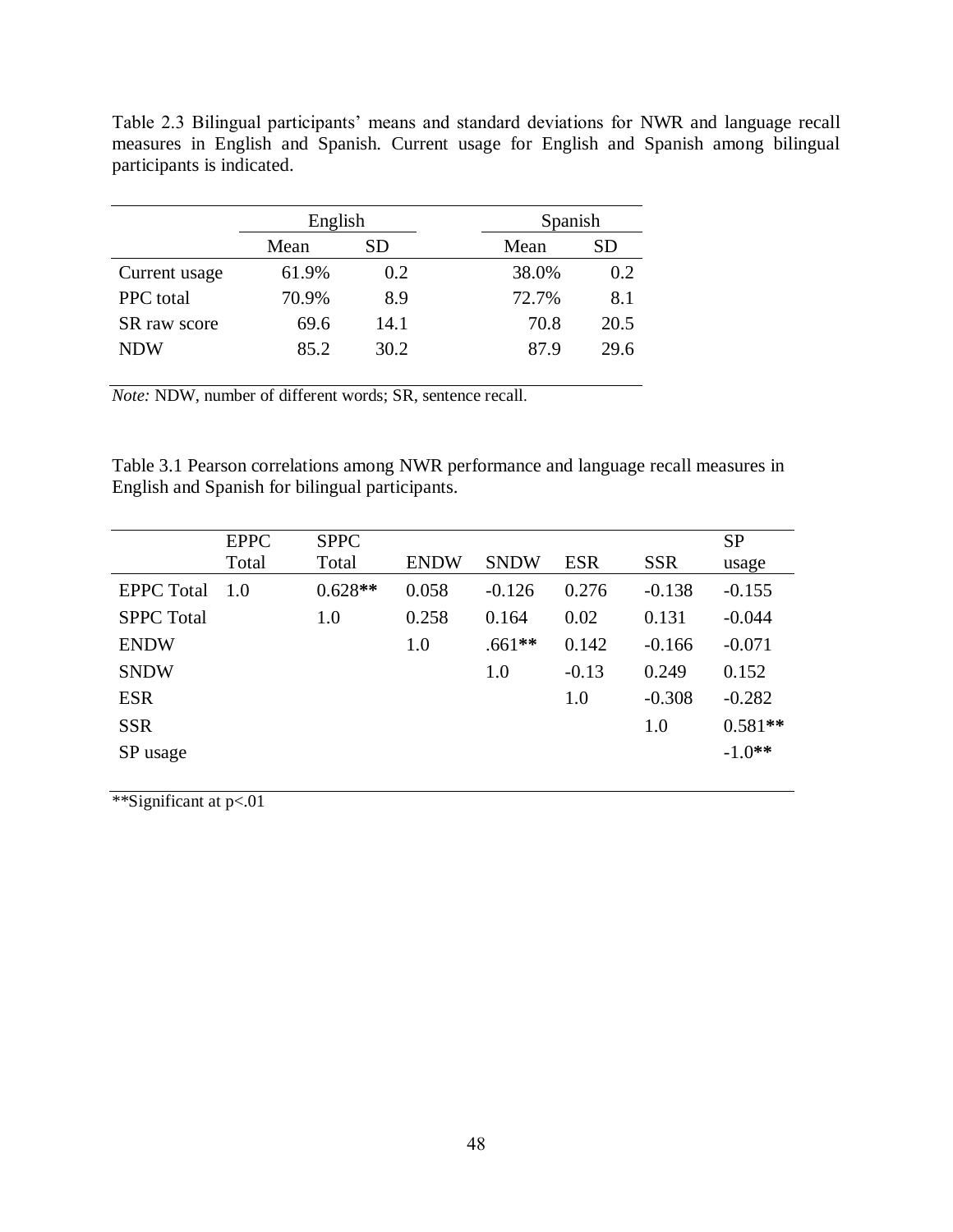Table 2.3 Bilingual participants' means and standard deviations for NWR and language recall measures in English and Spanish. Current usage for English and Spanish among bilingual participants is indicated.

| | English | | Spanish | |
|---|---|---|---|---|
| | Mean | SD | Mean | SD |
| Current usage | 61.9% | 0.2 | 38.0% | 0.2 |
| PPC total | 70.9% | 8.9 | 72.7% | 8.1 |
| SR raw score | 69.6 | 14.1 | 70.8 | 20.5 |
| NDW | 85.2 | 30.2 | 87.9 | 29.6 |

*Note:* NDW, number of different words; SR, sentence recall.

Table 3.1 Pearson correlations among NWR performance and language recall measures in English and Spanish for bilingual participants.

| | EPPC Total | SPPC Total | ENDW | SNDW | ESR | SSR | SP usage |
|---|---|---|---|---|---|---|---|
| EPPC Total | 1.0 | 0.628** | 0.058 | -0.126 | 0.276 | -0.138 | -0.155 |
| SPPC Total | | 1.0 | 0.258 | 0.164 | 0.02 | 0.131 | -0.044 |
| ENDW | | | 1.0 | .661** | 0.142 | -0.166 | -0.071 |
| SNDW | | | | 1.0 | -0.13 | 0.249 | 0.152 |
| ESR | | | | | 1.0 | -0.308 | -0.282 |
| SSR | | | | | | 1.0 | 0.581** |
| SP usage | | | | | | | -1.0** |

**Significant at p<.01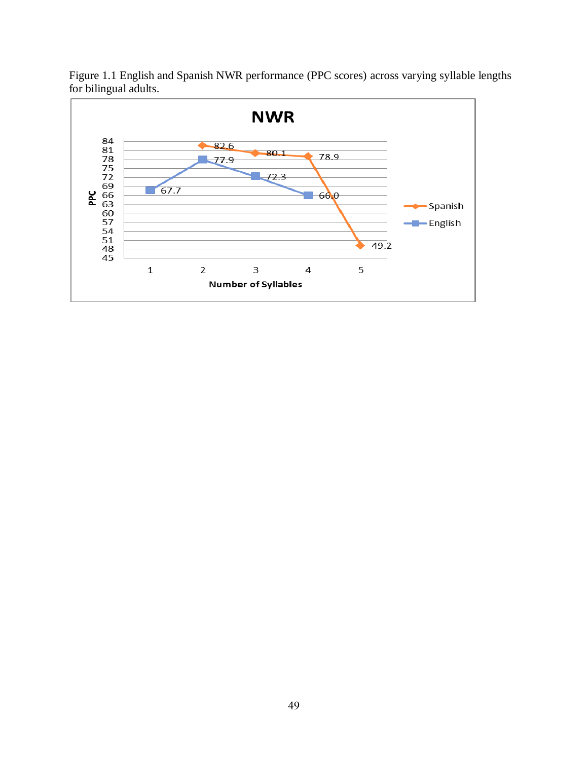Figure 1.1 English and Spanish NWR performance (PPC scores) across varying syllable lengths for bilingual adults.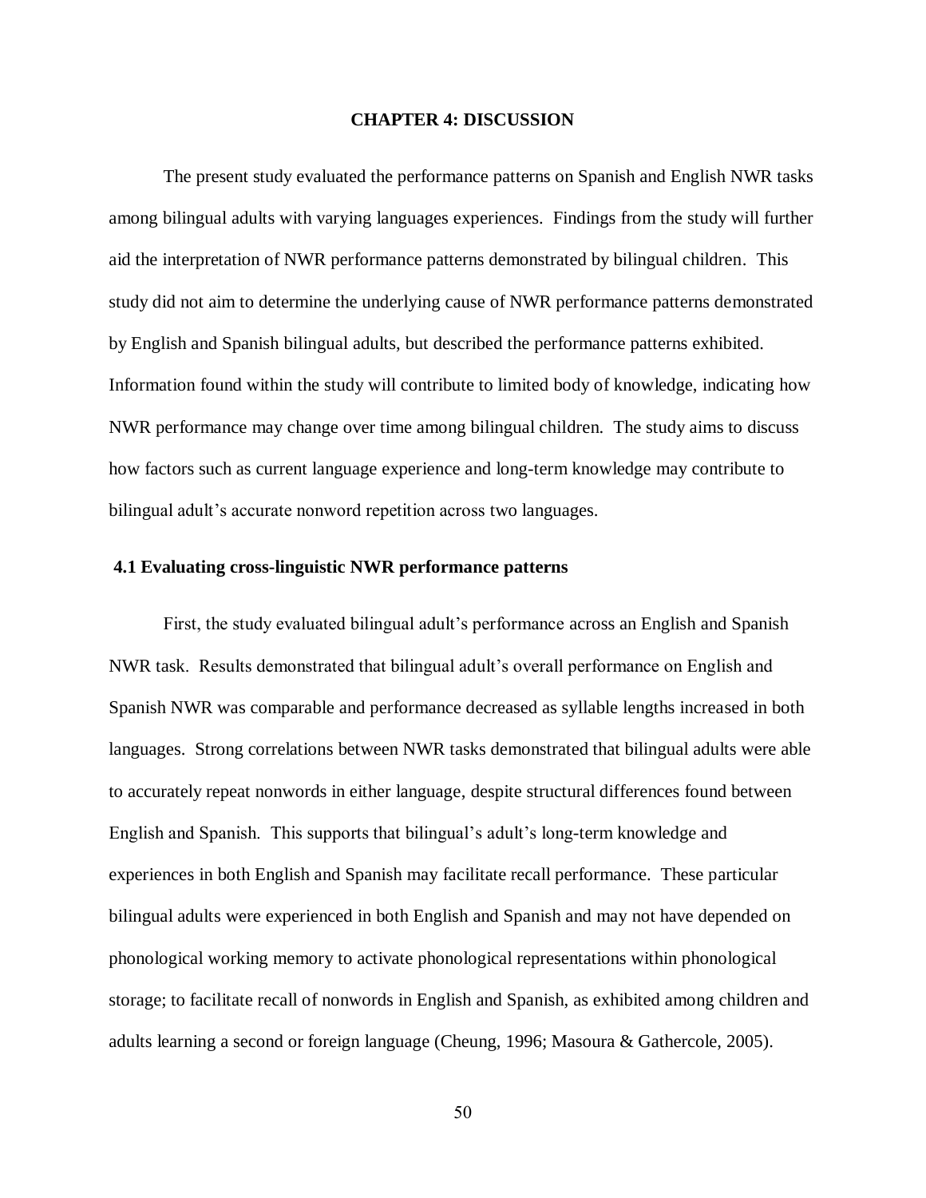# CHAPTER 4: DISCUSSION

The present study evaluated the performance patterns on Spanish and English NWR tasks among bilingual adults with varying languages experiences. Findings from the study will further aid the interpretation of NWR performance patterns demonstrated by bilingual children. This study did not aim to determine the underlying cause of NWR performance patterns demonstrated by English and Spanish bilingual adults, but described the performance patterns exhibited. Information found within the study will contribute to limited body of knowledge, indicating how NWR performance may change over time among bilingual children. The study aims to discuss how factors such as current language experience and long-term knowledge may contribute to bilingual adult's accurate nonword repetition across two languages.

## 4.1 Evaluating cross-linguistic NWR performance patterns

First, the study evaluated bilingual adult's performance across an English and Spanish NWR task. Results demonstrated that bilingual adult's overall performance on English and Spanish NWR was comparable and performance decreased as syllable lengths increased in both languages. Strong correlations between NWR tasks demonstrated that bilingual adults were able to accurately repeat nonwords in either language, despite structural differences found between English and Spanish. This supports that bilingual's adult's long-term knowledge and experiences in both English and Spanish may facilitate recall performance. These particular bilingual adults were experienced in both English and Spanish and may not have depended on phonological working memory to activate phonological representations within phonological storage; to facilitate recall of nonwords in English and Spanish, as exhibited among children and adults learning a second or foreign language (Cheung, 1996; Masoura & Gathercole, 2005).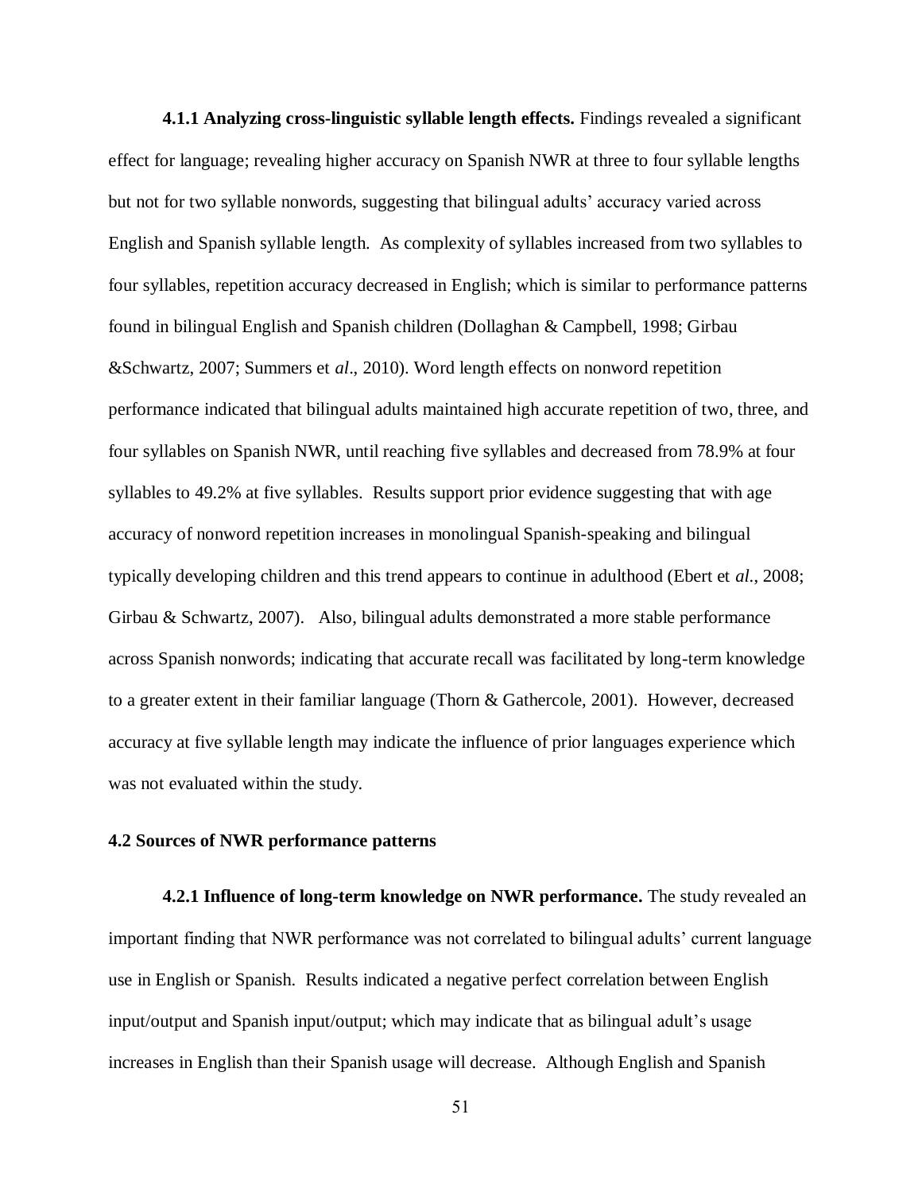**4.1.1 Analyzing cross-linguistic syllable length effects.** Findings revealed a significant effect for language; revealing higher accuracy on Spanish NWR at three to four syllable lengths but not for two syllable nonwords, suggesting that bilingual adults' accuracy varied across English and Spanish syllable length. As complexity of syllables increased from two syllables to four syllables, repetition accuracy decreased in English; which is similar to performance patterns found in bilingual English and Spanish children (Dollaghan & Campbell, 1998; Girbau &Schwartz, 2007; Summers et *al*., 2010). Word length effects on nonword repetition performance indicated that bilingual adults maintained high accurate repetition of two, three, and four syllables on Spanish NWR, until reaching five syllables and decreased from 78.9% at four syllables to 49.2% at five syllables. Results support prior evidence suggesting that with age accuracy of nonword repetition increases in monolingual Spanish-speaking and bilingual typically developing children and this trend appears to continue in adulthood (Ebert et *al*., 2008; Girbau & Schwartz, 2007). Also, bilingual adults demonstrated a more stable performance across Spanish nonwords; indicating that accurate recall was facilitated by long-term knowledge to a greater extent in their familiar language (Thorn & Gathercole, 2001). However, decreased accuracy at five syllable length may indicate the influence of prior languages experience which was not evaluated within the study.

### 4.2 Sources of NWR performance patterns

**4.2.1 Influence of long-term knowledge on NWR performance.** The study revealed an important finding that NWR performance was not correlated to bilingual adults' current language use in English or Spanish. Results indicated a negative perfect correlation between English input/output and Spanish input/output; which may indicate that as bilingual adult's usage increases in English than their Spanish usage will decrease. Although English and Spanish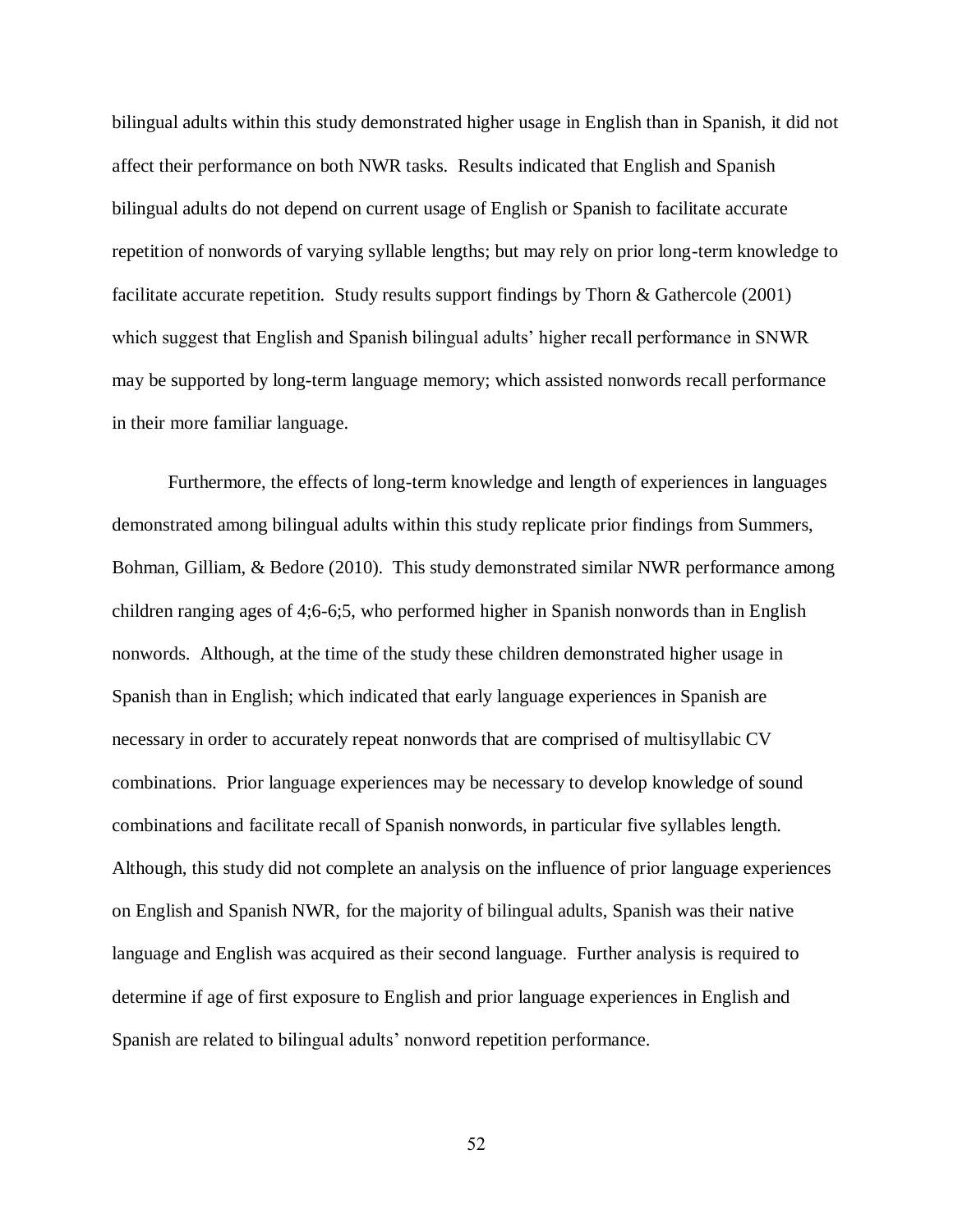bilingual adults within this study demonstrated higher usage in English than in Spanish, it did not affect their performance on both NWR tasks. Results indicated that English and Spanish bilingual adults do not depend on current usage of English or Spanish to facilitate accurate repetition of nonwords of varying syllable lengths; but may rely on prior long-term knowledge to facilitate accurate repetition. Study results support findings by Thorn & Gathercole (2001) which suggest that English and Spanish bilingual adults' higher recall performance in SNWR may be supported by long-term language memory; which assisted nonwords recall performance in their more familiar language.

Furthermore, the effects of long-term knowledge and length of experiences in languages demonstrated among bilingual adults within this study replicate prior findings from Summers, Bohman, Gilliam, & Bedore (2010). This study demonstrated similar NWR performance among children ranging ages of 4;6-6;5, who performed higher in Spanish nonwords than in English nonwords. Although, at the time of the study these children demonstrated higher usage in Spanish than in English; which indicated that early language experiences in Spanish are necessary in order to accurately repeat nonwords that are comprised of multisyllabic CV combinations. Prior language experiences may be necessary to develop knowledge of sound combinations and facilitate recall of Spanish nonwords, in particular five syllables length. Although, this study did not complete an analysis on the influence of prior language experiences on English and Spanish NWR, for the majority of bilingual adults, Spanish was their native language and English was acquired as their second language. Further analysis is required to determine if age of first exposure to English and prior language experiences in English and Spanish are related to bilingual adults' nonword repetition performance.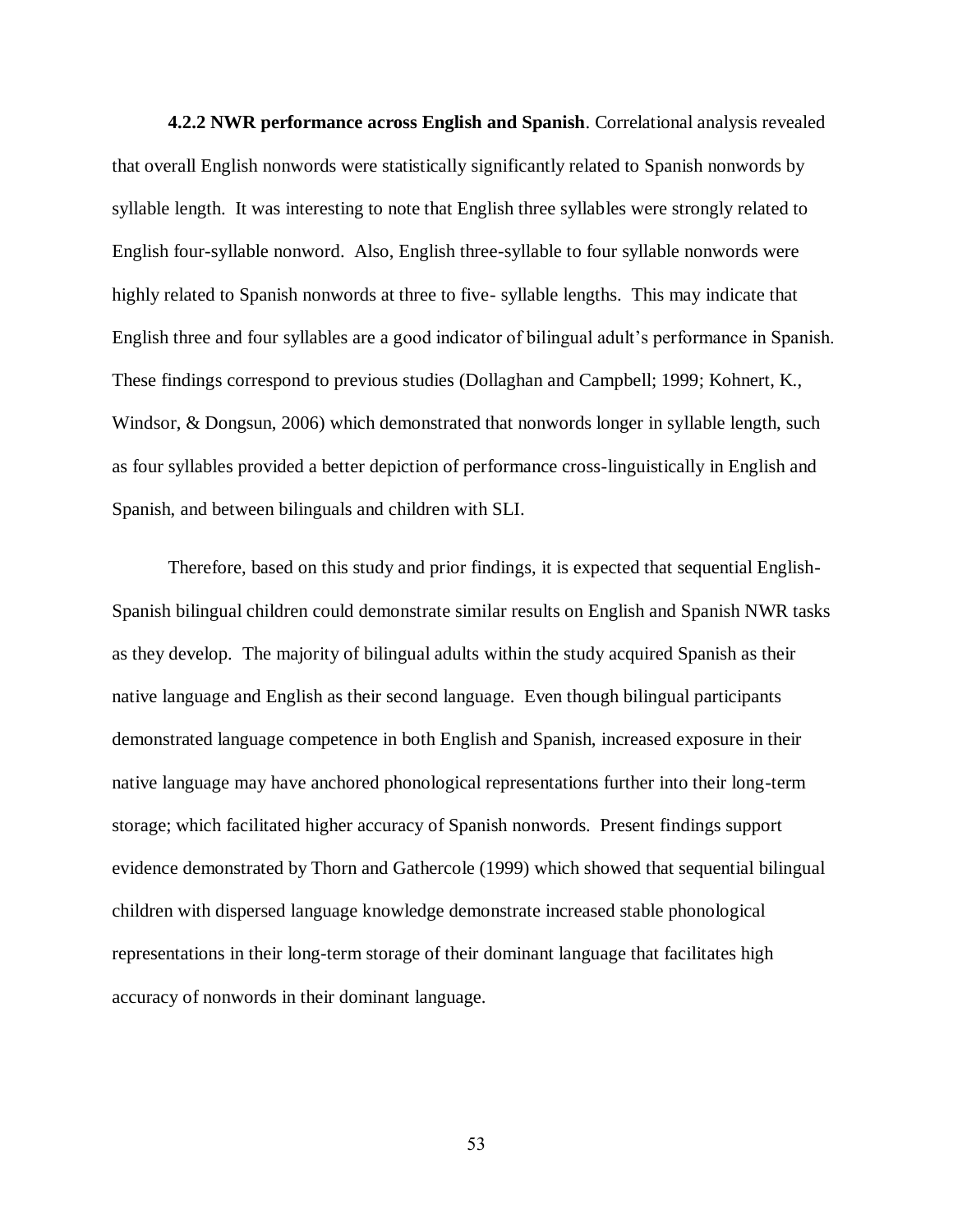**4.2.2 NWR performance across English and Spanish**. Correlational analysis revealed that overall English nonwords were statistically significantly related to Spanish nonwords by syllable length. It was interesting to note that English three syllables were strongly related to English four-syllable nonword. Also, English three-syllable to four syllable nonwords were highly related to Spanish nonwords at three to five- syllable lengths. This may indicate that English three and four syllables are a good indicator of bilingual adult's performance in Spanish. These findings correspond to previous studies (Dollaghan and Campbell; 1999; Kohnert, K., Windsor, & Dongsun, 2006) which demonstrated that nonwords longer in syllable length, such as four syllables provided a better depiction of performance cross-linguistically in English and Spanish, and between bilinguals and children with SLI.

Therefore, based on this study and prior findings, it is expected that sequential English-Spanish bilingual children could demonstrate similar results on English and Spanish NWR tasks as they develop. The majority of bilingual adults within the study acquired Spanish as their native language and English as their second language. Even though bilingual participants demonstrated language competence in both English and Spanish, increased exposure in their native language may have anchored phonological representations further into their long-term storage; which facilitated higher accuracy of Spanish nonwords. Present findings support evidence demonstrated by Thorn and Gathercole (1999) which showed that sequential bilingual children with dispersed language knowledge demonstrate increased stable phonological representations in their long-term storage of their dominant language that facilitates high accuracy of nonwords in their dominant language.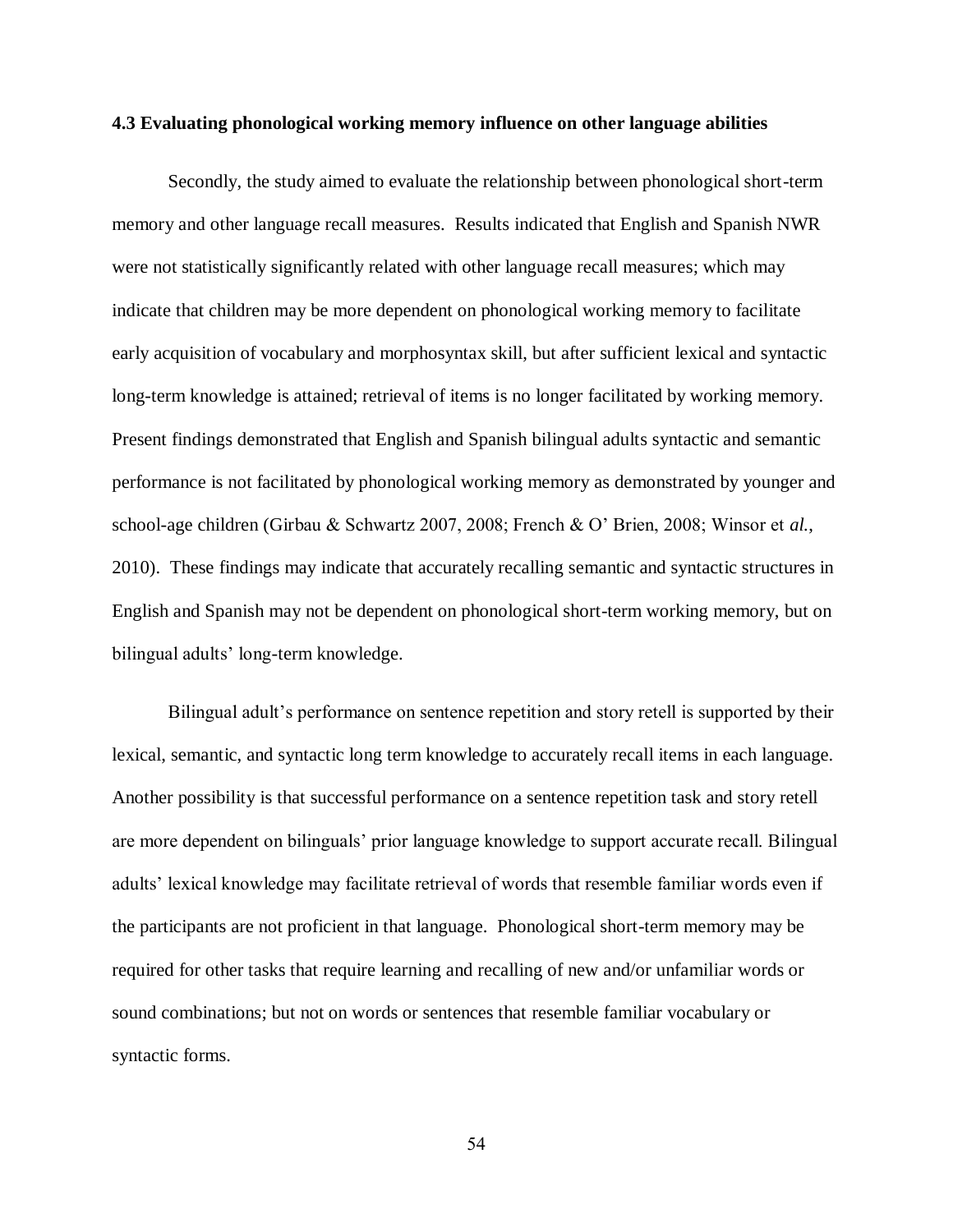### 4.3 Evaluating phonological working memory influence on other language abilities

Secondly, the study aimed to evaluate the relationship between phonological short-term memory and other language recall measures. Results indicated that English and Spanish NWR were not statistically significantly related with other language recall measures; which may indicate that children may be more dependent on phonological working memory to facilitate early acquisition of vocabulary and morphosyntax skill, but after sufficient lexical and syntactic long-term knowledge is attained; retrieval of items is no longer facilitated by working memory. Present findings demonstrated that English and Spanish bilingual adults syntactic and semantic performance is not facilitated by phonological working memory as demonstrated by younger and school-age children (Girbau & Schwartz 2007, 2008; French & O' Brien, 2008; Winsor et *al.*, 2010). These findings may indicate that accurately recalling semantic and syntactic structures in English and Spanish may not be dependent on phonological short-term working memory, but on bilingual adults' long-term knowledge.

Bilingual adult's performance on sentence repetition and story retell is supported by their lexical, semantic, and syntactic long term knowledge to accurately recall items in each language. Another possibility is that successful performance on a sentence repetition task and story retell are more dependent on bilinguals' prior language knowledge to support accurate recall. Bilingual adults' lexical knowledge may facilitate retrieval of words that resemble familiar words even if the participants are not proficient in that language. Phonological short-term memory may be required for other tasks that require learning and recalling of new and/or unfamiliar words or sound combinations; but not on words or sentences that resemble familiar vocabulary or syntactic forms.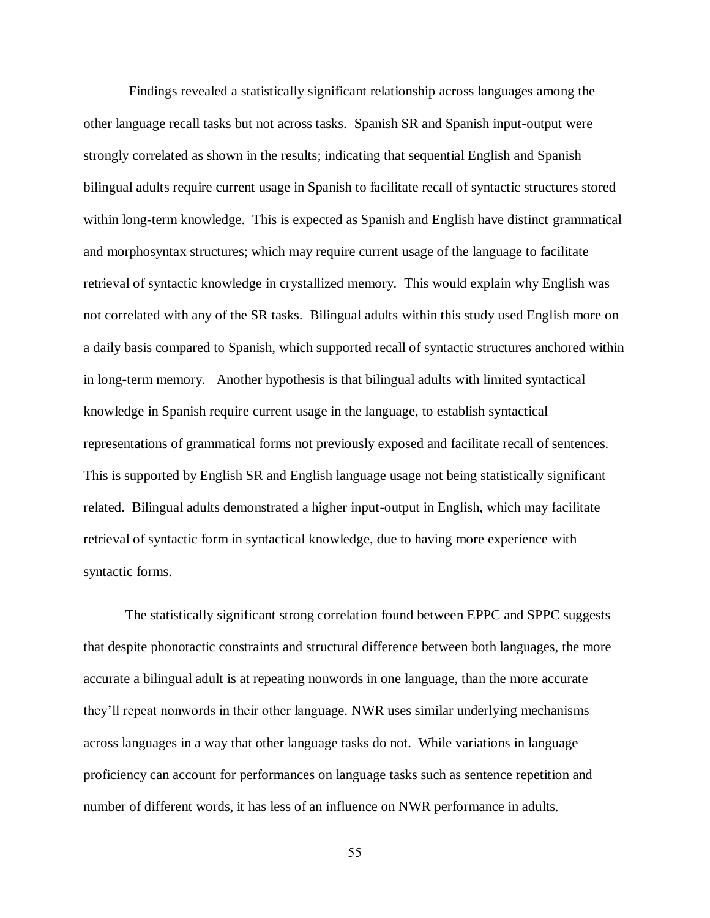Findings revealed a statistically significant relationship across languages among the other language recall tasks but not across tasks. Spanish SR and Spanish input-output were strongly correlated as shown in the results; indicating that sequential English and Spanish bilingual adults require current usage in Spanish to facilitate recall of syntactic structures stored within long-term knowledge. This is expected as Spanish and English have distinct grammatical and morphosyntax structures; which may require current usage of the language to facilitate retrieval of syntactic knowledge in crystallized memory. This would explain why English was not correlated with any of the SR tasks. Bilingual adults within this study used English more on a daily basis compared to Spanish, which supported recall of syntactic structures anchored within in long-term memory. Another hypothesis is that bilingual adults with limited syntactical knowledge in Spanish require current usage in the language, to establish syntactical representations of grammatical forms not previously exposed and facilitate recall of sentences. This is supported by English SR and English language usage not being statistically significant related. Bilingual adults demonstrated a higher input-output in English, which may facilitate retrieval of syntactic form in syntactical knowledge, due to having more experience with syntactic forms.

The statistically significant strong correlation found between EPPC and SPPC suggests that despite phonotactic constraints and structural difference between both languages, the more accurate a bilingual adult is at repeating nonwords in one language, than the more accurate they'll repeat nonwords in their other language. NWR uses similar underlying mechanisms across languages in a way that other language tasks do not. While variations in language proficiency can account for performances on language tasks such as sentence repetition and number of different words, it has less of an influence on NWR performance in adults.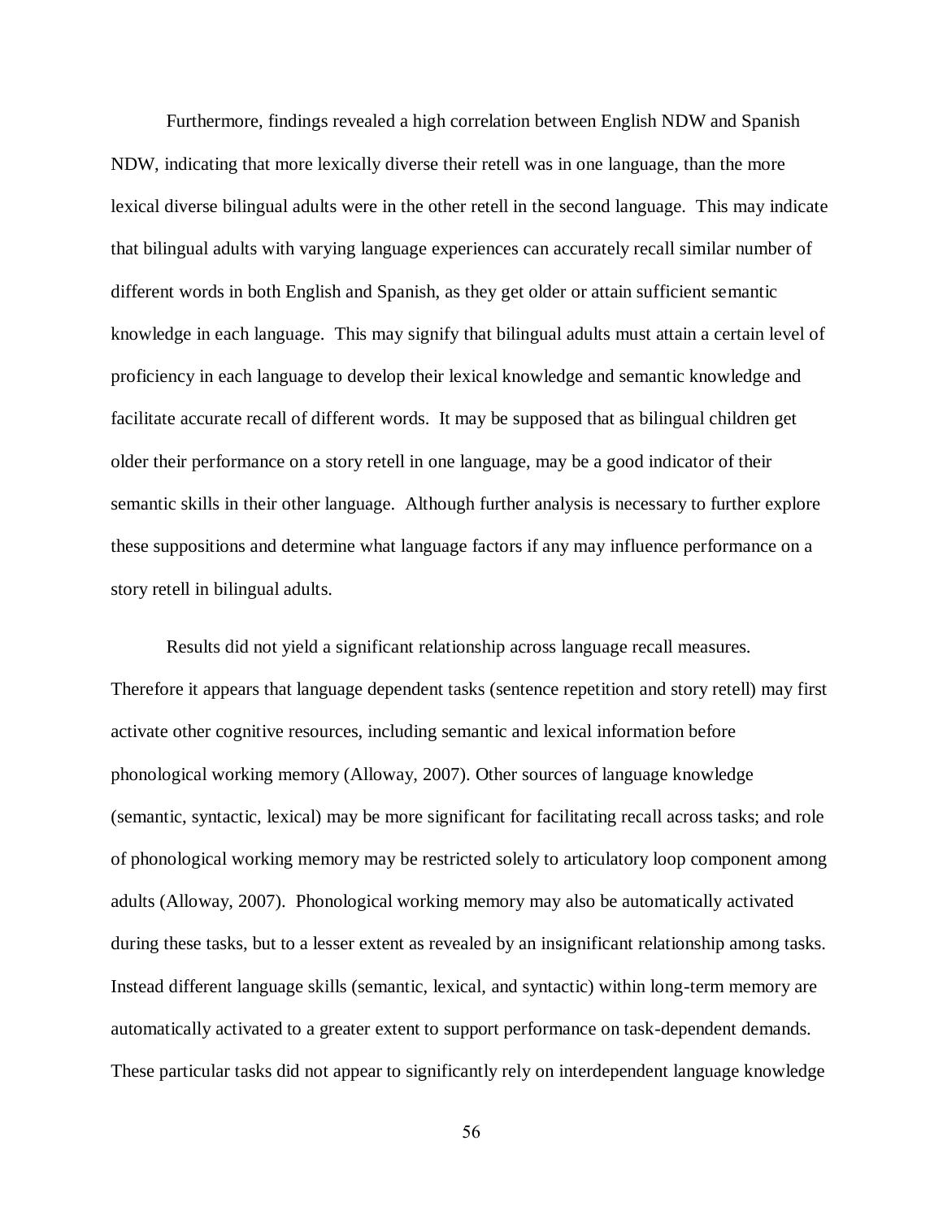Furthermore, findings revealed a high correlation between English NDW and Spanish NDW, indicating that more lexically diverse their retell was in one language, than the more lexical diverse bilingual adults were in the other retell in the second language. This may indicate that bilingual adults with varying language experiences can accurately recall similar number of different words in both English and Spanish, as they get older or attain sufficient semantic knowledge in each language. This may signify that bilingual adults must attain a certain level of proficiency in each language to develop their lexical knowledge and semantic knowledge and facilitate accurate recall of different words. It may be supposed that as bilingual children get older their performance on a story retell in one language, may be a good indicator of their semantic skills in their other language. Although further analysis is necessary to further explore these suppositions and determine what language factors if any may influence performance on a story retell in bilingual adults.

Results did not yield a significant relationship across language recall measures. Therefore it appears that language dependent tasks (sentence repetition and story retell) may first activate other cognitive resources, including semantic and lexical information before phonological working memory (Alloway, 2007). Other sources of language knowledge (semantic, syntactic, lexical) may be more significant for facilitating recall across tasks; and role of phonological working memory may be restricted solely to articulatory loop component among adults (Alloway, 2007). Phonological working memory may also be automatically activated during these tasks, but to a lesser extent as revealed by an insignificant relationship among tasks. Instead different language skills (semantic, lexical, and syntactic) within long-term memory are automatically activated to a greater extent to support performance on task-dependent demands. These particular tasks did not appear to significantly rely on interdependent language knowledge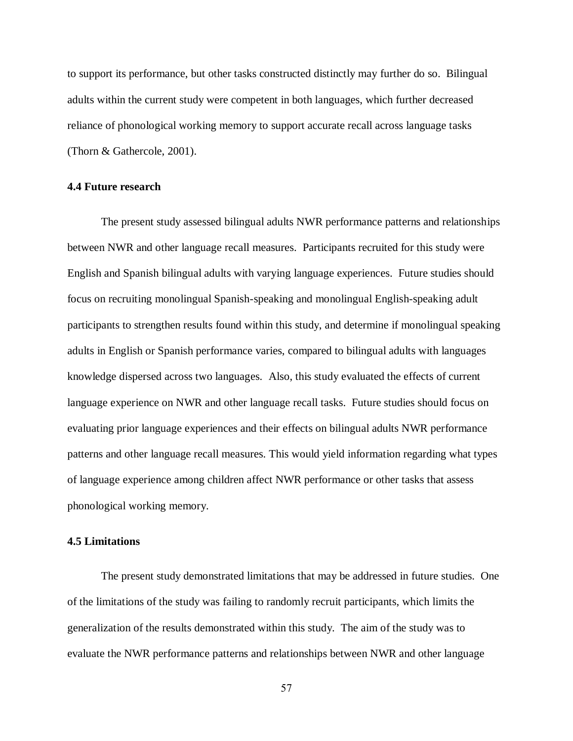to support its performance, but other tasks constructed distinctly may further do so. Bilingual adults within the current study were competent in both languages, which further decreased reliance of phonological working memory to support accurate recall across language tasks (Thorn & Gathercole, 2001).

### 4.4 Future research

The present study assessed bilingual adults NWR performance patterns and relationships between NWR and other language recall measures. Participants recruited for this study were English and Spanish bilingual adults with varying language experiences. Future studies should focus on recruiting monolingual Spanish-speaking and monolingual English-speaking adult participants to strengthen results found within this study, and determine if monolingual speaking adults in English or Spanish performance varies, compared to bilingual adults with languages knowledge dispersed across two languages. Also, this study evaluated the effects of current language experience on NWR and other language recall tasks. Future studies should focus on evaluating prior language experiences and their effects on bilingual adults NWR performance patterns and other language recall measures. This would yield information regarding what types of language experience among children affect NWR performance or other tasks that assess phonological working memory.

### 4.5 Limitations

The present study demonstrated limitations that may be addressed in future studies. One of the limitations of the study was failing to randomly recruit participants, which limits the generalization of the results demonstrated within this study. The aim of the study was to evaluate the NWR performance patterns and relationships between NWR and other language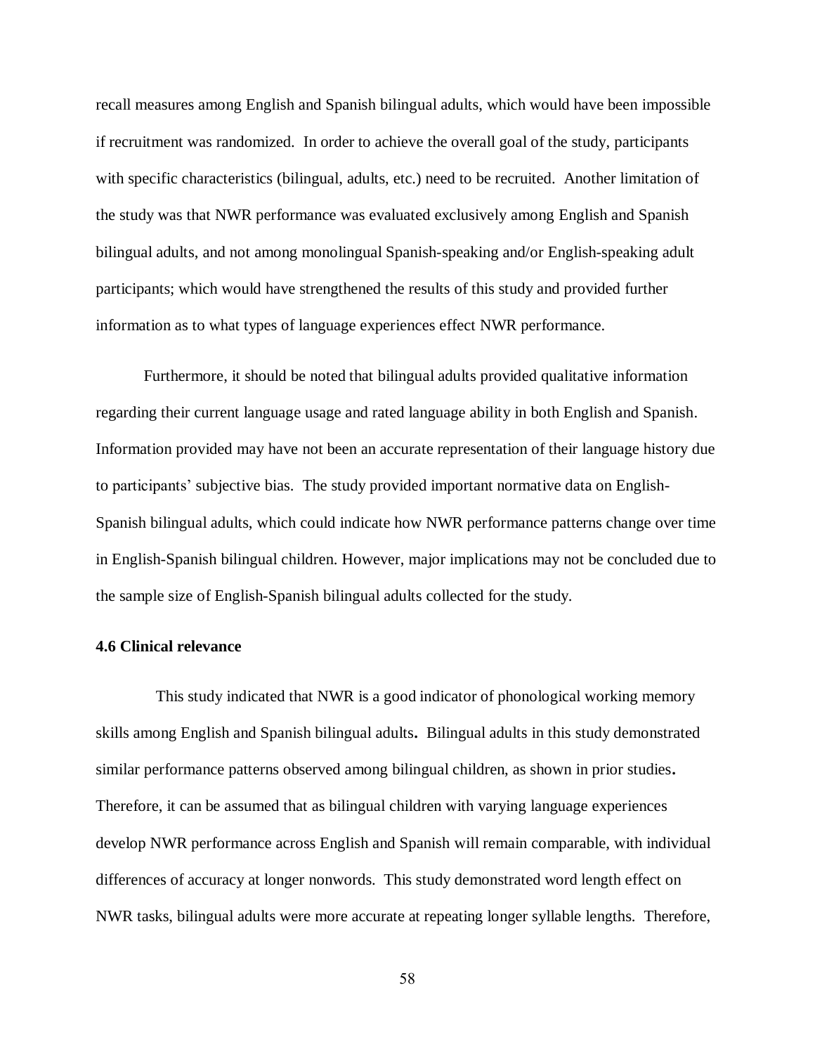recall measures among English and Spanish bilingual adults, which would have been impossible if recruitment was randomized. In order to achieve the overall goal of the study, participants with specific characteristics (bilingual, adults, etc.) need to be recruited. Another limitation of the study was that NWR performance was evaluated exclusively among English and Spanish bilingual adults, and not among monolingual Spanish-speaking and/or English-speaking adult participants; which would have strengthened the results of this study and provided further information as to what types of language experiences effect NWR performance.

Furthermore, it should be noted that bilingual adults provided qualitative information regarding their current language usage and rated language ability in both English and Spanish. Information provided may have not been an accurate representation of their language history due to participants' subjective bias. The study provided important normative data on English-Spanish bilingual adults, which could indicate how NWR performance patterns change over time in English-Spanish bilingual children. However, major implications may not be concluded due to the sample size of English-Spanish bilingual adults collected for the study.

### 4.6 Clinical relevance

This study indicated that NWR is a good indicator of phonological working memory skills among English and Spanish bilingual adults**.** Bilingual adults in this study demonstrated similar performance patterns observed among bilingual children, as shown in prior studies**.** Therefore, it can be assumed that as bilingual children with varying language experiences develop NWR performance across English and Spanish will remain comparable, with individual differences of accuracy at longer nonwords. This study demonstrated word length effect on NWR tasks, bilingual adults were more accurate at repeating longer syllable lengths. Therefore,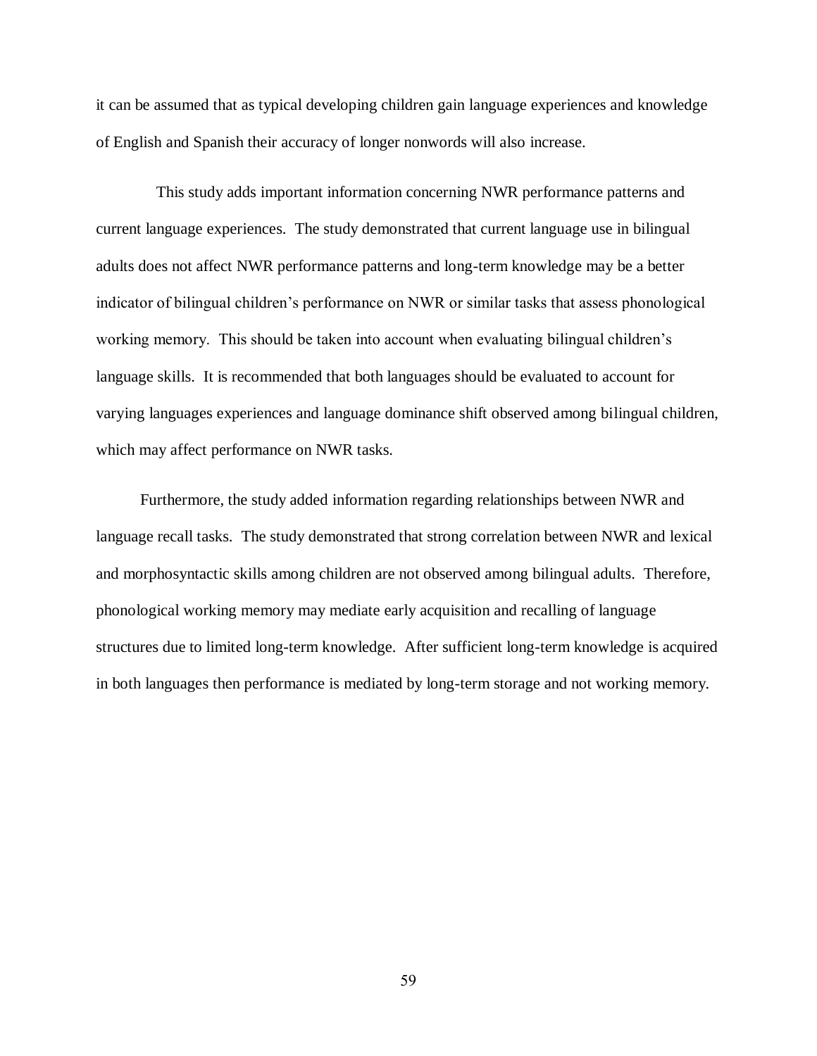it can be assumed that as typical developing children gain language experiences and knowledge of English and Spanish their accuracy of longer nonwords will also increase.

This study adds important information concerning NWR performance patterns and current language experiences. The study demonstrated that current language use in bilingual adults does not affect NWR performance patterns and long-term knowledge may be a better indicator of bilingual children's performance on NWR or similar tasks that assess phonological working memory. This should be taken into account when evaluating bilingual children's language skills. It is recommended that both languages should be evaluated to account for varying languages experiences and language dominance shift observed among bilingual children, which may affect performance on NWR tasks.

Furthermore, the study added information regarding relationships between NWR and language recall tasks. The study demonstrated that strong correlation between NWR and lexical and morphosyntactic skills among children are not observed among bilingual adults. Therefore, phonological working memory may mediate early acquisition and recalling of language structures due to limited long-term knowledge. After sufficient long-term knowledge is acquired in both languages then performance is mediated by long-term storage and not working memory.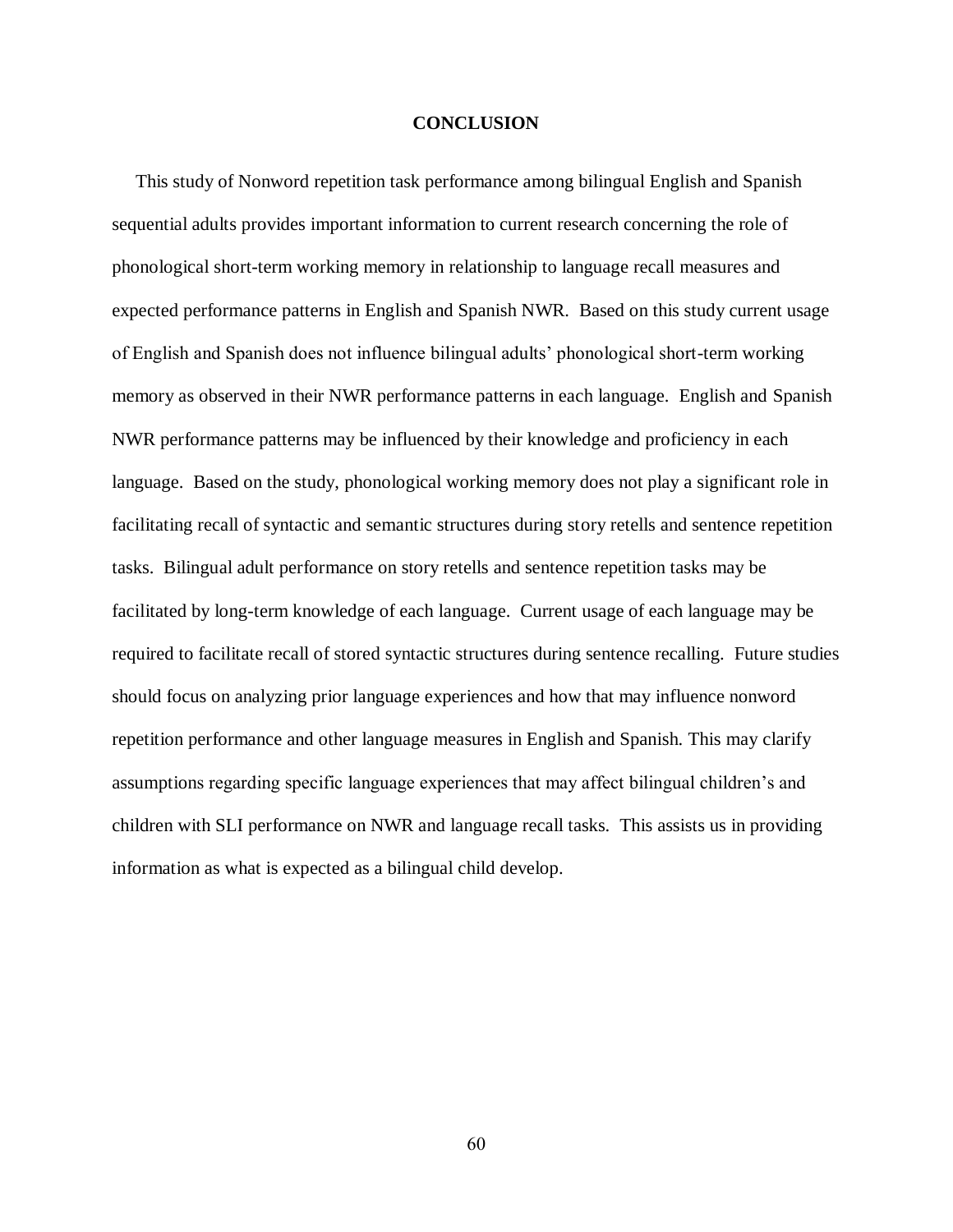# CONCLUSION

This study of Nonword repetition task performance among bilingual English and Spanish sequential adults provides important information to current research concerning the role of phonological short-term working memory in relationship to language recall measures and expected performance patterns in English and Spanish NWR. Based on this study current usage of English and Spanish does not influence bilingual adults' phonological short-term working memory as observed in their NWR performance patterns in each language. English and Spanish NWR performance patterns may be influenced by their knowledge and proficiency in each language. Based on the study, phonological working memory does not play a significant role in facilitating recall of syntactic and semantic structures during story retells and sentence repetition tasks. Bilingual adult performance on story retells and sentence repetition tasks may be facilitated by long-term knowledge of each language. Current usage of each language may be required to facilitate recall of stored syntactic structures during sentence recalling. Future studies should focus on analyzing prior language experiences and how that may influence nonword repetition performance and other language measures in English and Spanish. This may clarify assumptions regarding specific language experiences that may affect bilingual children's and children with SLI performance on NWR and language recall tasks. This assists us in providing information as what is expected as a bilingual child develop.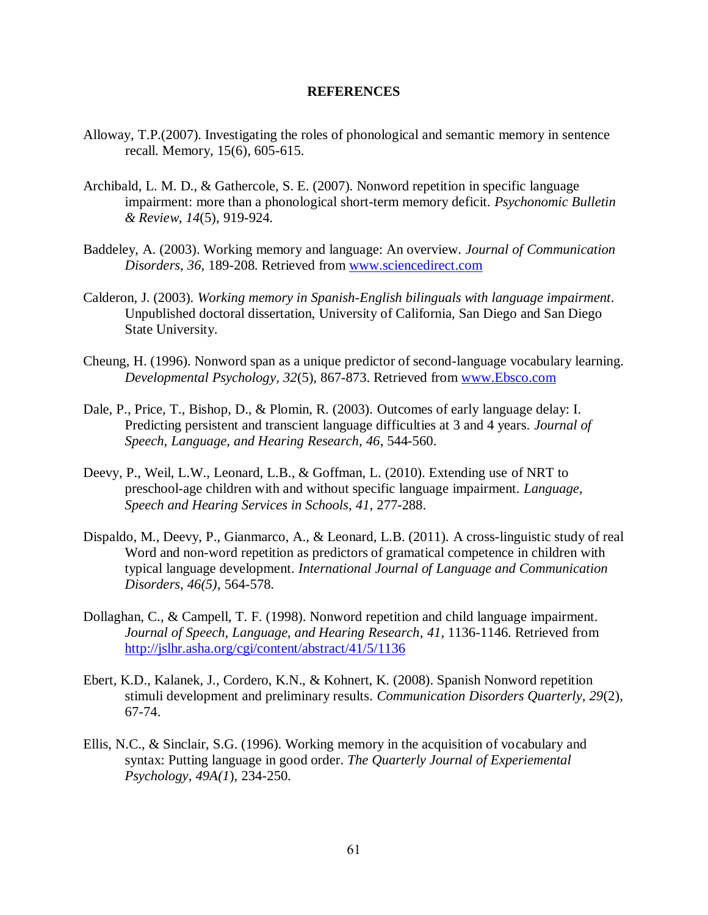# REFERENCES

Alloway, T.P.(2007). Investigating the roles of phonological and semantic memory in sentence recall. Memory, 15(6), 605-615.

Archibald, L. M. D., & Gathercole, S. E. (2007). Nonword repetition in specific language impairment: more than a phonological short-term memory deficit. *Psychonomic Bulletin & Review*, *14*(5), 919-924.

Baddeley, A. (2003). Working memory and language: An overview. *Journal of Communication Disorders*, *36*, 189-208. Retrieved from www.sciencedirect.com

Calderon, J. (2003). *Working memory in Spanish-English bilinguals with language impairment*. Unpublished doctoral dissertation, University of California, San Diego and San Diego State University.

Cheung, H. (1996). Nonword span as a unique predictor of second-language vocabulary learning. *Developmental Psychology, 32*(5), 867-873. Retrieved from www.Ebsco.com

Dale, P., Price, T., Bishop, D., & Plomin, R. (2003). Outcomes of early language delay: I. Predicting persistent and transcient language difficulties at 3 and 4 years. *Journal of Speech, Language, and Hearing Research, 46*, 544-560.

Deevy, P., Weil, L.W., Leonard, L.B., & Goffman, L. (2010). Extending use of NRT to preschool-age children with and without specific language impairment. *Language, Speech and Hearing Services in Schools*, *41*, 277-288.

Dispaldo, M., Deevy, P., Gianmarco, A., & Leonard, L.B. (2011). A cross-linguistic study of real Word and non-word repetition as predictors of gramatical competence in children with typical language development. *International Journal of Language and Communication Disorders*, *46(5)*, 564-578.

Dollaghan, C., & Campell, T. F. (1998). Nonword repetition and child language impairment. *Journal of Speech, Language, and Hearing Research*, *41*, 1136-1146. Retrieved from http://jslhr.asha.org/cgi/content/abstract/41/5/1136

Ebert, K.D., Kalanek, J., Cordero, K.N., & Kohnert, K. (2008). Spanish Nonword repetition stimuli development and preliminary results. *Communication Disorders Quarterly*, *29*(2), 67-74.

Ellis, N.C., & Sinclair, S.G. (1996). Working memory in the acquisition of vocabulary and syntax: Putting language in good order. *The Quarterly Journal of Experiemental Psychology*, *49A(1*), 234-250.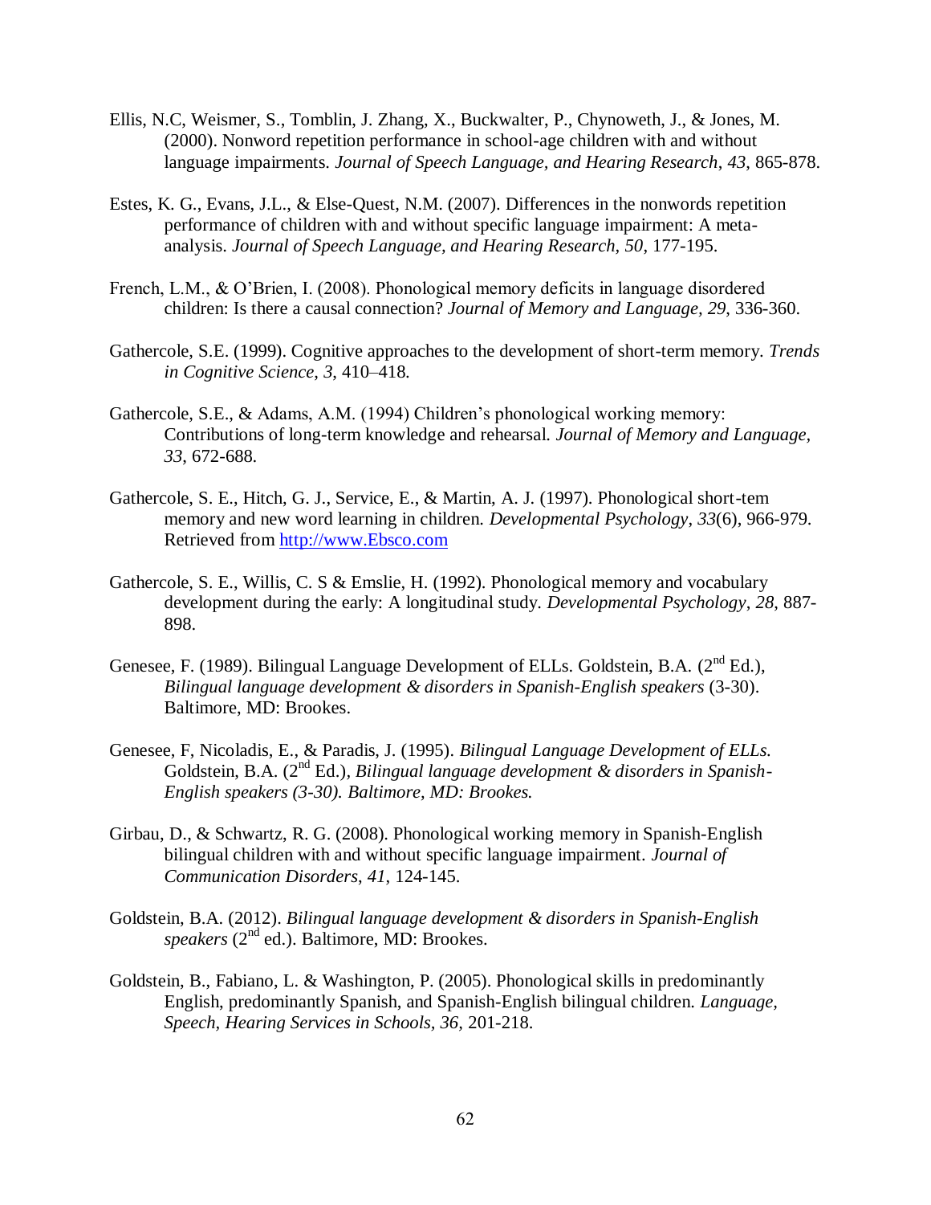Ellis, N.C, Weismer, S., Tomblin, J. Zhang, X., Buckwalter, P., Chynoweth, J., & Jones, M. (2000). Nonword repetition performance in school-age children with and without language impairments. *Journal of Speech Language, and Hearing Research*, *43*, 865-878.

Estes, K. G., Evans, J.L., & Else-Quest, N.M. (2007). Differences in the nonwords repetition performance of children with and without specific language impairment: A meta-analysis. *Journal of Speech Language, and Hearing Research, 50*, 177-195.

French, L.M., & O'Brien, I. (2008). Phonological memory deficits in language disordered children: Is there a causal connection? *Journal of Memory and Language, 29*, 336-360.

Gathercole, S.E. (1999). Cognitive approaches to the development of short-term memory. *Trends in Cognitive Science*, *3*, 410–418.

Gathercole, S.E., & Adams, A.M. (1994) Children's phonological working memory: Contributions of long-term knowledge and rehearsal. *Journal of Memory and Language, 33*, 672-688.

Gathercole, S. E., Hitch, G. J., Service, E., & Martin, A. J. (1997). Phonological short-tem memory and new word learning in children. *Developmental Psychology*, *33*(6), 966-979. Retrieved from http://www.Ebsco.com

Gathercole, S. E., Willis, C. S & Emslie, H. (1992). Phonological memory and vocabulary development during the early: A longitudinal study. *Developmental Psychology*, *28*, 887-898.

Genesee, F. (1989). Bilingual Language Development of ELLs. Goldstein, B.A. (2nd Ed.), *Bilingual language development & disorders in Spanish-English speakers* (3-30). Baltimore, MD: Brookes.

Genesee, F, Nicoladis, E., & Paradis, J. (1995). *Bilingual Language Development of ELLs.* Goldstein, B.A. (2nd Ed.), *Bilingual language development & disorders in Spanish-English speakers (3-30). Baltimore, MD: Brookes.*

Girbau, D., & Schwartz, R. G. (2008). Phonological working memory in Spanish-English bilingual children with and without specific language impairment. *Journal of Communication Disorders*, *41*, 124-145.

Goldstein, B.A. (2012). *Bilingual language development & disorders in Spanish-English speakers* (2nd ed.). Baltimore, MD: Brookes.

Goldstein, B., Fabiano, L. & Washington, P. (2005). Phonological skills in predominantly English, predominantly Spanish, and Spanish-English bilingual children. *Language, Speech, Hearing Services in Schools, 36*, 201-218.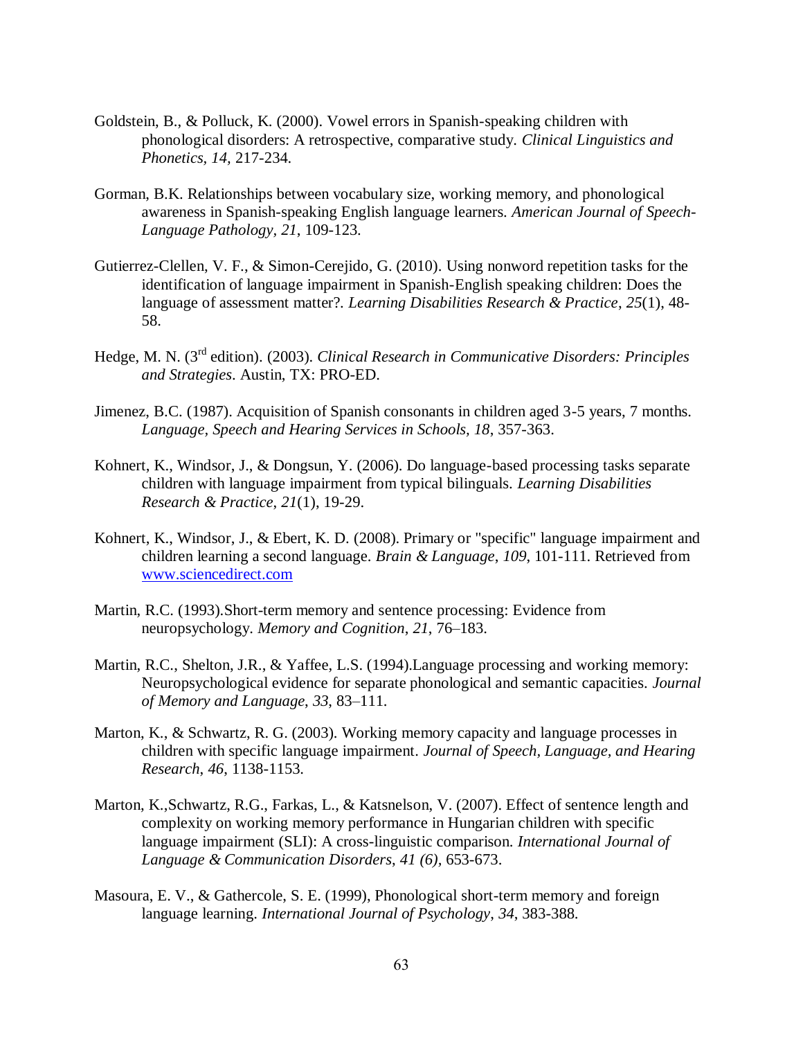Goldstein, B., & Polluck, K. (2000). Vowel errors in Spanish-speaking children with phonological disorders: A retrospective, comparative study. *Clinical Linguistics and Phonetics*, *14*, 217-234.

Gorman, B.K. Relationships between vocabulary size, working memory, and phonological awareness in Spanish-speaking English language learners. *American Journal of Speech-Language Pathology, 21*, 109-123.

Gutierrez-Clellen, V. F., & Simon-Cerejido, G. (2010). Using nonword repetition tasks for the identification of language impairment in Spanish-English speaking children: Does the language of assessment matter?. *Learning Disabilities Research & Practice*, *25*(1), 48-58.

Hedge, M. N. (3rd edition). (2003). *Clinical Research in Communicative Disorders: Principles and Strategies*. Austin, TX: PRO-ED.

Jimenez, B.C. (1987). Acquisition of Spanish consonants in children aged 3-5 years, 7 months. *Language, Speech and Hearing Services in Schools*, *18*, 357-363.

Kohnert, K., Windsor, J., & Dongsun, Y. (2006). Do language-based processing tasks separate children with language impairment from typical bilinguals. *Learning Disabilities Research & Practice*, *21*(1), 19-29.

Kohnert, K., Windsor, J., & Ebert, K. D. (2008). Primary or "specific" language impairment and children learning a second language. *Brain & Language*, *109*, 101-111. Retrieved from www.sciencedirect.com

Martin, R.C. (1993).Short-term memory and sentence processing: Evidence from neuropsychology. *Memory and Cognition*, *21*, 76–183.

Martin, R.C., Shelton, J.R., & Yaffee, L.S. (1994).Language processing and working memory: Neuropsychological evidence for separate phonological and semantic capacities. *Journal of Memory and Language*, *33*, 83–111.

Marton, K., & Schwartz, R. G. (2003). Working memory capacity and language processes in children with specific language impairment. *Journal of Speech, Language, and Hearing Research*, *46*, 1138-1153.

Marton, K.,Schwartz, R.G., Farkas, L., & Katsnelson, V. (2007). Effect of sentence length and complexity on working memory performance in Hungarian children with specific language impairment (SLI): A cross-linguistic comparison. *International Journal of Language & Communication Disorders*, *41 (6)*, 653-673.

Masoura, E. V., & Gathercole, S. E. (1999), Phonological short-term memory and foreign language learning. *International Journal of Psychology*, *34*, 383-388.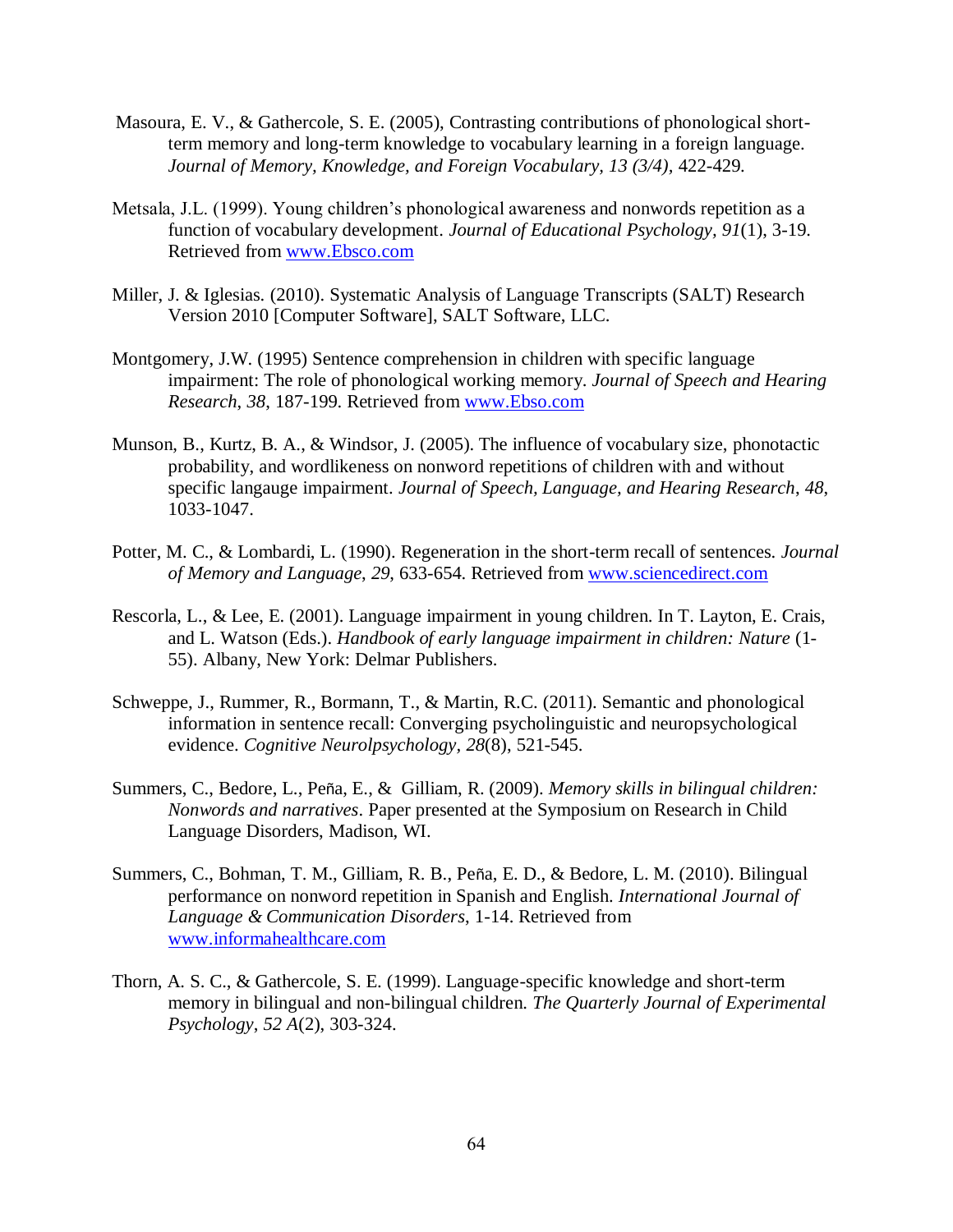Masoura, E. V., & Gathercole, S. E. (2005), Contrasting contributions of phonological short-term memory and long-term knowledge to vocabulary learning in a foreign language. *Journal of Memory, Knowledge, and Foreign Vocabulary, 13 (3/4),* 422-429.

Metsala, J.L. (1999). Young children's phonological awareness and nonwords repetition as a function of vocabulary development. *Journal of Educational Psychology*, *91*(1), 3-19. Retrieved from www.Ebsco.com

Miller, J. & Iglesias. (2010). Systematic Analysis of Language Transcripts (SALT) Research Version 2010 [Computer Software], SALT Software, LLC.

Montgomery, J.W. (1995) Sentence comprehension in children with specific language impairment: The role of phonological working memory. *Journal of Speech and Hearing Research*, *38*, 187-199. Retrieved from www.Ebso.com

Munson, B., Kurtz, B. A., & Windsor, J. (2005). The influence of vocabulary size, phonotactic probability, and wordlikeness on nonword repetitions of children with and without specific langauge impairment. *Journal of Speech, Language, and Hearing Research*, *48*, 1033-1047.

Potter, M. C., & Lombardi, L. (1990). Regeneration in the short-term recall of sentences. *Journal of Memory and Language*, *29*, 633-654. Retrieved from www.sciencedirect.com

Rescorla, L., & Lee, E. (2001). Language impairment in young children. In T. Layton, E. Crais, and L. Watson (Eds.). *Handbook of early language impairment in children: Nature* (1-55). Albany, New York: Delmar Publishers.

Schweppe, J., Rummer, R., Bormann, T., & Martin, R.C. (2011). Semantic and phonological information in sentence recall: Converging psycholinguistic and neuropsychological evidence. *Cognitive Neurolpsychology*, *28*(8), 521-545.

Summers, C., Bedore, L., Peña, E., & Gilliam, R. (2009). *Memory skills in bilingual children: Nonwords and narratives*. Paper presented at the Symposium on Research in Child Language Disorders, Madison, WI.

Summers, C., Bohman, T. M., Gilliam, R. B., Peña, E. D., & Bedore, L. M. (2010). Bilingual performance on nonword repetition in Spanish and English. *International Journal of Language & Communication Disorders*, 1-14. Retrieved from www.informahealthcare.com

Thorn, A. S. C., & Gathercole, S. E. (1999). Language-specific knowledge and short-term memory in bilingual and non-bilingual children. *The Quarterly Journal of Experimental Psychology*, *52 A*(2), 303-324.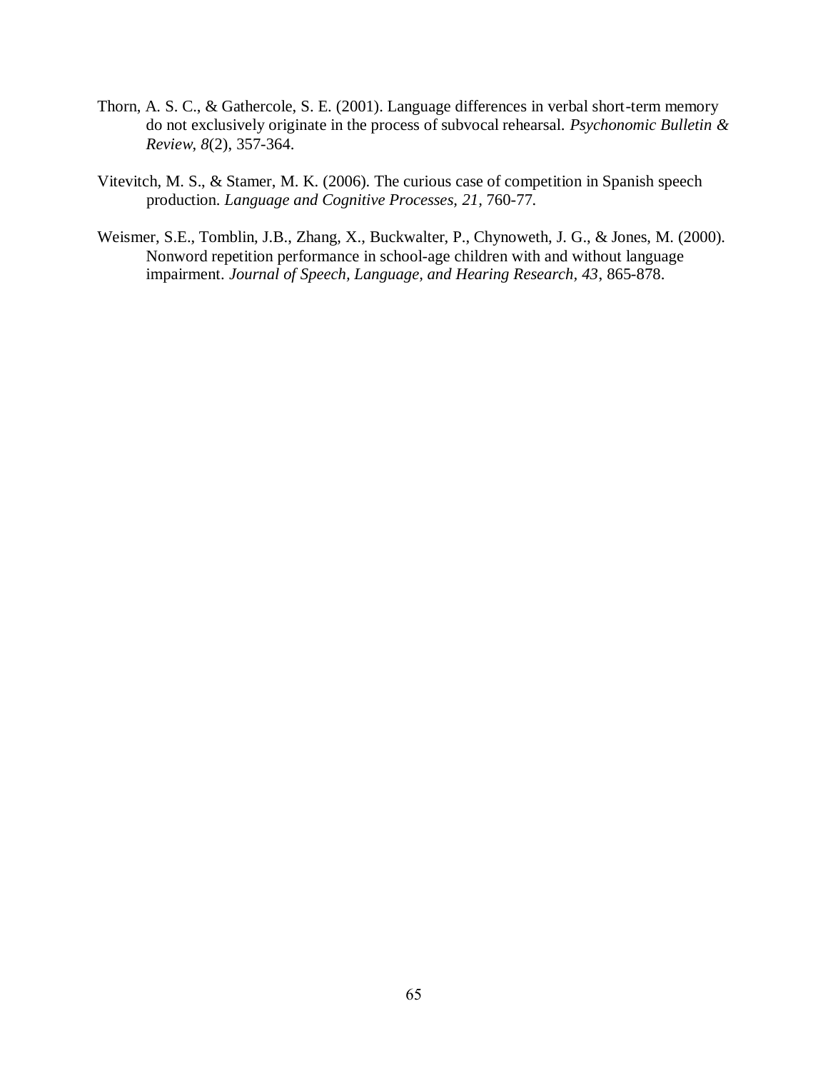Thorn, A. S. C., & Gathercole, S. E. (2001). Language differences in verbal short-term memory do not exclusively originate in the process of subvocal rehearsal. *Psychonomic Bulletin & Review, 8*(2), 357-364.

Vitevitch, M. S., & Stamer, M. K. (2006). The curious case of competition in Spanish speech production. *Language and Cognitive Processes, 21,* 760-77.

Weismer, S.E., Tomblin, J.B., Zhang, X., Buckwalter, P., Chynoweth, J. G., & Jones, M. (2000). Nonword repetition performance in school-age children with and without language impairment. *Journal of Speech, Language, and Hearing Research, 43*, 865-878.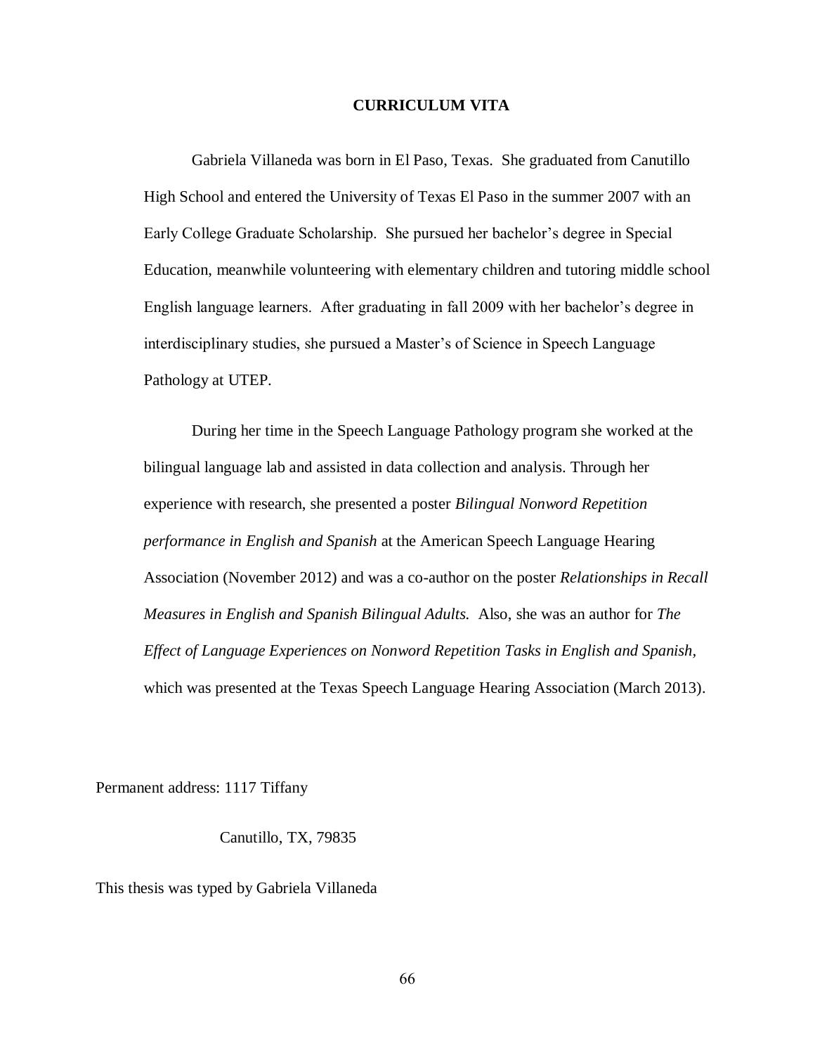# CURRICULUM VITA

Gabriela Villaneda was born in El Paso, Texas. She graduated from Canutillo High School and entered the University of Texas El Paso in the summer 2007 with an Early College Graduate Scholarship. She pursued her bachelor's degree in Special Education, meanwhile volunteering with elementary children and tutoring middle school English language learners. After graduating in fall 2009 with her bachelor's degree in interdisciplinary studies, she pursued a Master's of Science in Speech Language Pathology at UTEP.

During her time in the Speech Language Pathology program she worked at the bilingual language lab and assisted in data collection and analysis. Through her experience with research, she presented a poster *Bilingual Nonword Repetition performance in English and Spanish* at the American Speech Language Hearing Association (November 2012) and was a co-author on the poster *Relationships in Recall Measures in English and Spanish Bilingual Adults.* Also, she was an author for *The Effect of Language Experiences on Nonword Repetition Tasks in English and Spanish*, which was presented at the Texas Speech Language Hearing Association (March 2013).

Permanent address: 1117 Tiffany

Canutillo, TX, 79835

This thesis was typed by Gabriela Villaneda